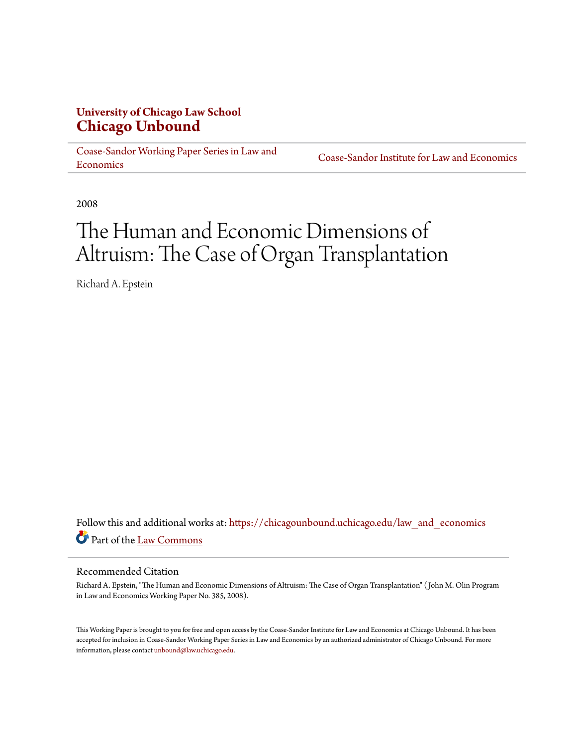University of Chicago Law School
**Chicago Unbound**

Coase-Sandor Working Paper Series in Law and Economics

Coase-Sandor Institute for Law and Economics

2008

# The Human and Economic Dimensions of Altruism: The Case of Organ Transplantation

Richard A. Epstein

Follow this and additional works at: https://chicagounbound.uchicago.edu/law_and_economics

Part of the Law Commons

## Recommended Citation

Richard A. Epstein, "The Human and Economic Dimensions of Altruism: The Case of Organ Transplantation" ( John M. Olin Program in Law and Economics Working Paper No. 385, 2008).

This Working Paper is brought to you for free and open access by the Coase-Sandor Institute for Law and Economics at Chicago Unbound. It has been accepted for inclusion in Coase-Sandor Working Paper Series in Law and Economics by an authorized administrator of Chicago Unbound. For more information, please contact unbound@law.uchicago.edu.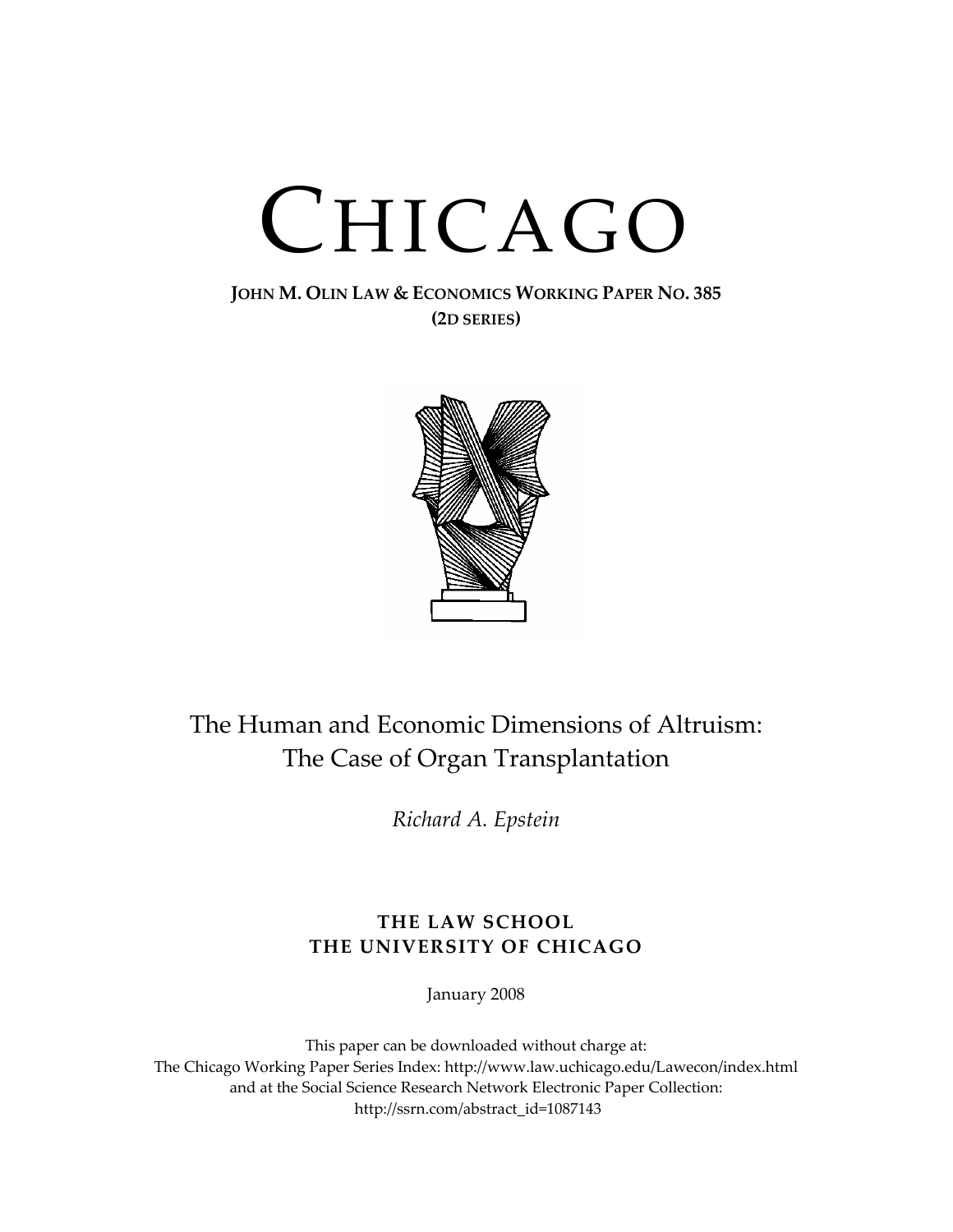# CHICAGO

**JOHN M. OLIN LAW & ECONOMICS WORKING PAPER NO. 385**
**(2D SERIES)**

## The Human and Economic Dimensions of Altruism: The Case of Organ Transplantation

*Richard A. Epstein*

**THE LAW SCHOOL**
**THE UNIVERSITY OF CHICAGO**

January 2008

This paper can be downloaded without charge at:
The Chicago Working Paper Series Index: http://www.law.uchicago.edu/Lawecon/index.html
and at the Social Science Research Network Electronic Paper Collection:
http://ssrn.com/abstract_id=1087143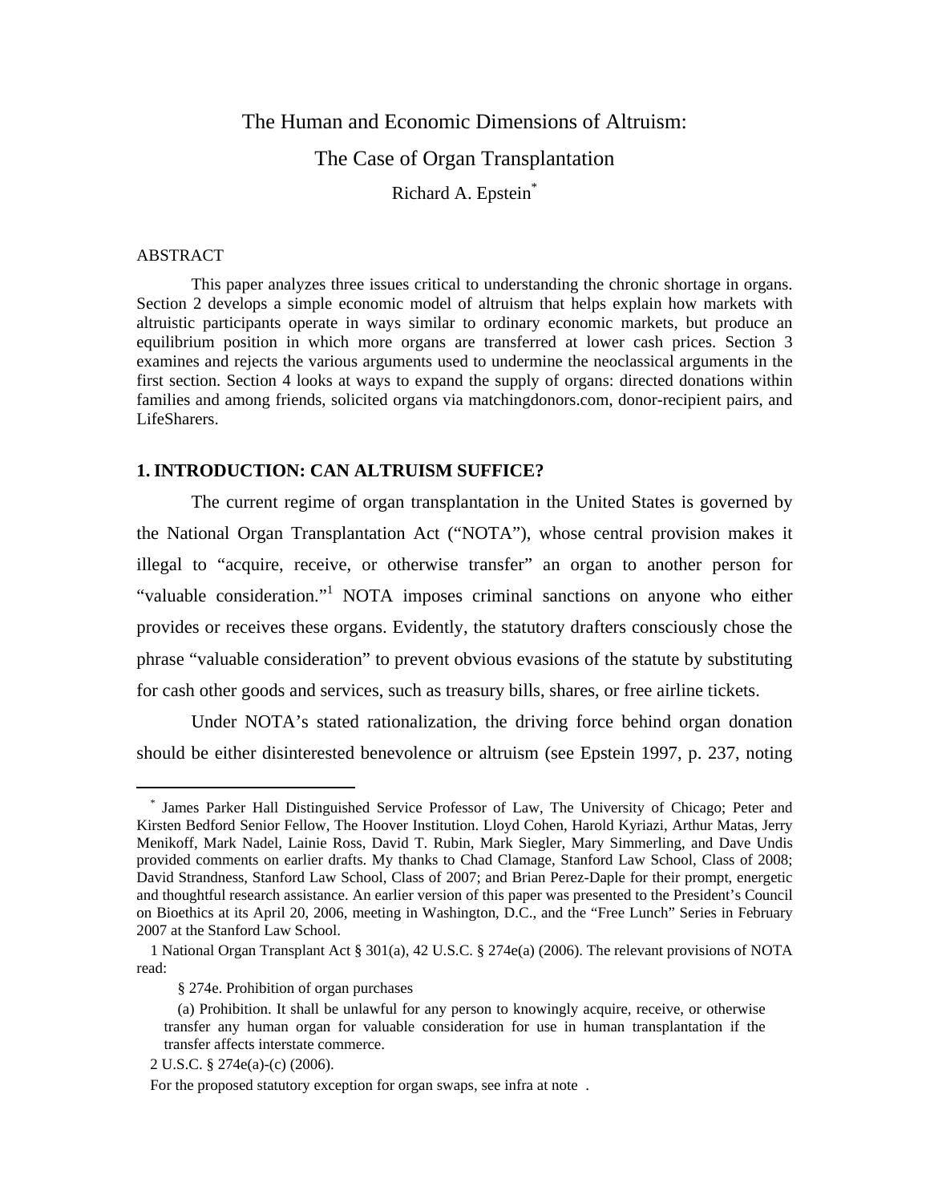# The Human and Economic Dimensions of Altruism:

# The Case of Organ Transplantation

Richard A. Epstein[*]

ABSTRACT

This paper analyzes three issues critical to understanding the chronic shortage in organs. Section 2 develops a simple economic model of altruism that helps explain how markets with altruistic participants operate in ways similar to ordinary economic markets, but produce an equilibrium position in which more organs are transferred at lower cash prices. Section 3 examines and rejects the various arguments used to undermine the neoclassical arguments in the first section. Section 4 looks at ways to expand the supply of organs: directed donations within families and among friends, solicited organs via matchingdonors.com, donor-recipient pairs, and LifeSharers.

## 1. INTRODUCTION: CAN ALTRUISM SUFFICE?

The current regime of organ transplantation in the United States is governed by the National Organ Transplantation Act ("NOTA"), whose central provision makes it illegal to "acquire, receive, or otherwise transfer" an organ to another person for "valuable consideration."[1] NOTA imposes criminal sanctions on anyone who either provides or receives these organs. Evidently, the statutory drafters consciously chose the phrase "valuable consideration" to prevent obvious evasions of the statute by substituting for cash other goods and services, such as treasury bills, shares, or free airline tickets.

Under NOTA's stated rationalization, the driving force behind organ donation should be either disinterested benevolence or altruism (see Epstein 1997, p. 237, noting

---

[*] James Parker Hall Distinguished Service Professor of Law, The University of Chicago; Peter and Kirsten Bedford Senior Fellow, The Hoover Institution. Lloyd Cohen, Harold Kyriazi, Arthur Matas, Jerry Menikoff, Mark Nadel, Lainie Ross, David T. Rubin, Mark Siegler, Mary Simmerling, and Dave Undis provided comments on earlier drafts. My thanks to Chad Clamage, Stanford Law School, Class of 2008; David Strandness, Stanford Law School, Class of 2007; and Brian Perez-Daple for their prompt, energetic and thoughtful research assistance. An earlier version of this paper was presented to the President's Council on Bioethics at its April 20, 2006, meeting in Washington, D.C., and the "Free Lunch" Series in February 2007 at the Stanford Law School.

1 National Organ Transplant Act § 301(a), 42 U.S.C. § 274e(a) (2006). The relevant provisions of NOTA read:

> § 274e. Prohibition of organ purchases
>
> (a) Prohibition. It shall be unlawful for any person to knowingly acquire, receive, or otherwise transfer any human organ for valuable consideration for use in human transplantation if the transfer affects interstate commerce.

2 U.S.C. § 274e(a)-(c) (2006).

For the proposed statutory exception for organ swaps, see infra at note .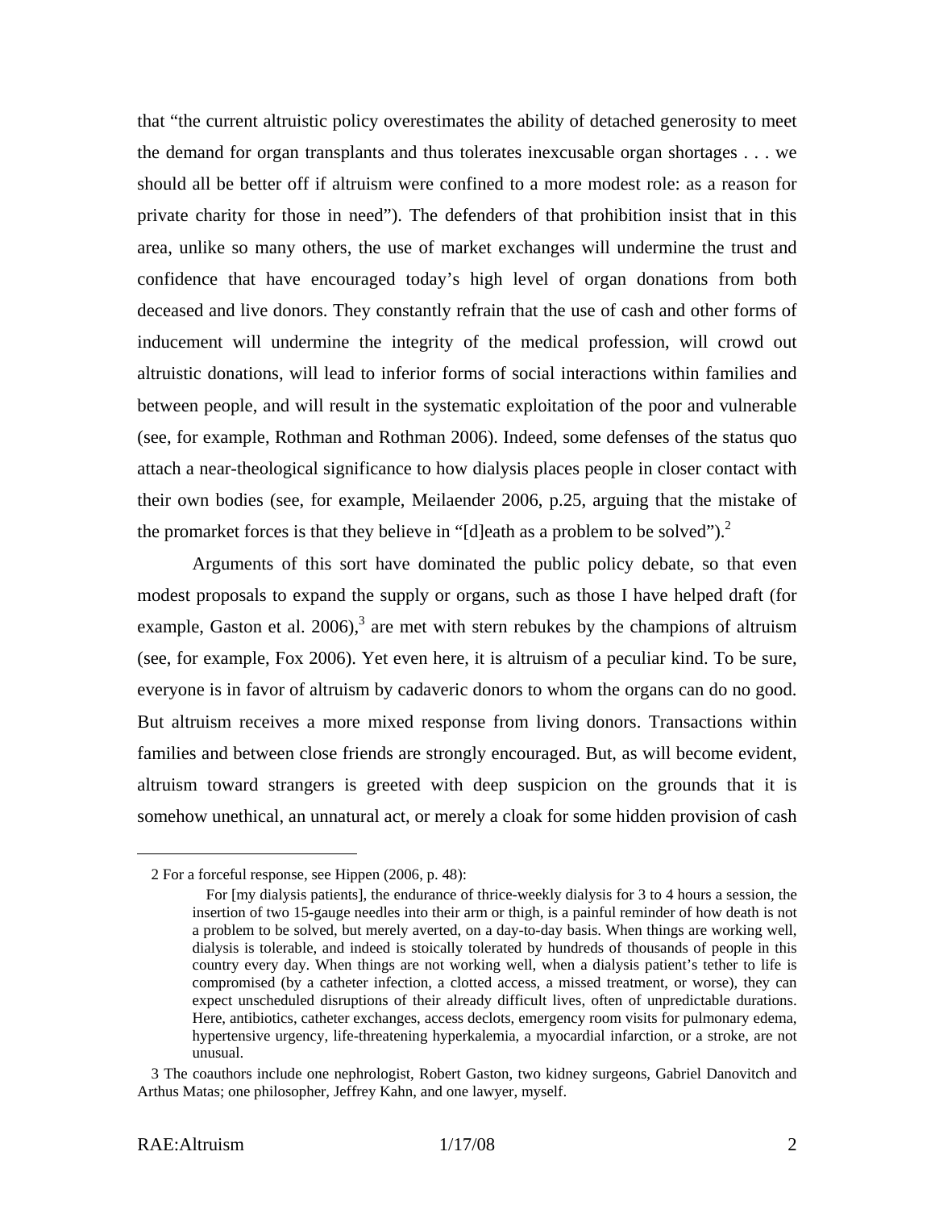that "the current altruistic policy overestimates the ability of detached generosity to meet the demand for organ transplants and thus tolerates inexcusable organ shortages . . . we should all be better off if altruism were confined to a more modest role: as a reason for private charity for those in need"). The defenders of that prohibition insist that in this area, unlike so many others, the use of market exchanges will undermine the trust and confidence that have encouraged today's high level of organ donations from both deceased and live donors. They constantly refrain that the use of cash and other forms of inducement will undermine the integrity of the medical profession, will crowd out altruistic donations, will lead to inferior forms of social interactions within families and between people, and will result in the systematic exploitation of the poor and vulnerable (see, for example, Rothman and Rothman 2006). Indeed, some defenses of the status quo attach a near-theological significance to how dialysis places people in closer contact with their own bodies (see, for example, Meilaender 2006, p.25, arguing that the mistake of the promarket forces is that they believe in "[d]eath as a problem to be solved").[2]

Arguments of this sort have dominated the public policy debate, so that even modest proposals to expand the supply or organs, such as those I have helped draft (for example, Gaston et al. 2006),[3] are met with stern rebukes by the champions of altruism (see, for example, Fox 2006). Yet even here, it is altruism of a peculiar kind. To be sure, everyone is in favor of altruism by cadaveric donors to whom the organs can do no good. But altruism receives a more mixed response from living donors. Transactions within families and between close friends are strongly encouraged. But, as will become evident, altruism toward strangers is greeted with deep suspicion on the grounds that it is somehow unethical, an unnatural act, or merely a cloak for some hidden provision of cash

---

2 For a forceful response, see Hippen (2006, p. 48):

> For [my dialysis patients], the endurance of thrice-weekly dialysis for 3 to 4 hours a session, the insertion of two 15-gauge needles into their arm or thigh, is a painful reminder of how death is not a problem to be solved, but merely averted, on a day-to-day basis. When things are working well, dialysis is tolerable, and indeed is stoically tolerated by hundreds of thousands of people in this country every day. When things are not working well, when a dialysis patient's tether to life is compromised (by a catheter infection, a clotted access, a missed treatment, or worse), they can expect unscheduled disruptions of their already difficult lives, often of unpredictable durations. Here, antibiotics, catheter exchanges, access declots, emergency room visits for pulmonary edema, hypertensive urgency, life-threatening hyperkalemia, a myocardial infarction, or a stroke, are not unusual.

3 The coauthors include one nephrologist, Robert Gaston, two kidney surgeons, Gabriel Danovitch and Arthus Matas; one philosopher, Jeffrey Kahn, and one lawyer, myself.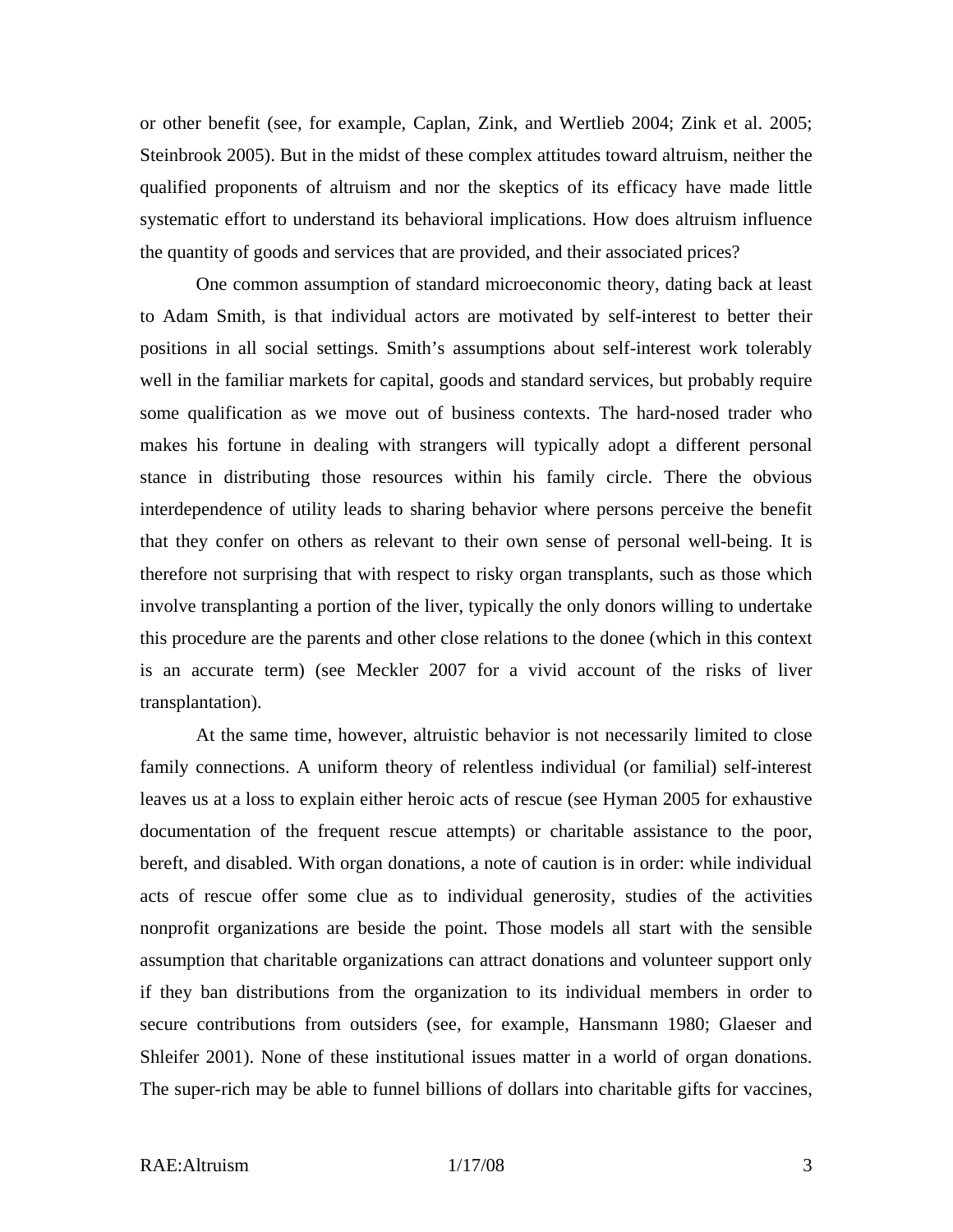or other benefit (see, for example, Caplan, Zink, and Wertlieb 2004; Zink et al. 2005; Steinbrook 2005). But in the midst of these complex attitudes toward altruism, neither the qualified proponents of altruism and nor the skeptics of its efficacy have made little systematic effort to understand its behavioral implications. How does altruism influence the quantity of goods and services that are provided, and their associated prices?

One common assumption of standard microeconomic theory, dating back at least to Adam Smith, is that individual actors are motivated by self-interest to better their positions in all social settings. Smith's assumptions about self-interest work tolerably well in the familiar markets for capital, goods and standard services, but probably require some qualification as we move out of business contexts. The hard-nosed trader who makes his fortune in dealing with strangers will typically adopt a different personal stance in distributing those resources within his family circle. There the obvious interdependence of utility leads to sharing behavior where persons perceive the benefit that they confer on others as relevant to their own sense of personal well-being. It is therefore not surprising that with respect to risky organ transplants, such as those which involve transplanting a portion of the liver, typically the only donors willing to undertake this procedure are the parents and other close relations to the donee (which in this context is an accurate term) (see Meckler 2007 for a vivid account of the risks of liver transplantation).

At the same time, however, altruistic behavior is not necessarily limited to close family connections. A uniform theory of relentless individual (or familial) self-interest leaves us at a loss to explain either heroic acts of rescue (see Hyman 2005 for exhaustive documentation of the frequent rescue attempts) or charitable assistance to the poor, bereft, and disabled. With organ donations, a note of caution is in order: while individual acts of rescue offer some clue as to individual generosity, studies of the activities nonprofit organizations are beside the point. Those models all start with the sensible assumption that charitable organizations can attract donations and volunteer support only if they ban distributions from the organization to its individual members in order to secure contributions from outsiders (see, for example, Hansmann 1980; Glaeser and Shleifer 2001). None of these institutional issues matter in a world of organ donations. The super-rich may be able to funnel billions of dollars into charitable gifts for vaccines,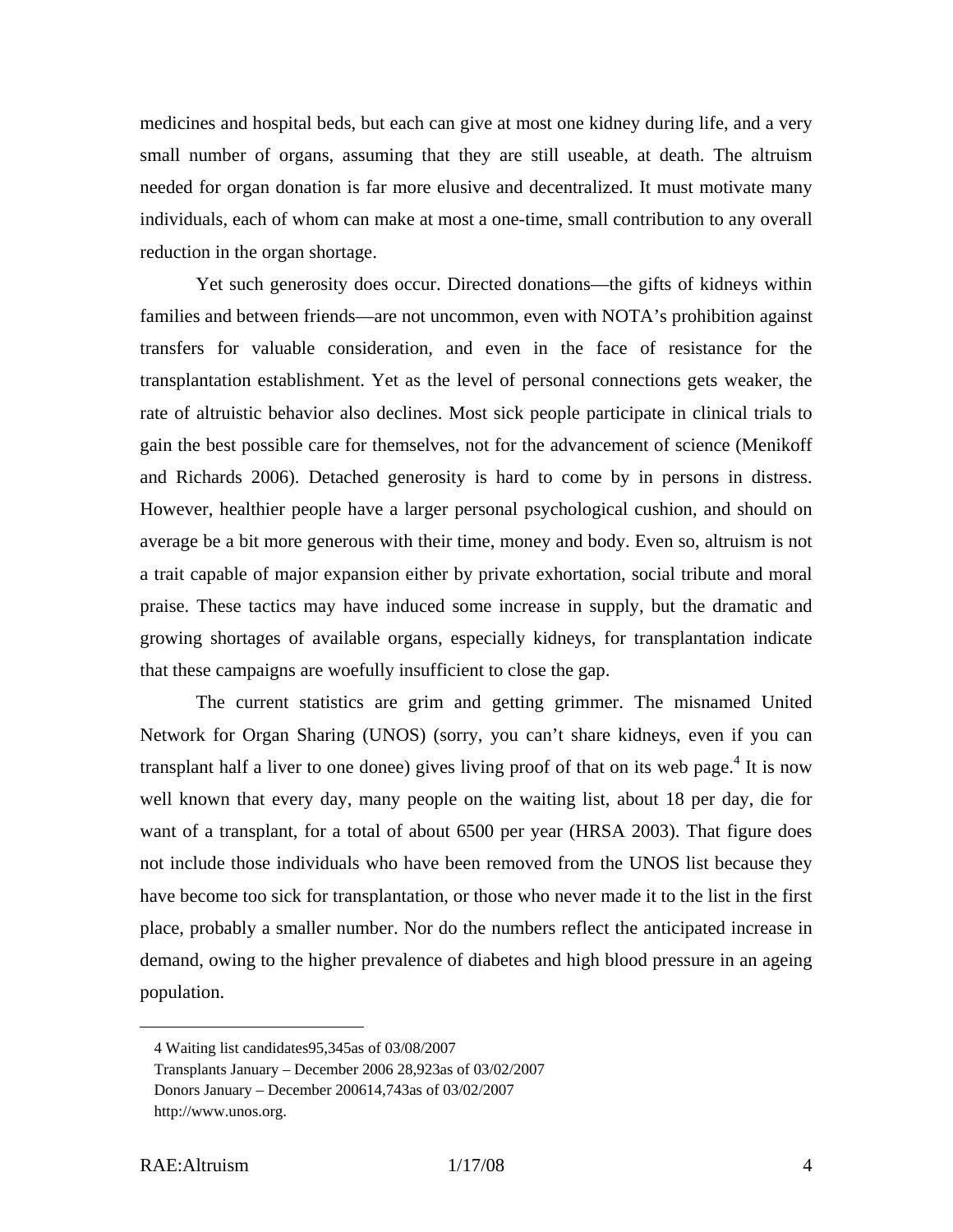medicines and hospital beds, but each can give at most one kidney during life, and a very small number of organs, assuming that they are still useable, at death. The altruism needed for organ donation is far more elusive and decentralized. It must motivate many individuals, each of whom can make at most a one-time, small contribution to any overall reduction in the organ shortage.

Yet such generosity does occur. Directed donations—the gifts of kidneys within families and between friends—are not uncommon, even with NOTA's prohibition against transfers for valuable consideration, and even in the face of resistance for the transplantation establishment. Yet as the level of personal connections gets weaker, the rate of altruistic behavior also declines. Most sick people participate in clinical trials to gain the best possible care for themselves, not for the advancement of science (Menikoff and Richards 2006). Detached generosity is hard to come by in persons in distress. However, healthier people have a larger personal psychological cushion, and should on average be a bit more generous with their time, money and body. Even so, altruism is not a trait capable of major expansion either by private exhortation, social tribute and moral praise. These tactics may have induced some increase in supply, but the dramatic and growing shortages of available organs, especially kidneys, for transplantation indicate that these campaigns are woefully insufficient to close the gap.

The current statistics are grim and getting grimmer. The misnamed United Network for Organ Sharing (UNOS) (sorry, you can't share kidneys, even if you can transplant half a liver to one donee) gives living proof of that on its web page.[4] It is now well known that every day, many people on the waiting list, about 18 per day, die for want of a transplant, for a total of about 6500 per year (HRSA 2003). That figure does not include those individuals who have been removed from the UNOS list because they have become too sick for transplantation, or those who never made it to the list in the first place, probably a smaller number. Nor do the numbers reflect the anticipated increase in demand, owing to the higher prevalence of diabetes and high blood pressure in an ageing population.

---

4 Waiting list candidates95,345as of 03/08/2007
Transplants January – December 2006 28,923as of 03/02/2007
Donors January – December 200614,743as of 03/02/2007
http://www.unos.org.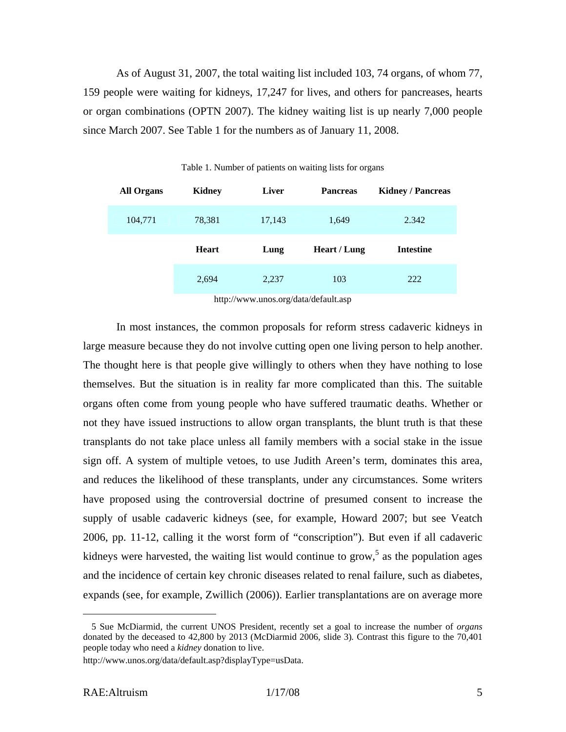As of August 31, 2007, the total waiting list included 103, 74 organs, of whom 77, 159 people were waiting for kidneys, 17,247 for lives, and others for pancreases, hearts or organ combinations (OPTN 2007). The kidney waiting list is up nearly 7,000 people since March 2007. See Table 1 for the numbers as of January 11, 2008.

Table 1. Number of patients on waiting lists for organs

| All Organs | Kidney | Liver | Pancreas | Kidney / Pancreas |
|---|---|---|---|---|
| 104,771 | 78,381 | 17,143 | 1,649 | 2.342 |
| | **Heart** | **Lung** | **Heart / Lung** | **Intestine** |
| | 2,694 | 2,237 | 103 | 222 |

http://www.unos.org/data/default.asp

In most instances, the common proposals for reform stress cadaveric kidneys in large measure because they do not involve cutting open one living person to help another. The thought here is that people give willingly to others when they have nothing to lose themselves. But the situation is in reality far more complicated than this. The suitable organs often come from young people who have suffered traumatic deaths. Whether or not they have issued instructions to allow organ transplants, the blunt truth is that these transplants do not take place unless all family members with a social stake in the issue sign off. A system of multiple vetoes, to use Judith Areen's term, dominates this area, and reduces the likelihood of these transplants, under any circumstances. Some writers have proposed using the controversial doctrine of presumed consent to increase the supply of usable cadaveric kidneys (see, for example, Howard 2007; but see Veatch 2006, pp. 11-12, calling it the worst form of "conscription"). But even if all cadaveric kidneys were harvested, the waiting list would continue to grow,[5] as the population ages and the incidence of certain key chronic diseases related to renal failure, such as diabetes, expands (see, for example, Zwillich (2006)). Earlier transplantations are on average more

---

5 Sue McDiarmid, the current UNOS President, recently set a goal to increase the number of *organs* donated by the deceased to 42,800 by 2013 (McDiarmid 2006, slide 3). Contrast this figure to the 70,401 people today who need a *kidney* donation to live.

http://www.unos.org/data/default.asp?displayType=usData.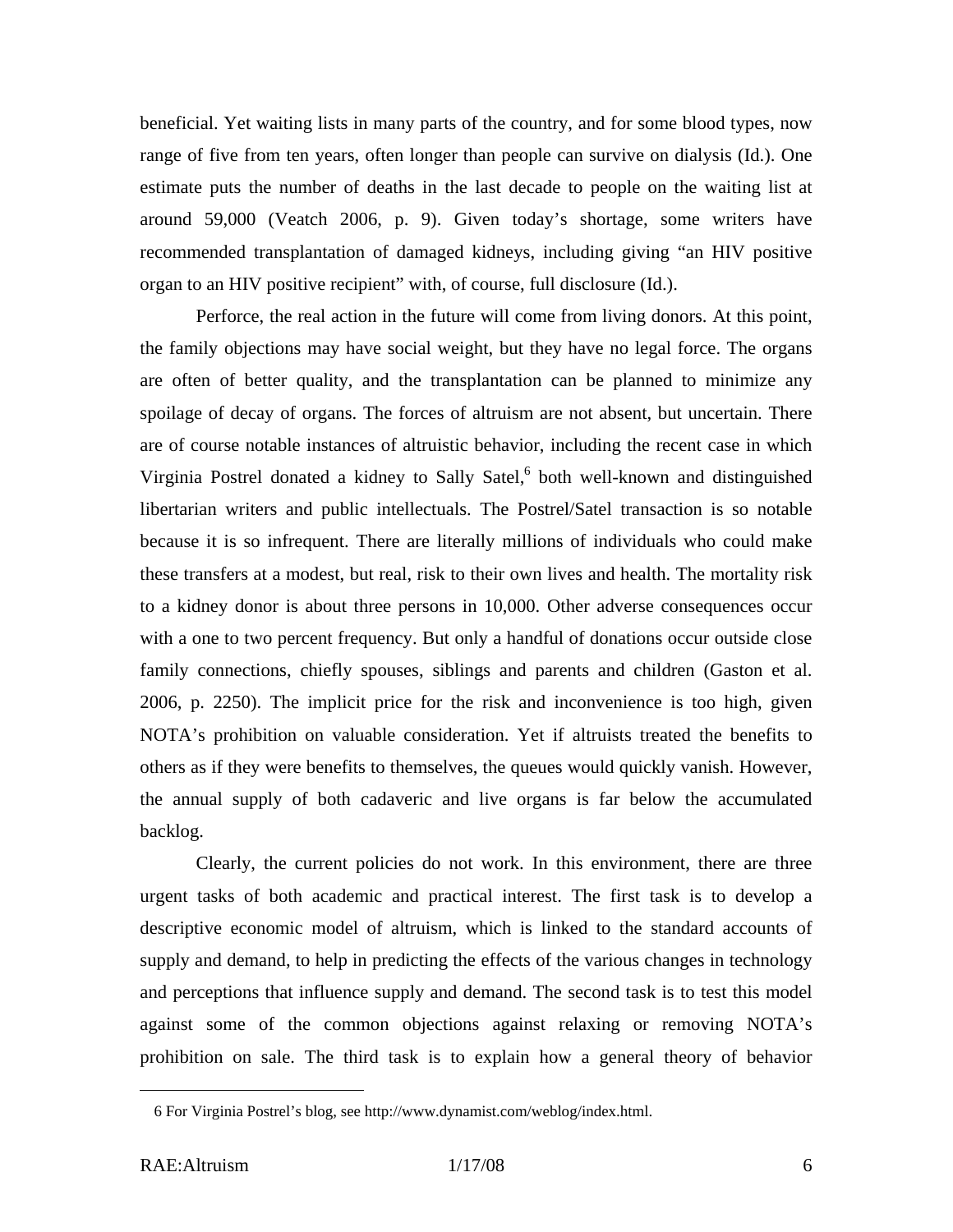beneficial. Yet waiting lists in many parts of the country, and for some blood types, now range of five from ten years, often longer than people can survive on dialysis (Id.). One estimate puts the number of deaths in the last decade to people on the waiting list at around 59,000 (Veatch 2006, p. 9). Given today's shortage, some writers have recommended transplantation of damaged kidneys, including giving "an HIV positive organ to an HIV positive recipient" with, of course, full disclosure (Id.).

Perforce, the real action in the future will come from living donors. At this point, the family objections may have social weight, but they have no legal force. The organs are often of better quality, and the transplantation can be planned to minimize any spoilage of decay of organs. The forces of altruism are not absent, but uncertain. There are of course notable instances of altruistic behavior, including the recent case in which Virginia Postrel donated a kidney to Sally Satel,[6] both well-known and distinguished libertarian writers and public intellectuals. The Postrel/Satel transaction is so notable because it is so infrequent. There are literally millions of individuals who could make these transfers at a modest, but real, risk to their own lives and health. The mortality risk to a kidney donor is about three persons in 10,000. Other adverse consequences occur with a one to two percent frequency. But only a handful of donations occur outside close family connections, chiefly spouses, siblings and parents and children (Gaston et al. 2006, p. 2250). The implicit price for the risk and inconvenience is too high, given NOTA's prohibition on valuable consideration. Yet if altruists treated the benefits to others as if they were benefits to themselves, the queues would quickly vanish. However, the annual supply of both cadaveric and live organs is far below the accumulated backlog.

Clearly, the current policies do not work. In this environment, there are three urgent tasks of both academic and practical interest. The first task is to develop a descriptive economic model of altruism, which is linked to the standard accounts of supply and demand, to help in predicting the effects of the various changes in technology and perceptions that influence supply and demand. The second task is to test this model against some of the common objections against relaxing or removing NOTA's prohibition on sale. The third task is to explain how a general theory of behavior

---

6 For Virginia Postrel's blog, see http://www.dynamist.com/weblog/index.html.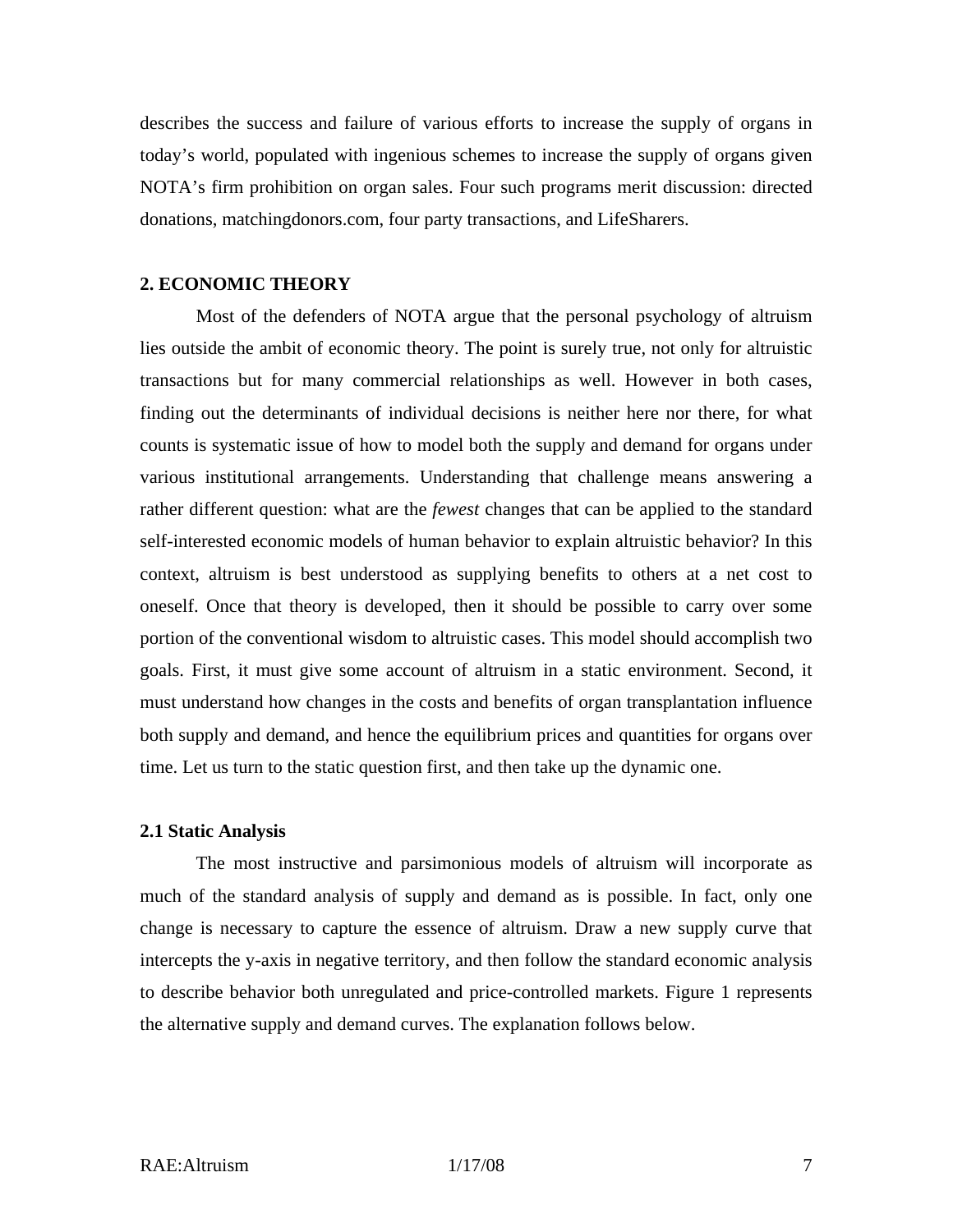describes the success and failure of various efforts to increase the supply of organs in today's world, populated with ingenious schemes to increase the supply of organs given NOTA's firm prohibition on organ sales. Four such programs merit discussion: directed donations, matchingdonors.com, four party transactions, and LifeSharers.

## 2. ECONOMIC THEORY

Most of the defenders of NOTA argue that the personal psychology of altruism lies outside the ambit of economic theory. The point is surely true, not only for altruistic transactions but for many commercial relationships as well. However in both cases, finding out the determinants of individual decisions is neither here nor there, for what counts is systematic issue of how to model both the supply and demand for organs under various institutional arrangements. Understanding that challenge means answering a rather different question: what are the *fewest* changes that can be applied to the standard self-interested economic models of human behavior to explain altruistic behavior? In this context, altruism is best understood as supplying benefits to others at a net cost to oneself. Once that theory is developed, then it should be possible to carry over some portion of the conventional wisdom to altruistic cases. This model should accomplish two goals. First, it must give some account of altruism in a static environment. Second, it must understand how changes in the costs and benefits of organ transplantation influence both supply and demand, and hence the equilibrium prices and quantities for organs over time. Let us turn to the static question first, and then take up the dynamic one.

### 2.1 Static Analysis

The most instructive and parsimonious models of altruism will incorporate as much of the standard analysis of supply and demand as is possible. In fact, only one change is necessary to capture the essence of altruism. Draw a new supply curve that intercepts the y-axis in negative territory, and then follow the standard economic analysis to describe behavior both unregulated and price-controlled markets. Figure 1 represents the alternative supply and demand curves. The explanation follows below.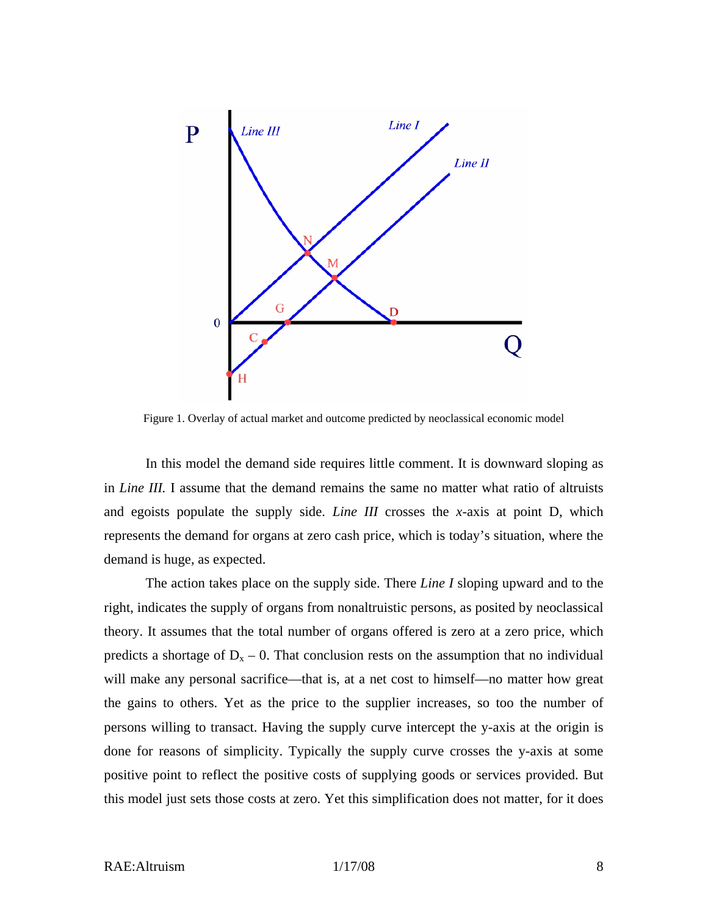Figure 1. Overlay of actual market and outcome predicted by neoclassical economic model

In this model the demand side requires little comment. It is downward sloping as in *Line III.* I assume that the demand remains the same no matter what ratio of altruists and egoists populate the supply side. *Line III* crosses the *x*-axis at point D, which represents the demand for organs at zero cash price, which is today's situation, where the demand is huge, as expected.

The action takes place on the supply side. There *Line I* sloping upward and to the right, indicates the supply of organs from nonaltruistic persons, as posited by neoclassical theory. It assumes that the total number of organs offered is zero at a zero price, which predicts a shortage of $D_x - 0$. That conclusion rests on the assumption that no individual will make any personal sacrifice—that is, at a net cost to himself—no matter how great the gains to others. Yet as the price to the supplier increases, so too the number of persons willing to transact. Having the supply curve intercept the y-axis at the origin is done for reasons of simplicity. Typically the supply curve crosses the y-axis at some positive point to reflect the positive costs of supplying goods or services provided. But this model just sets those costs at zero. Yet this simplification does not matter, for it does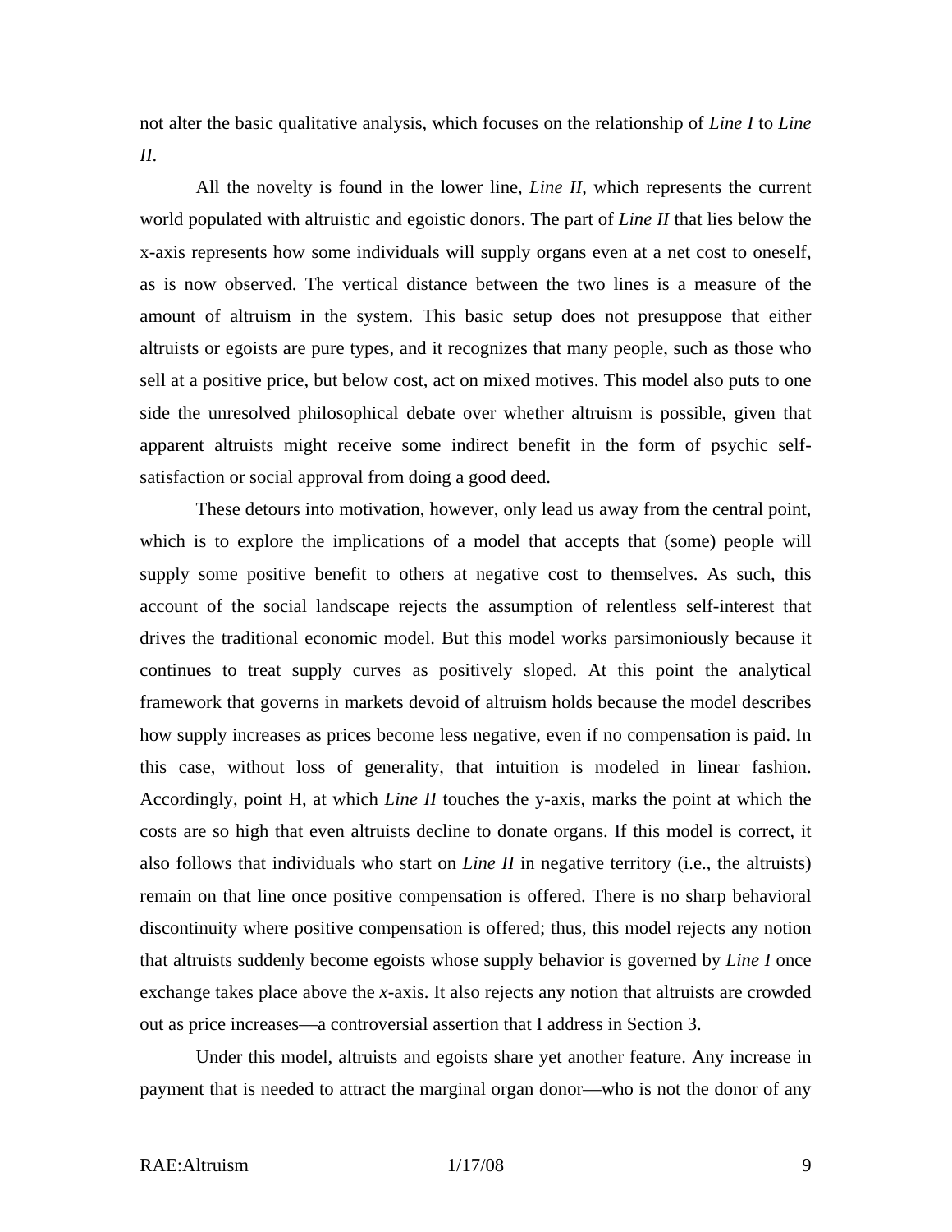not alter the basic qualitative analysis, which focuses on the relationship of *Line I* to *Line II*.

All the novelty is found in the lower line, *Line II*, which represents the current world populated with altruistic and egoistic donors. The part of *Line II* that lies below the x-axis represents how some individuals will supply organs even at a net cost to oneself, as is now observed. The vertical distance between the two lines is a measure of the amount of altruism in the system. This basic setup does not presuppose that either altruists or egoists are pure types, and it recognizes that many people, such as those who sell at a positive price, but below cost, act on mixed motives. This model also puts to one side the unresolved philosophical debate over whether altruism is possible, given that apparent altruists might receive some indirect benefit in the form of psychic self-satisfaction or social approval from doing a good deed.

These detours into motivation, however, only lead us away from the central point, which is to explore the implications of a model that accepts that (some) people will supply some positive benefit to others at negative cost to themselves. As such, this account of the social landscape rejects the assumption of relentless self-interest that drives the traditional economic model. But this model works parsimoniously because it continues to treat supply curves as positively sloped. At this point the analytical framework that governs in markets devoid of altruism holds because the model describes how supply increases as prices become less negative, even if no compensation is paid. In this case, without loss of generality, that intuition is modeled in linear fashion. Accordingly, point H, at which *Line II* touches the y-axis, marks the point at which the costs are so high that even altruists decline to donate organs. If this model is correct, it also follows that individuals who start on *Line II* in negative territory (i.e., the altruists) remain on that line once positive compensation is offered. There is no sharp behavioral discontinuity where positive compensation is offered; thus, this model rejects any notion that altruists suddenly become egoists whose supply behavior is governed by *Line I* once exchange takes place above the *x*-axis. It also rejects any notion that altruists are crowded out as price increases—a controversial assertion that I address in Section 3.

Under this model, altruists and egoists share yet another feature. Any increase in payment that is needed to attract the marginal organ donor—who is not the donor of any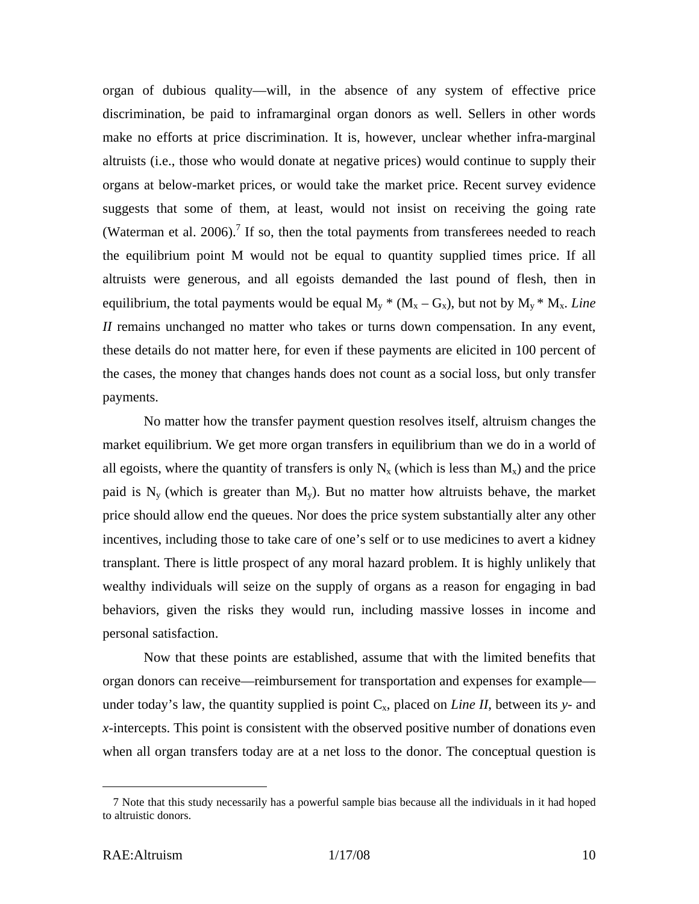organ of dubious quality—will, in the absence of any system of effective price discrimination, be paid to inframarginal organ donors as well. Sellers in other words make no efforts at price discrimination. It is, however, unclear whether infra-marginal altruists (i.e., those who would donate at negative prices) would continue to supply their organs at below-market prices, or would take the market price. Recent survey evidence suggests that some of them, at least, would not insist on receiving the going rate (Waterman et al. 2006).[7] If so, then the total payments from transferees needed to reach the equilibrium point M would not be equal to quantity supplied times price. If all altruists were generous, and all egoists demanded the last pound of flesh, then in equilibrium, the total payments would be equal $M_y * (M_x – G_x)$, but not by $M_y * M_x$. *Line II* remains unchanged no matter who takes or turns down compensation. In any event, these details do not matter here, for even if these payments are elicited in 100 percent of the cases, the money that changes hands does not count as a social loss, but only transfer payments.

No matter how the transfer payment question resolves itself, altruism changes the market equilibrium. We get more organ transfers in equilibrium than we do in a world of all egoists, where the quantity of transfers is only $N_x$ (which is less than $M_x$) and the price paid is $N_y$ (which is greater than $M_y$). But no matter how altruists behave, the market price should allow end the queues. Nor does the price system substantially alter any other incentives, including those to take care of one's self or to use medicines to avert a kidney transplant. There is little prospect of any moral hazard problem. It is highly unlikely that wealthy individuals will seize on the supply of organs as a reason for engaging in bad behaviors, given the risks they would run, including massive losses in income and personal satisfaction.

Now that these points are established, assume that with the limited benefits that organ donors can receive—reimbursement for transportation and expenses for example—under today's law, the quantity supplied is point $C_x$, placed on *Line II*, between its *y*- and *x*-intercepts. This point is consistent with the observed positive number of donations even when all organ transfers today are at a net loss to the donor. The conceptual question is

---

7 Note that this study necessarily has a powerful sample bias because all the individuals in it had hoped to altruistic donors.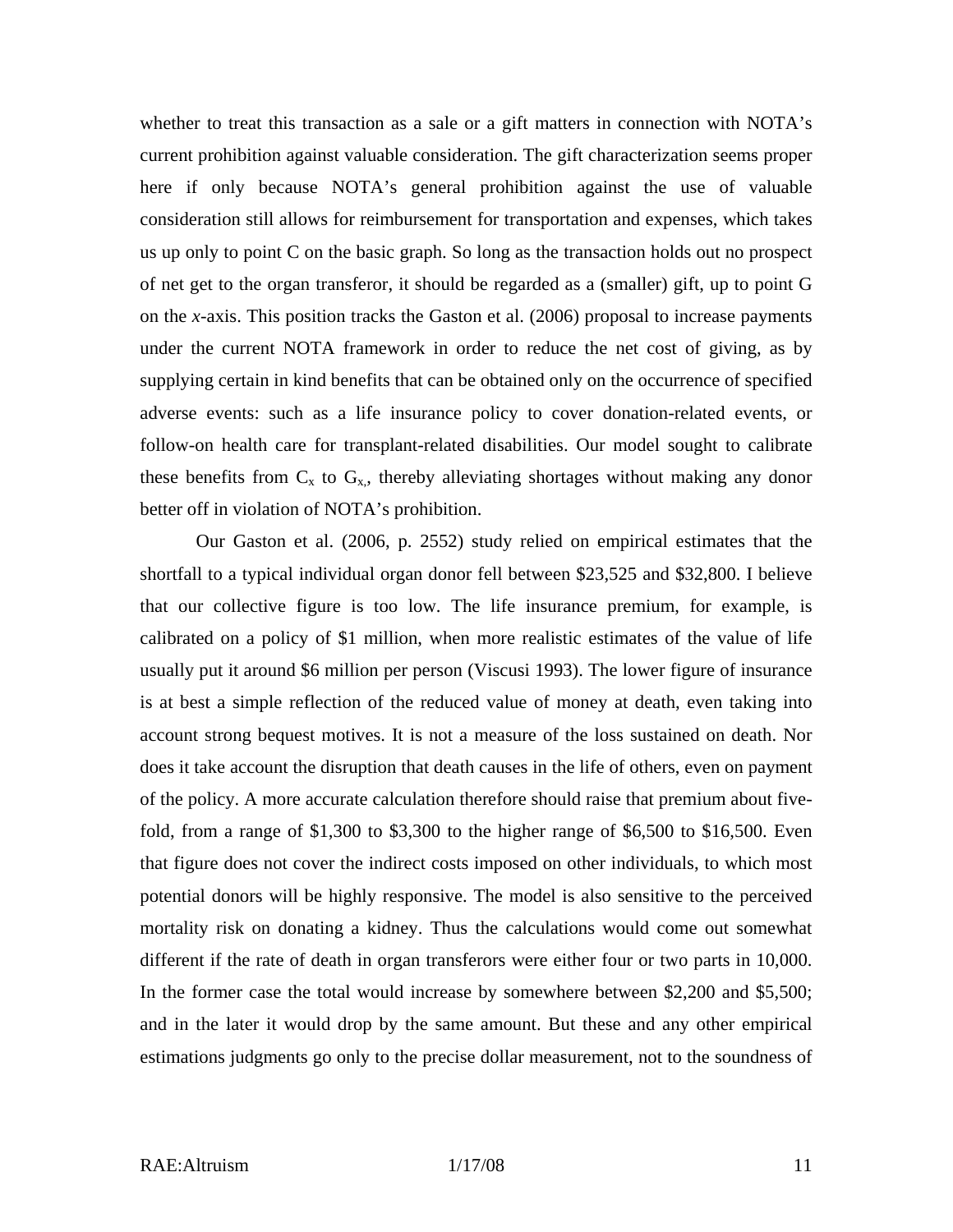whether to treat this transaction as a sale or a gift matters in connection with NOTA's current prohibition against valuable consideration. The gift characterization seems proper here if only because NOTA's general prohibition against the use of valuable consideration still allows for reimbursement for transportation and expenses, which takes us up only to point C on the basic graph. So long as the transaction holds out no prospect of net get to the organ transferor, it should be regarded as a (smaller) gift, up to point G on the *x*-axis. This position tracks the Gaston et al. (2006) proposal to increase payments under the current NOTA framework in order to reduce the net cost of giving, as by supplying certain in kind benefits that can be obtained only on the occurrence of specified adverse events: such as a life insurance policy to cover donation-related events, or follow-on health care for transplant-related disabilities. Our model sought to calibrate these benefits from $C_x$ to $G_{x,}$, thereby alleviating shortages without making any donor better off in violation of NOTA's prohibition.

Our Gaston et al. (2006, p. 2552) study relied on empirical estimates that the shortfall to a typical individual organ donor fell between \$23,525 and \$32,800. I believe that our collective figure is too low. The life insurance premium, for example, is calibrated on a policy of \$1 million, when more realistic estimates of the value of life usually put it around \$6 million per person (Viscusi 1993). The lower figure of insurance is at best a simple reflection of the reduced value of money at death, even taking into account strong bequest motives. It is not a measure of the loss sustained on death. Nor does it take account the disruption that death causes in the life of others, even on payment of the policy. A more accurate calculation therefore should raise that premium about five-fold, from a range of \$1,300 to \$3,300 to the higher range of \$6,500 to \$16,500. Even that figure does not cover the indirect costs imposed on other individuals, to which most potential donors will be highly responsive. The model is also sensitive to the perceived mortality risk on donating a kidney. Thus the calculations would come out somewhat different if the rate of death in organ transferors were either four or two parts in 10,000. In the former case the total would increase by somewhere between \$2,200 and \$5,500; and in the later it would drop by the same amount. But these and any other empirical estimations judgments go only to the precise dollar measurement, not to the soundness of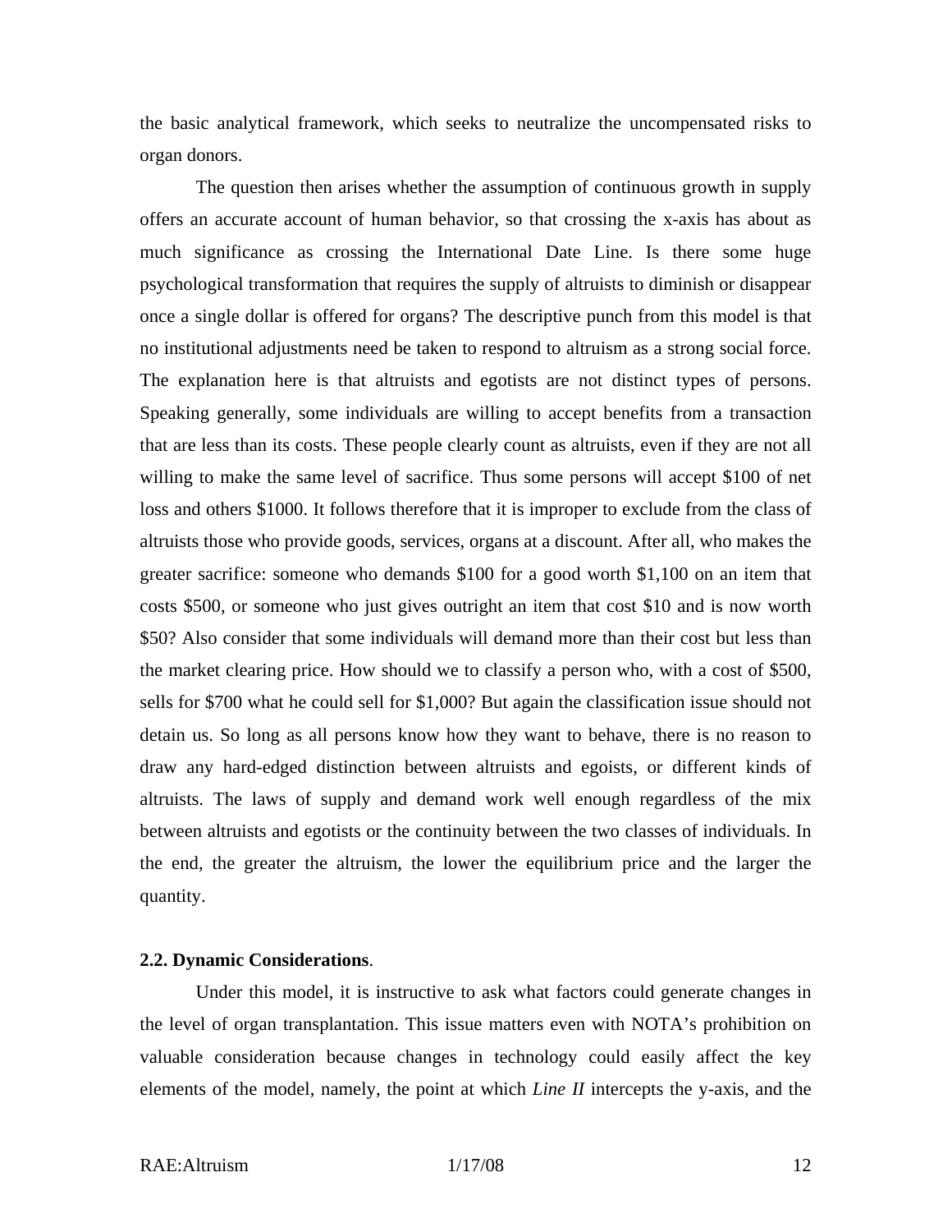the basic analytical framework, which seeks to neutralize the uncompensated risks to organ donors.

The question then arises whether the assumption of continuous growth in supply offers an accurate account of human behavior, so that crossing the x-axis has about as much significance as crossing the International Date Line. Is there some huge psychological transformation that requires the supply of altruists to diminish or disappear once a single dollar is offered for organs? The descriptive punch from this model is that no institutional adjustments need be taken to respond to altruism as a strong social force. The explanation here is that altruists and egotists are not distinct types of persons. Speaking generally, some individuals are willing to accept benefits from a transaction that are less than its costs. These people clearly count as altruists, even if they are not all willing to make the same level of sacrifice. Thus some persons will accept $100 of net loss and others $1000. It follows therefore that it is improper to exclude from the class of altruists those who provide goods, services, organs at a discount. After all, who makes the greater sacrifice: someone who demands $100 for a good worth $1,100 on an item that costs $500, or someone who just gives outright an item that cost $10 and is now worth $50? Also consider that some individuals will demand more than their cost but less than the market clearing price. How should we to classify a person who, with a cost of $500, sells for $700 what he could sell for $1,000? But again the classification issue should not detain us. So long as all persons know how they want to behave, there is no reason to draw any hard-edged distinction between altruists and egoists, or different kinds of altruists. The laws of supply and demand work well enough regardless of the mix between altruists and egotists or the continuity between the two classes of individuals. In the end, the greater the altruism, the lower the equilibrium price and the larger the quantity.

### 2.2. Dynamic Considerations.

Under this model, it is instructive to ask what factors could generate changes in the level of organ transplantation. This issue matters even with NOTA's prohibition on valuable consideration because changes in technology could easily affect the key elements of the model, namely, the point at which *Line II* intercepts the y-axis, and the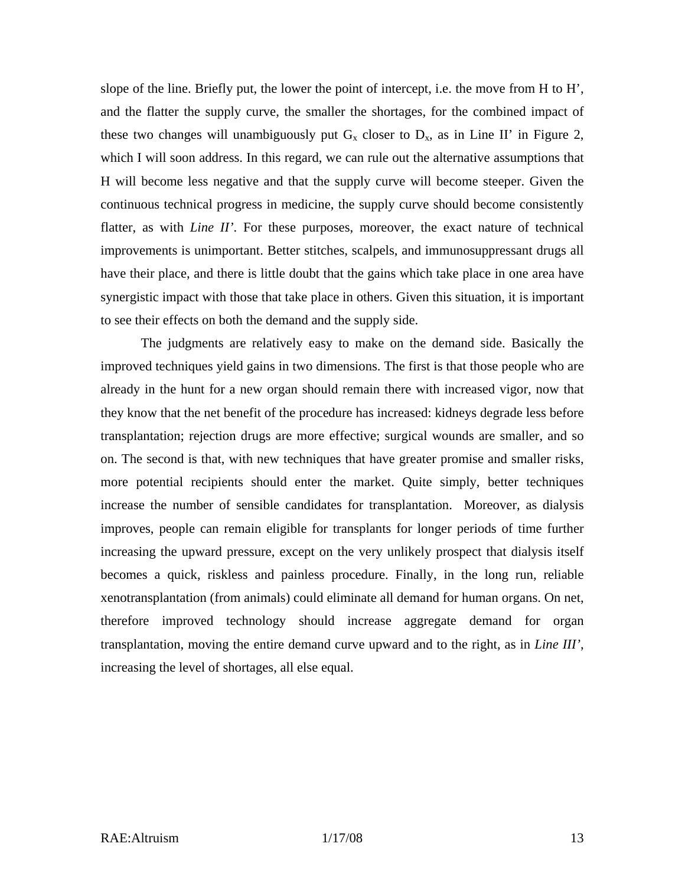slope of the line. Briefly put, the lower the point of intercept, i.e. the move from H to H', and the flatter the supply curve, the smaller the shortages, for the combined impact of these two changes will unambiguously put $G_x$ closer to $D_x$, as in Line II' in Figure 2, which I will soon address. In this regard, we can rule out the alternative assumptions that H will become less negative and that the supply curve will become steeper. Given the continuous technical progress in medicine, the supply curve should become consistently flatter, as with *Line II'*. For these purposes, moreover, the exact nature of technical improvements is unimportant. Better stitches, scalpels, and immunosuppressant drugs all have their place, and there is little doubt that the gains which take place in one area have synergistic impact with those that take place in others. Given this situation, it is important to see their effects on both the demand and the supply side.

The judgments are relatively easy to make on the demand side. Basically the improved techniques yield gains in two dimensions. The first is that those people who are already in the hunt for a new organ should remain there with increased vigor, now that they know that the net benefit of the procedure has increased: kidneys degrade less before transplantation; rejection drugs are more effective; surgical wounds are smaller, and so on. The second is that, with new techniques that have greater promise and smaller risks, more potential recipients should enter the market. Quite simply, better techniques increase the number of sensible candidates for transplantation. Moreover, as dialysis improves, people can remain eligible for transplants for longer periods of time further increasing the upward pressure, except on the very unlikely prospect that dialysis itself becomes a quick, riskless and painless procedure. Finally, in the long run, reliable xenotransplantation (from animals) could eliminate all demand for human organs. On net, therefore improved technology should increase aggregate demand for organ transplantation, moving the entire demand curve upward and to the right, as in *Line III'*, increasing the level of shortages, all else equal.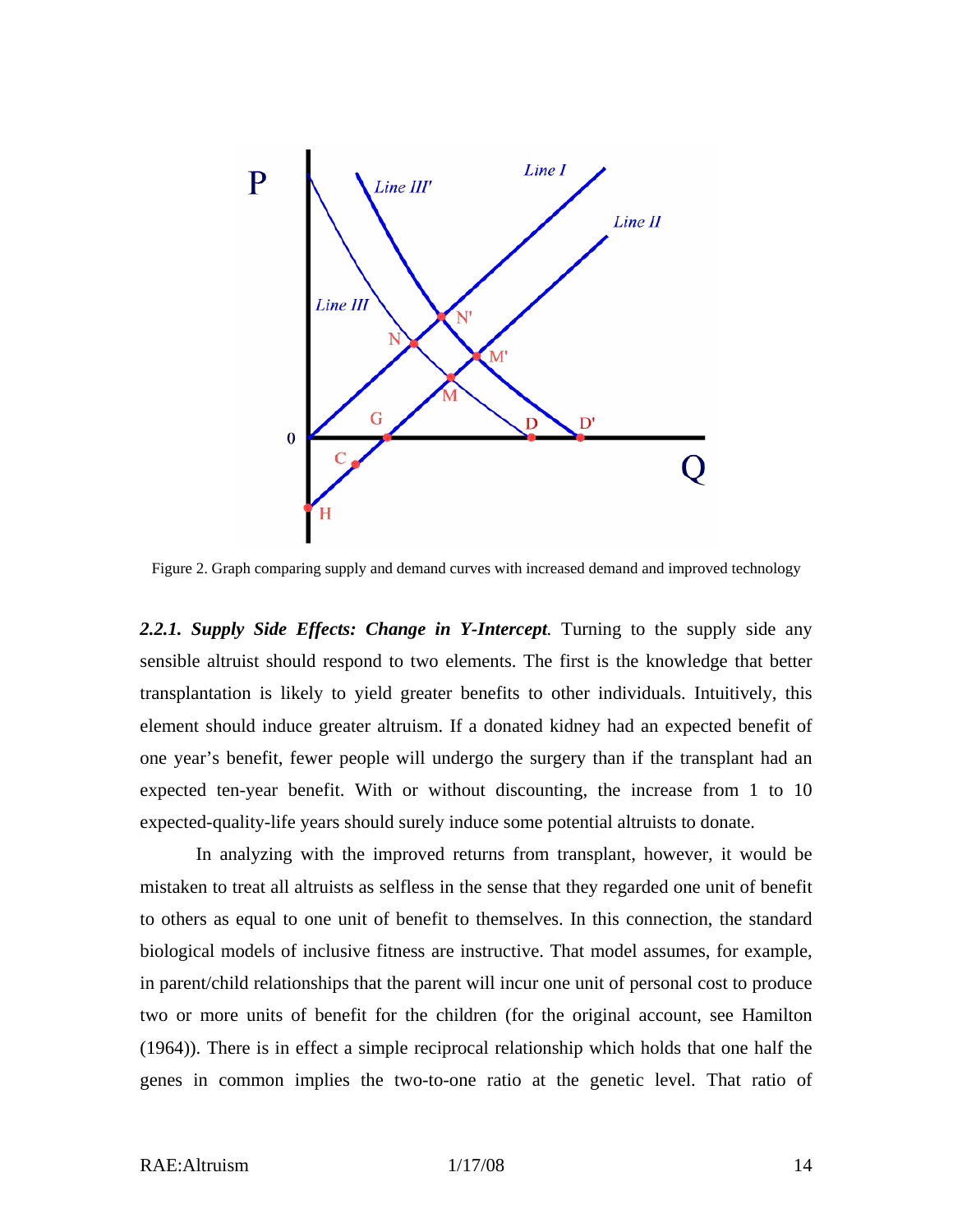Figure 2. Graph comparing supply and demand curves with increased demand and improved technology

***2.2.1. Supply Side Effects: Change in Y-Intercept.*** Turning to the supply side any sensible altruist should respond to two elements. The first is the knowledge that better transplantation is likely to yield greater benefits to other individuals. Intuitively, this element should induce greater altruism. If a donated kidney had an expected benefit of one year's benefit, fewer people will undergo the surgery than if the transplant had an expected ten-year benefit. With or without discounting, the increase from 1 to 10 expected-quality-life years should surely induce some potential altruists to donate.

In analyzing with the improved returns from transplant, however, it would be mistaken to treat all altruists as selfless in the sense that they regarded one unit of benefit to others as equal to one unit of benefit to themselves. In this connection, the standard biological models of inclusive fitness are instructive. That model assumes, for example, in parent/child relationships that the parent will incur one unit of personal cost to produce two or more units of benefit for the children (for the original account, see Hamilton (1964)). There is in effect a simple reciprocal relationship which holds that one half the genes in common implies the two-to-one ratio at the genetic level. That ratio of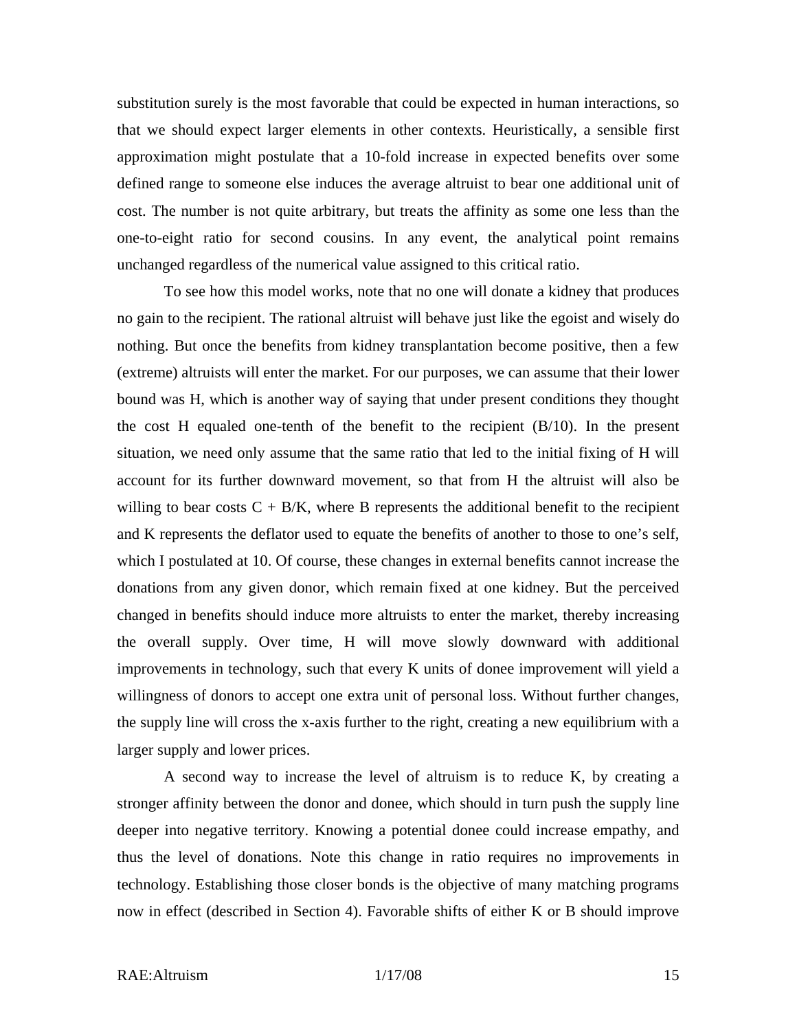substitution surely is the most favorable that could be expected in human interactions, so that we should expect larger elements in other contexts. Heuristically, a sensible first approximation might postulate that a 10-fold increase in expected benefits over some defined range to someone else induces the average altruist to bear one additional unit of cost. The number is not quite arbitrary, but treats the affinity as some one less than the one-to-eight ratio for second cousins. In any event, the analytical point remains unchanged regardless of the numerical value assigned to this critical ratio.

To see how this model works, note that no one will donate a kidney that produces no gain to the recipient. The rational altruist will behave just like the egoist and wisely do nothing. But once the benefits from kidney transplantation become positive, then a few (extreme) altruists will enter the market. For our purposes, we can assume that their lower bound was H, which is another way of saying that under present conditions they thought the cost H equaled one-tenth of the benefit to the recipient (B/10). In the present situation, we need only assume that the same ratio that led to the initial fixing of H will account for its further downward movement, so that from H the altruist will also be willing to bear costs $C + B/K$, where B represents the additional benefit to the recipient and K represents the deflator used to equate the benefits of another to those to one's self, which I postulated at 10. Of course, these changes in external benefits cannot increase the donations from any given donor, which remain fixed at one kidney. But the perceived changed in benefits should induce more altruists to enter the market, thereby increasing the overall supply. Over time, H will move slowly downward with additional improvements in technology, such that every K units of donee improvement will yield a willingness of donors to accept one extra unit of personal loss. Without further changes, the supply line will cross the x-axis further to the right, creating a new equilibrium with a larger supply and lower prices.

A second way to increase the level of altruism is to reduce K, by creating a stronger affinity between the donor and donee, which should in turn push the supply line deeper into negative territory. Knowing a potential donee could increase empathy, and thus the level of donations. Note this change in ratio requires no improvements in technology. Establishing those closer bonds is the objective of many matching programs now in effect (described in Section 4). Favorable shifts of either K or B should improve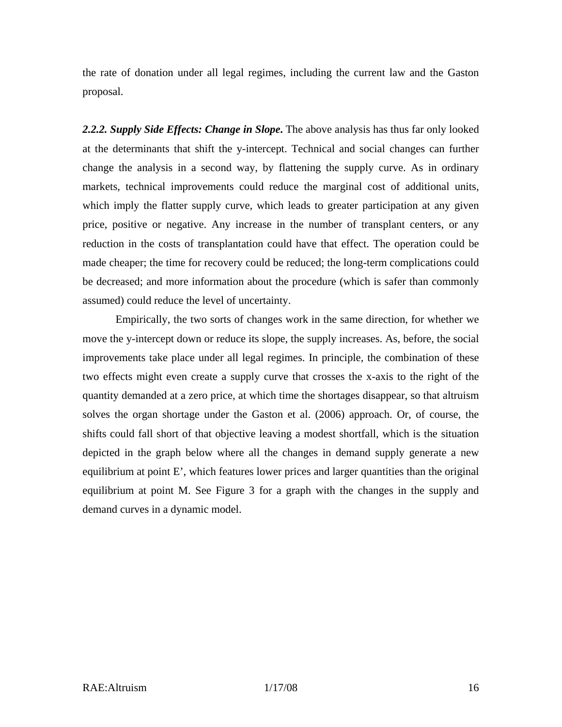the rate of donation under all legal regimes, including the current law and the Gaston proposal.

***2.2.2. Supply Side Effects: Change in Slope.*** The above analysis has thus far only looked at the determinants that shift the y-intercept. Technical and social changes can further change the analysis in a second way, by flattening the supply curve. As in ordinary markets, technical improvements could reduce the marginal cost of additional units, which imply the flatter supply curve, which leads to greater participation at any given price, positive or negative. Any increase in the number of transplant centers, or any reduction in the costs of transplantation could have that effect. The operation could be made cheaper; the time for recovery could be reduced; the long-term complications could be decreased; and more information about the procedure (which is safer than commonly assumed) could reduce the level of uncertainty.

Empirically, the two sorts of changes work in the same direction, for whether we move the y-intercept down or reduce its slope, the supply increases. As, before, the social improvements take place under all legal regimes. In principle, the combination of these two effects might even create a supply curve that crosses the x-axis to the right of the quantity demanded at a zero price, at which time the shortages disappear, so that altruism solves the organ shortage under the Gaston et al. (2006) approach. Or, of course, the shifts could fall short of that objective leaving a modest shortfall, which is the situation depicted in the graph below where all the changes in demand supply generate a new equilibrium at point E', which features lower prices and larger quantities than the original equilibrium at point M. See Figure 3 for a graph with the changes in the supply and demand curves in a dynamic model.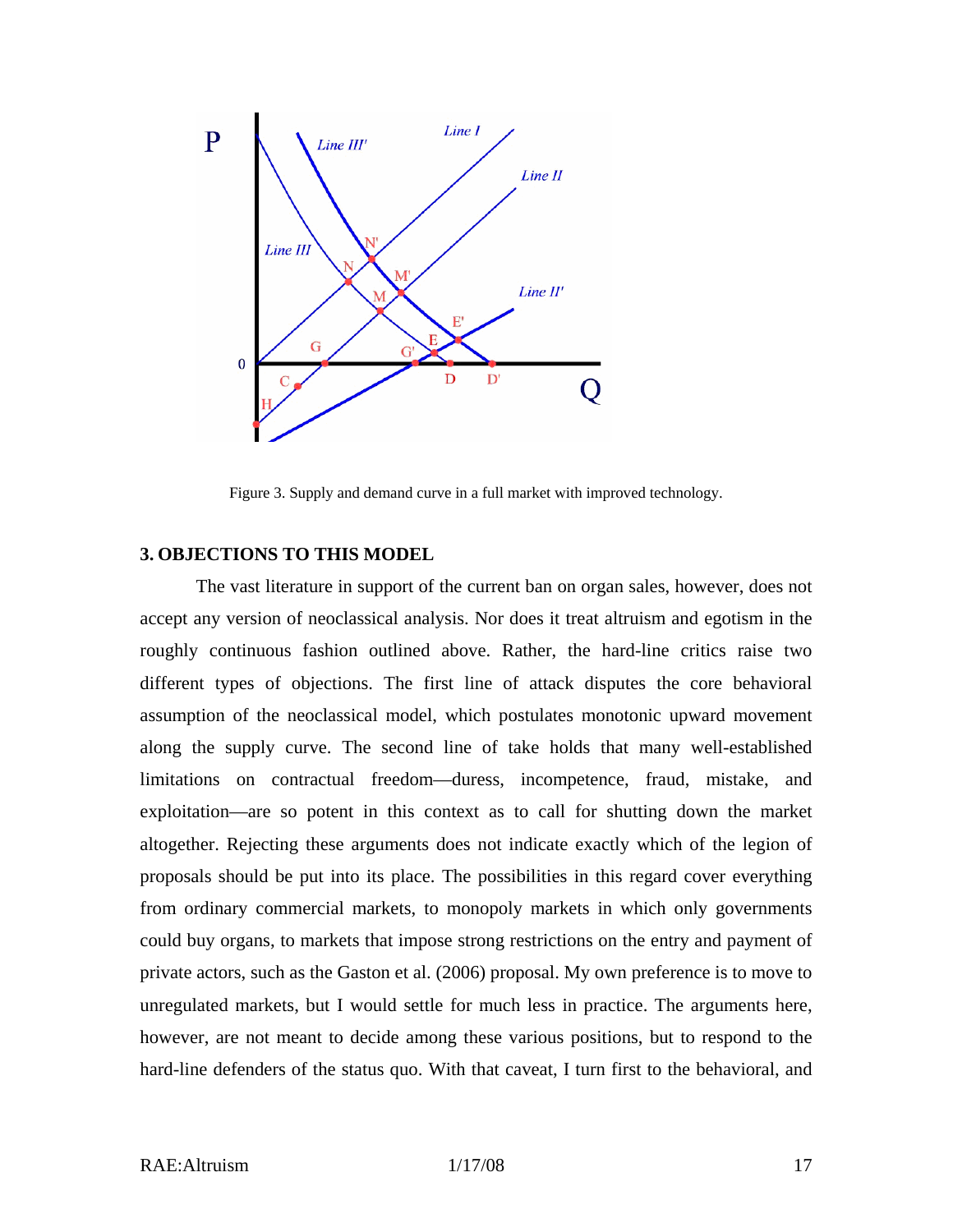Figure 3. Supply and demand curve in a full market with improved technology.

### 3. OBJECTIONS TO THIS MODEL

The vast literature in support of the current ban on organ sales, however, does not accept any version of neoclassical analysis. Nor does it treat altruism and egotism in the roughly continuous fashion outlined above. Rather, the hard-line critics raise two different types of objections. The first line of attack disputes the core behavioral assumption of the neoclassical model, which postulates monotonic upward movement along the supply curve. The second line of take holds that many well-established limitations on contractual freedom—duress, incompetence, fraud, mistake, and exploitation—are so potent in this context as to call for shutting down the market altogether. Rejecting these arguments does not indicate exactly which of the legion of proposals should be put into its place. The possibilities in this regard cover everything from ordinary commercial markets, to monopoly markets in which only governments could buy organs, to markets that impose strong restrictions on the entry and payment of private actors, such as the Gaston et al. (2006) proposal. My own preference is to move to unregulated markets, but I would settle for much less in practice. The arguments here, however, are not meant to decide among these various positions, but to respond to the hard-line defenders of the status quo. With that caveat, I turn first to the behavioral, and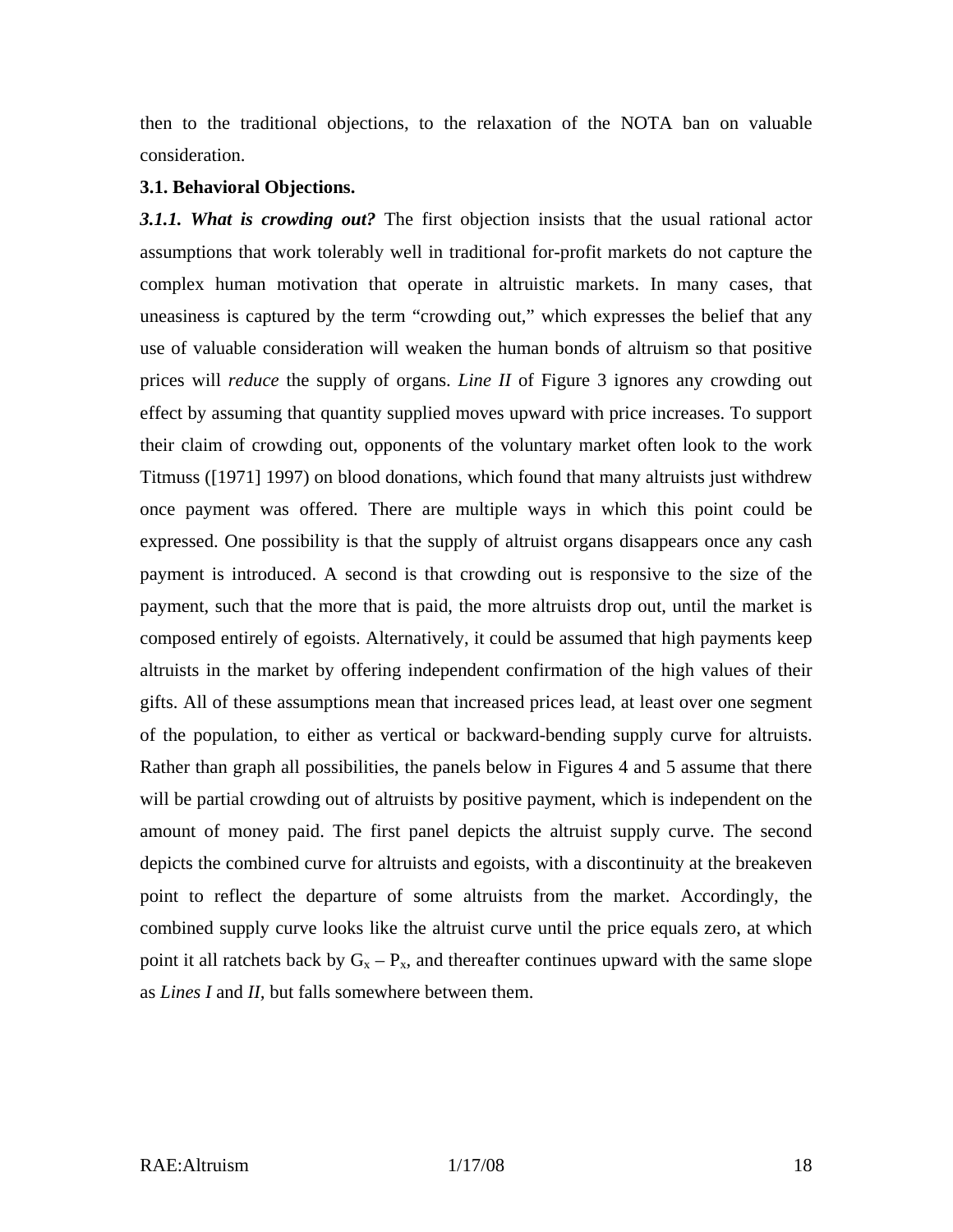then to the traditional objections, to the relaxation of the NOTA ban on valuable consideration.

### 3.1. Behavioral Objections.

***3.1.1. What is crowding out?*** The first objection insists that the usual rational actor assumptions that work tolerably well in traditional for-profit markets do not capture the complex human motivation that operate in altruistic markets. In many cases, that uneasiness is captured by the term "crowding out," which expresses the belief that any use of valuable consideration will weaken the human bonds of altruism so that positive prices will *reduce* the supply of organs. *Line II* of Figure 3 ignores any crowding out effect by assuming that quantity supplied moves upward with price increases. To support their claim of crowding out, opponents of the voluntary market often look to the work Titmuss ([1971] 1997) on blood donations, which found that many altruists just withdrew once payment was offered. There are multiple ways in which this point could be expressed. One possibility is that the supply of altruist organs disappears once any cash payment is introduced. A second is that crowding out is responsive to the size of the payment, such that the more that is paid, the more altruists drop out, until the market is composed entirely of egoists. Alternatively, it could be assumed that high payments keep altruists in the market by offering independent confirmation of the high values of their gifts. All of these assumptions mean that increased prices lead, at least over one segment of the population, to either as vertical or backward-bending supply curve for altruists. Rather than graph all possibilities, the panels below in Figures 4 and 5 assume that there will be partial crowding out of altruists by positive payment, which is independent on the amount of money paid. The first panel depicts the altruist supply curve. The second depicts the combined curve for altruists and egoists, with a discontinuity at the breakeven point to reflect the departure of some altruists from the market. Accordingly, the combined supply curve looks like the altruist curve until the price equals zero, at which point it all ratchets back by $G_x - P_x$, and thereafter continues upward with the same slope as *Lines I* and *II*, but falls somewhere between them.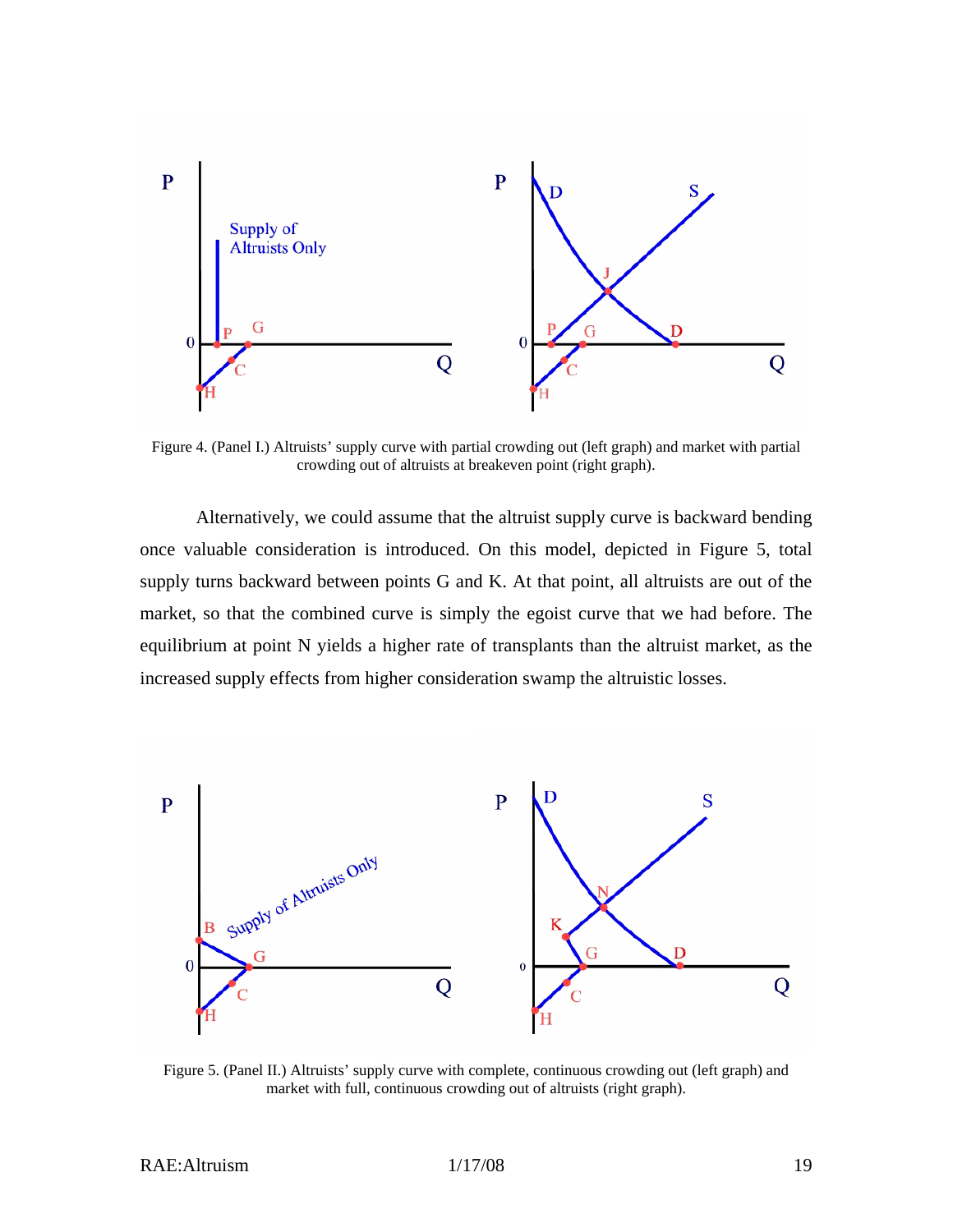Figure 4. (Panel I.) Altruists' supply curve with partial crowding out (left graph) and market with partial crowding out of altruists at breakeven point (right graph).

Alternatively, we could assume that the altruist supply curve is backward bending once valuable consideration is introduced. On this model, depicted in Figure 5, total supply turns backward between points G and K. At that point, all altruists are out of the market, so that the combined curve is simply the egoist curve that we had before. The equilibrium at point N yields a higher rate of transplants than the altruist market, as the increased supply effects from higher consideration swamp the altruistic losses.

Figure 5. (Panel II.) Altruists' supply curve with complete, continuous crowding out (left graph) and market with full, continuous crowding out of altruists (right graph).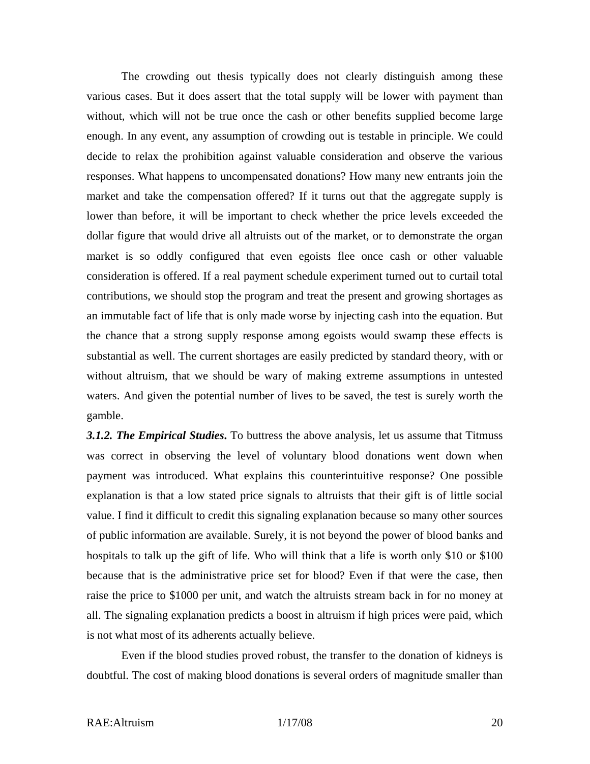The crowding out thesis typically does not clearly distinguish among these various cases. But it does assert that the total supply will be lower with payment than without, which will not be true once the cash or other benefits supplied become large enough. In any event, any assumption of crowding out is testable in principle. We could decide to relax the prohibition against valuable consideration and observe the various responses. What happens to uncompensated donations? How many new entrants join the market and take the compensation offered? If it turns out that the aggregate supply is lower than before, it will be important to check whether the price levels exceeded the dollar figure that would drive all altruists out of the market, or to demonstrate the organ market is so oddly configured that even egoists flee once cash or other valuable consideration is offered. If a real payment schedule experiment turned out to curtail total contributions, we should stop the program and treat the present and growing shortages as an immutable fact of life that is only made worse by injecting cash into the equation. But the chance that a strong supply response among egoists would swamp these effects is substantial as well. The current shortages are easily predicted by standard theory, with or without altruism, that we should be wary of making extreme assumptions in untested waters. And given the potential number of lives to be saved, the test is surely worth the gamble.

***3.1.2. The Empirical Studies.*** To buttress the above analysis, let us assume that Titmuss was correct in observing the level of voluntary blood donations went down when payment was introduced. What explains this counterintuitive response? One possible explanation is that a low stated price signals to altruists that their gift is of little social value. I find it difficult to credit this signaling explanation because so many other sources of public information are available. Surely, it is not beyond the power of blood banks and hospitals to talk up the gift of life. Who will think that a life is worth only $10 or $100 because that is the administrative price set for blood? Even if that were the case, then raise the price to $1000 per unit, and watch the altruists stream back in for no money at all. The signaling explanation predicts a boost in altruism if high prices were paid, which is not what most of its adherents actually believe.

Even if the blood studies proved robust, the transfer to the donation of kidneys is doubtful. The cost of making blood donations is several orders of magnitude smaller than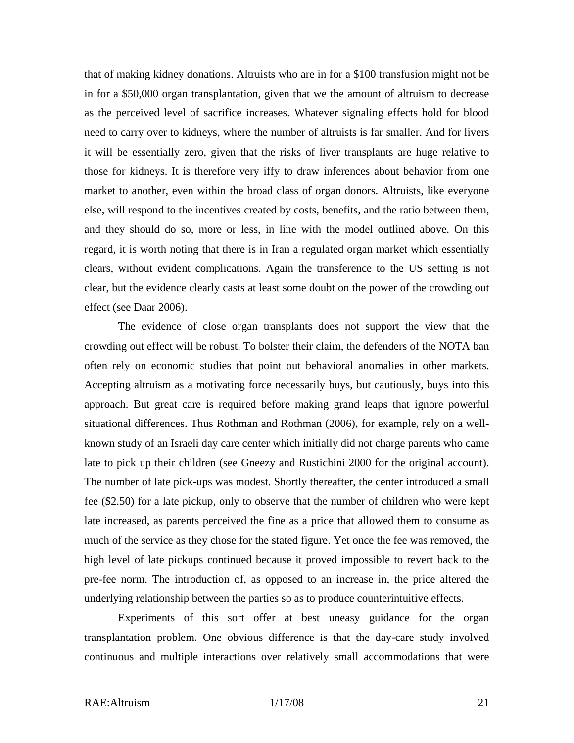that of making kidney donations. Altruists who are in for a $100 transfusion might not be in for a $50,000 organ transplantation, given that we the amount of altruism to decrease as the perceived level of sacrifice increases. Whatever signaling effects hold for blood need to carry over to kidneys, where the number of altruists is far smaller. And for livers it will be essentially zero, given that the risks of liver transplants are huge relative to those for kidneys. It is therefore very iffy to draw inferences about behavior from one market to another, even within the broad class of organ donors. Altruists, like everyone else, will respond to the incentives created by costs, benefits, and the ratio between them, and they should do so, more or less, in line with the model outlined above. On this regard, it is worth noting that there is in Iran a regulated organ market which essentially clears, without evident complications. Again the transference to the US setting is not clear, but the evidence clearly casts at least some doubt on the power of the crowding out effect (see Daar 2006).

The evidence of close organ transplants does not support the view that the crowding out effect will be robust. To bolster their claim, the defenders of the NOTA ban often rely on economic studies that point out behavioral anomalies in other markets. Accepting altruism as a motivating force necessarily buys, but cautiously, buys into this approach. But great care is required before making grand leaps that ignore powerful situational differences. Thus Rothman and Rothman (2006), for example, rely on a well-known study of an Israeli day care center which initially did not charge parents who came late to pick up their children (see Gneezy and Rustichini 2000 for the original account). The number of late pick-ups was modest. Shortly thereafter, the center introduced a small fee ($2.50) for a late pickup, only to observe that the number of children who were kept late increased, as parents perceived the fine as a price that allowed them to consume as much of the service as they chose for the stated figure. Yet once the fee was removed, the high level of late pickups continued because it proved impossible to revert back to the pre-fee norm. The introduction of, as opposed to an increase in, the price altered the underlying relationship between the parties so as to produce counterintuitive effects.

Experiments of this sort offer at best uneasy guidance for the organ transplantation problem. One obvious difference is that the day-care study involved continuous and multiple interactions over relatively small accommodations that were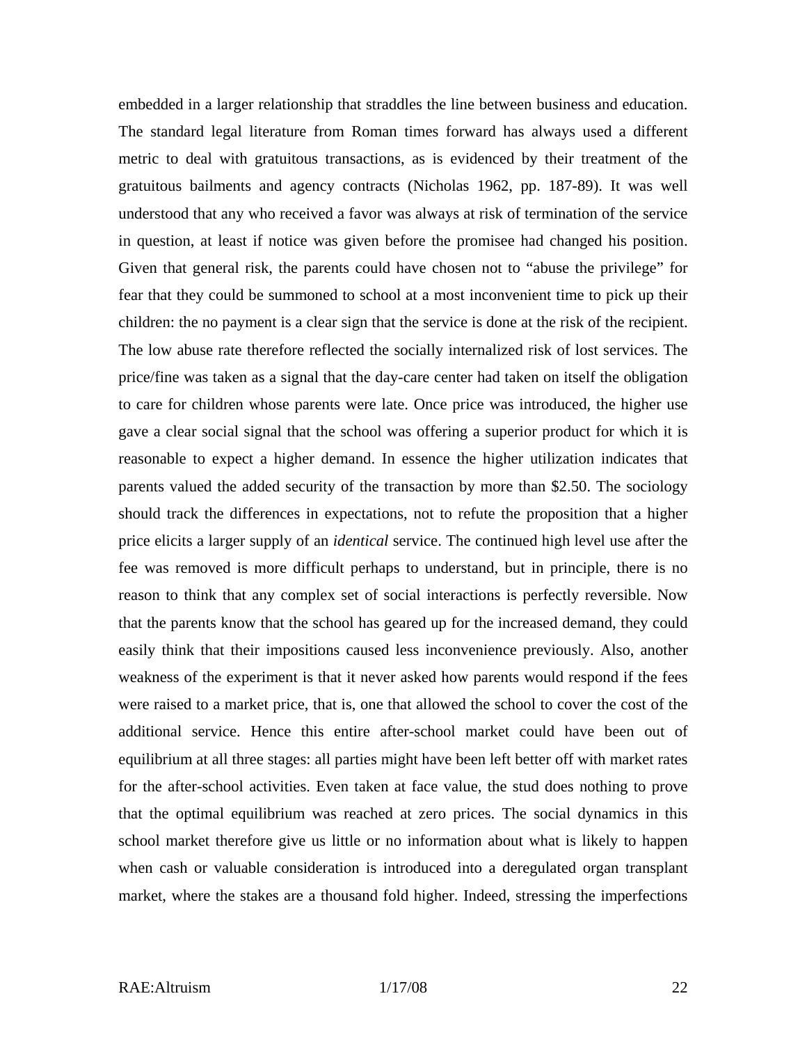embedded in a larger relationship that straddles the line between business and education. The standard legal literature from Roman times forward has always used a different metric to deal with gratuitous transactions, as is evidenced by their treatment of the gratuitous bailments and agency contracts (Nicholas 1962, pp. 187-89). It was well understood that any who received a favor was always at risk of termination of the service in question, at least if notice was given before the promisee had changed his position. Given that general risk, the parents could have chosen not to "abuse the privilege" for fear that they could be summoned to school at a most inconvenient time to pick up their children: the no payment is a clear sign that the service is done at the risk of the recipient. The low abuse rate therefore reflected the socially internalized risk of lost services. The price/fine was taken as a signal that the day-care center had taken on itself the obligation to care for children whose parents were late. Once price was introduced, the higher use gave a clear social signal that the school was offering a superior product for which it is reasonable to expect a higher demand. In essence the higher utilization indicates that parents valued the added security of the transaction by more than $2.50. The sociology should track the differences in expectations, not to refute the proposition that a higher price elicits a larger supply of an *identical* service. The continued high level use after the fee was removed is more difficult perhaps to understand, but in principle, there is no reason to think that any complex set of social interactions is perfectly reversible. Now that the parents know that the school has geared up for the increased demand, they could easily think that their impositions caused less inconvenience previously. Also, another weakness of the experiment is that it never asked how parents would respond if the fees were raised to a market price, that is, one that allowed the school to cover the cost of the additional service. Hence this entire after-school market could have been out of equilibrium at all three stages: all parties might have been left better off with market rates for the after-school activities. Even taken at face value, the stud does nothing to prove that the optimal equilibrium was reached at zero prices. The social dynamics in this school market therefore give us little or no information about what is likely to happen when cash or valuable consideration is introduced into a deregulated organ transplant market, where the stakes are a thousand fold higher. Indeed, stressing the imperfections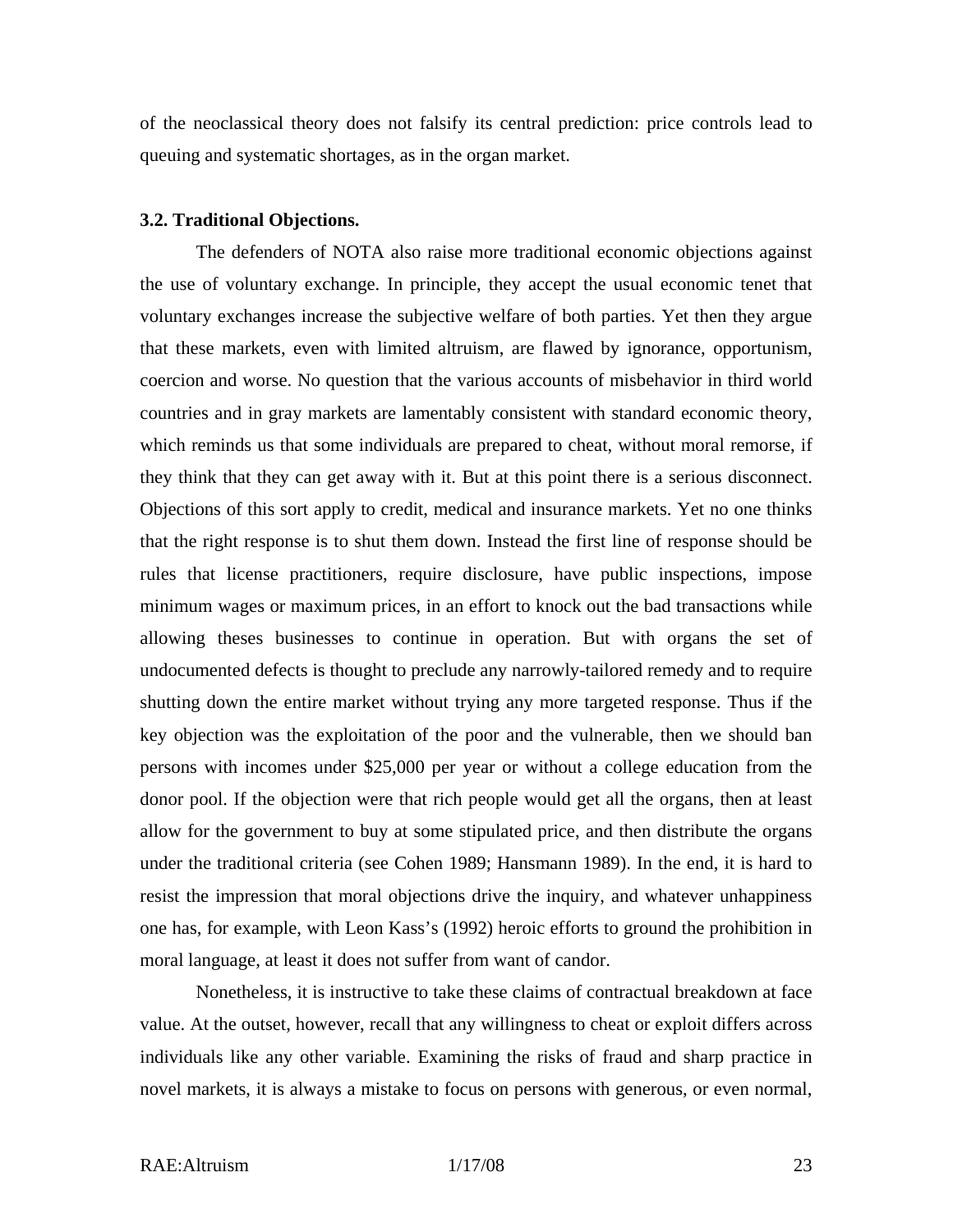of the neoclassical theory does not falsify its central prediction: price controls lead to queuing and systematic shortages, as in the organ market.

### 3.2. Traditional Objections.

The defenders of NOTA also raise more traditional economic objections against the use of voluntary exchange. In principle, they accept the usual economic tenet that voluntary exchanges increase the subjective welfare of both parties. Yet then they argue that these markets, even with limited altruism, are flawed by ignorance, opportunism, coercion and worse. No question that the various accounts of misbehavior in third world countries and in gray markets are lamentably consistent with standard economic theory, which reminds us that some individuals are prepared to cheat, without moral remorse, if they think that they can get away with it. But at this point there is a serious disconnect. Objections of this sort apply to credit, medical and insurance markets. Yet no one thinks that the right response is to shut them down. Instead the first line of response should be rules that license practitioners, require disclosure, have public inspections, impose minimum wages or maximum prices, in an effort to knock out the bad transactions while allowing theses businesses to continue in operation. But with organs the set of undocumented defects is thought to preclude any narrowly-tailored remedy and to require shutting down the entire market without trying any more targeted response. Thus if the key objection was the exploitation of the poor and the vulnerable, then we should ban persons with incomes under $25,000 per year or without a college education from the donor pool. If the objection were that rich people would get all the organs, then at least allow for the government to buy at some stipulated price, and then distribute the organs under the traditional criteria (see Cohen 1989; Hansmann 1989). In the end, it is hard to resist the impression that moral objections drive the inquiry, and whatever unhappiness one has, for example, with Leon Kass's (1992) heroic efforts to ground the prohibition in moral language, at least it does not suffer from want of candor.

Nonetheless, it is instructive to take these claims of contractual breakdown at face value. At the outset, however, recall that any willingness to cheat or exploit differs across individuals like any other variable. Examining the risks of fraud and sharp practice in novel markets, it is always a mistake to focus on persons with generous, or even normal,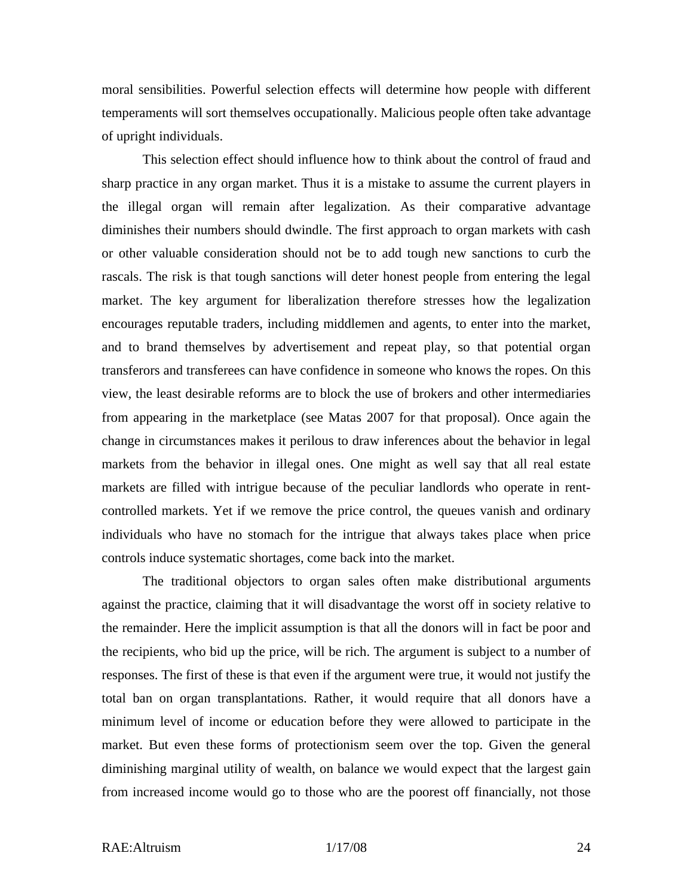moral sensibilities. Powerful selection effects will determine how people with different temperaments will sort themselves occupationally. Malicious people often take advantage of upright individuals.

This selection effect should influence how to think about the control of fraud and sharp practice in any organ market. Thus it is a mistake to assume the current players in the illegal organ will remain after legalization. As their comparative advantage diminishes their numbers should dwindle. The first approach to organ markets with cash or other valuable consideration should not be to add tough new sanctions to curb the rascals. The risk is that tough sanctions will deter honest people from entering the legal market. The key argument for liberalization therefore stresses how the legalization encourages reputable traders, including middlemen and agents, to enter into the market, and to brand themselves by advertisement and repeat play, so that potential organ transferors and transferees can have confidence in someone who knows the ropes. On this view, the least desirable reforms are to block the use of brokers and other intermediaries from appearing in the marketplace (see Matas 2007 for that proposal). Once again the change in circumstances makes it perilous to draw inferences about the behavior in legal markets from the behavior in illegal ones. One might as well say that all real estate markets are filled with intrigue because of the peculiar landlords who operate in rent-controlled markets. Yet if we remove the price control, the queues vanish and ordinary individuals who have no stomach for the intrigue that always takes place when price controls induce systematic shortages, come back into the market.

The traditional objectors to organ sales often make distributional arguments against the practice, claiming that it will disadvantage the worst off in society relative to the remainder. Here the implicit assumption is that all the donors will in fact be poor and the recipients, who bid up the price, will be rich. The argument is subject to a number of responses. The first of these is that even if the argument were true, it would not justify the total ban on organ transplantations. Rather, it would require that all donors have a minimum level of income or education before they were allowed to participate in the market. But even these forms of protectionism seem over the top. Given the general diminishing marginal utility of wealth, on balance we would expect that the largest gain from increased income would go to those who are the poorest off financially, not those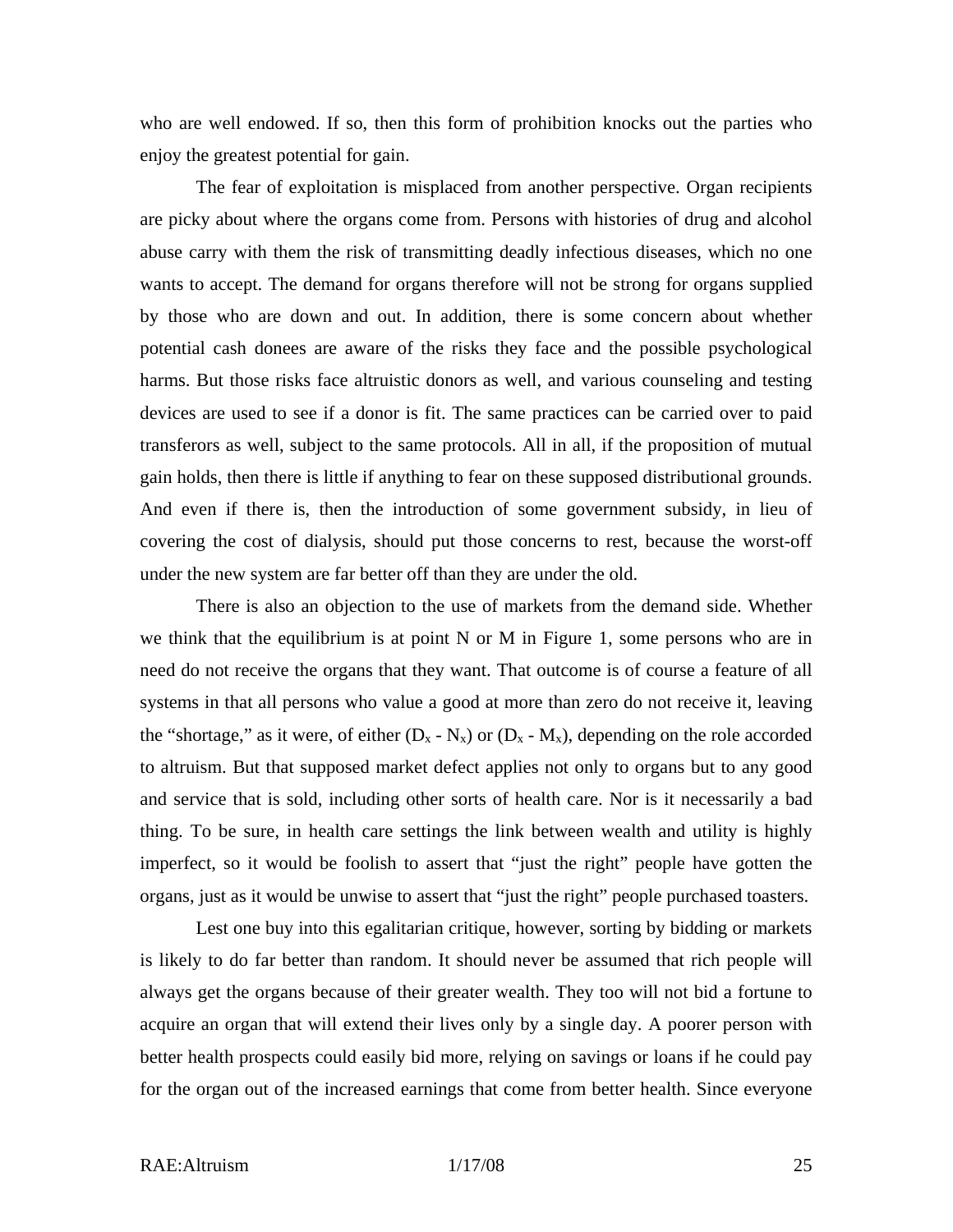who are well endowed. If so, then this form of prohibition knocks out the parties who enjoy the greatest potential for gain.

The fear of exploitation is misplaced from another perspective. Organ recipients are picky about where the organs come from. Persons with histories of drug and alcohol abuse carry with them the risk of transmitting deadly infectious diseases, which no one wants to accept. The demand for organs therefore will not be strong for organs supplied by those who are down and out. In addition, there is some concern about whether potential cash donees are aware of the risks they face and the possible psychological harms. But those risks face altruistic donors as well, and various counseling and testing devices are used to see if a donor is fit. The same practices can be carried over to paid transferors as well, subject to the same protocols. All in all, if the proposition of mutual gain holds, then there is little if anything to fear on these supposed distributional grounds. And even if there is, then the introduction of some government subsidy, in lieu of covering the cost of dialysis, should put those concerns to rest, because the worst-off under the new system are far better off than they are under the old.

There is also an objection to the use of markets from the demand side. Whether we think that the equilibrium is at point N or M in Figure 1, some persons who are in need do not receive the organs that they want. That outcome is of course a feature of all systems in that all persons who value a good at more than zero do not receive it, leaving the "shortage," as it were, of either ($D_x$ - $N_x$) or ($D_x$ - $M_x$), depending on the role accorded to altruism. But that supposed market defect applies not only to organs but to any good and service that is sold, including other sorts of health care. Nor is it necessarily a bad thing. To be sure, in health care settings the link between wealth and utility is highly imperfect, so it would be foolish to assert that "just the right" people have gotten the organs, just as it would be unwise to assert that "just the right" people purchased toasters.

Lest one buy into this egalitarian critique, however, sorting by bidding or markets is likely to do far better than random. It should never be assumed that rich people will always get the organs because of their greater wealth. They too will not bid a fortune to acquire an organ that will extend their lives only by a single day. A poorer person with better health prospects could easily bid more, relying on savings or loans if he could pay for the organ out of the increased earnings that come from better health. Since everyone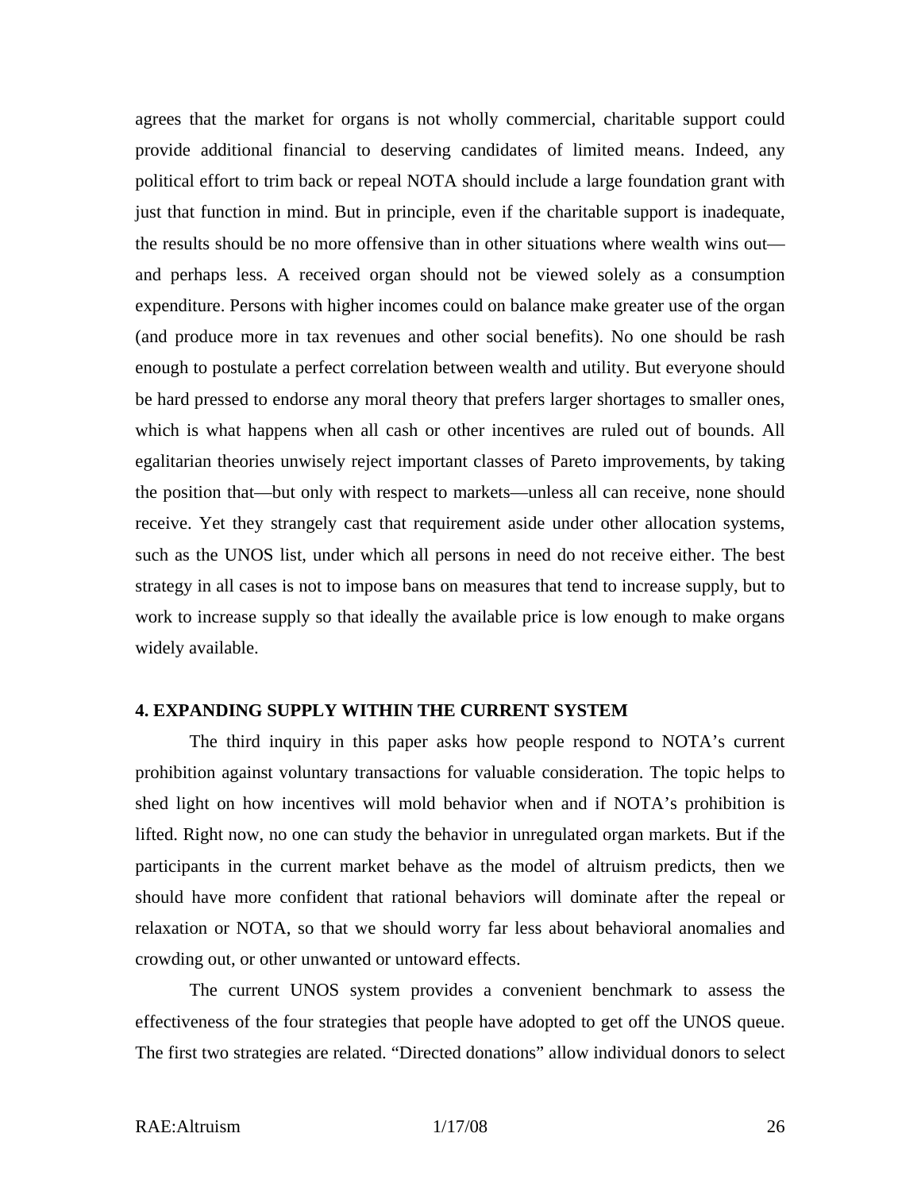agrees that the market for organs is not wholly commercial, charitable support could provide additional financial to deserving candidates of limited means. Indeed, any political effort to trim back or repeal NOTA should include a large foundation grant with just that function in mind. But in principle, even if the charitable support is inadequate, the results should be no more offensive than in other situations where wealth wins out—and perhaps less. A received organ should not be viewed solely as a consumption expenditure. Persons with higher incomes could on balance make greater use of the organ (and produce more in tax revenues and other social benefits). No one should be rash enough to postulate a perfect correlation between wealth and utility. But everyone should be hard pressed to endorse any moral theory that prefers larger shortages to smaller ones, which is what happens when all cash or other incentives are ruled out of bounds. All egalitarian theories unwisely reject important classes of Pareto improvements, by taking the position that—but only with respect to markets—unless all can receive, none should receive. Yet they strangely cast that requirement aside under other allocation systems, such as the UNOS list, under which all persons in need do not receive either. The best strategy in all cases is not to impose bans on measures that tend to increase supply, but to work to increase supply so that ideally the available price is low enough to make organs widely available.

## 4. EXPANDING SUPPLY WITHIN THE CURRENT SYSTEM

The third inquiry in this paper asks how people respond to NOTA's current prohibition against voluntary transactions for valuable consideration. The topic helps to shed light on how incentives will mold behavior when and if NOTA's prohibition is lifted. Right now, no one can study the behavior in unregulated organ markets. But if the participants in the current market behave as the model of altruism predicts, then we should have more confident that rational behaviors will dominate after the repeal or relaxation or NOTA, so that we should worry far less about behavioral anomalies and crowding out, or other unwanted or untoward effects.

The current UNOS system provides a convenient benchmark to assess the effectiveness of the four strategies that people have adopted to get off the UNOS queue. The first two strategies are related. "Directed donations" allow individual donors to select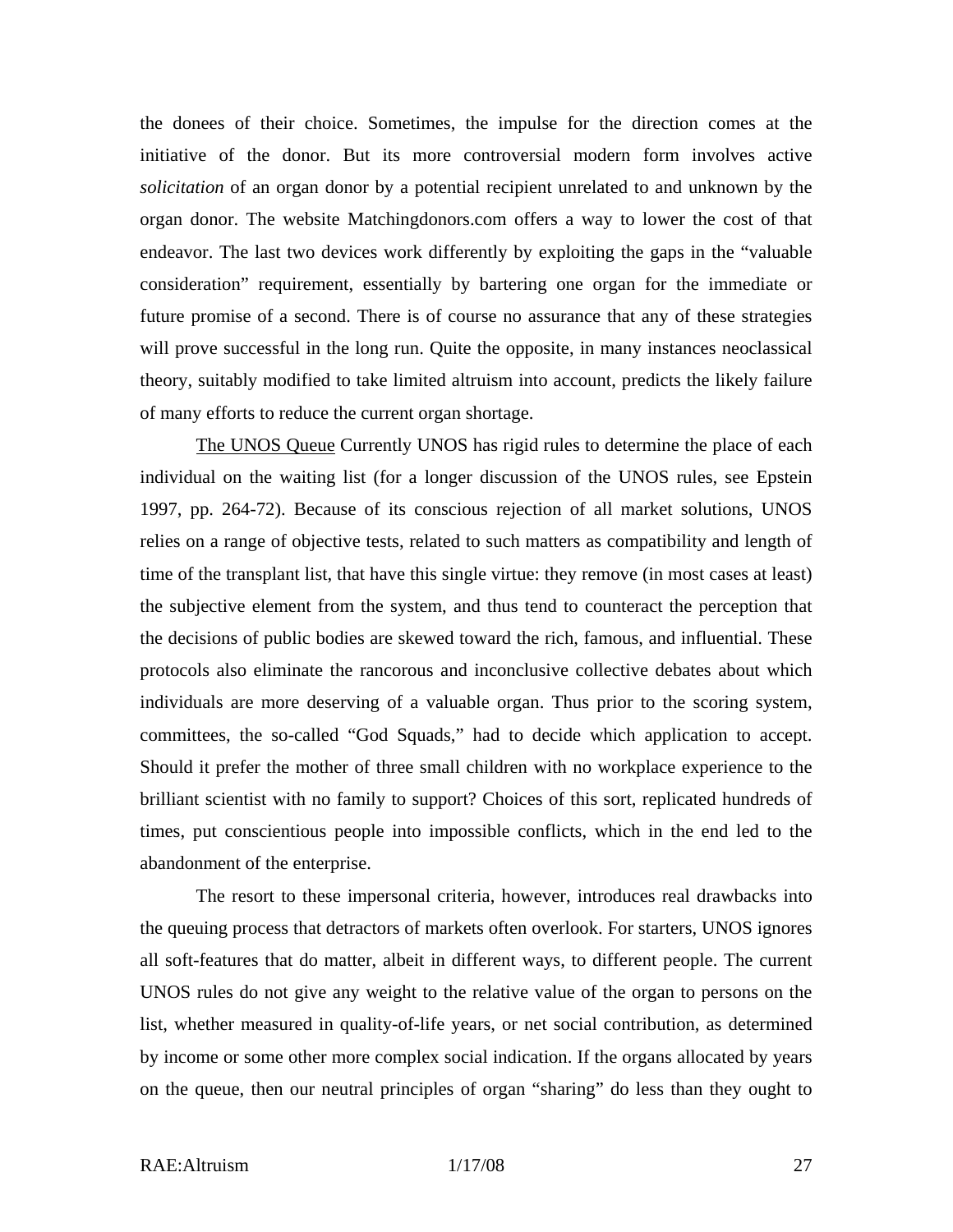the donees of their choice. Sometimes, the impulse for the direction comes at the initiative of the donor. But its more controversial modern form involves active *solicitation* of an organ donor by a potential recipient unrelated to and unknown by the organ donor. The website Matchingdonors.com offers a way to lower the cost of that endeavor. The last two devices work differently by exploiting the gaps in the "valuable consideration" requirement, essentially by bartering one organ for the immediate or future promise of a second. There is of course no assurance that any of these strategies will prove successful in the long run. Quite the opposite, in many instances neoclassical theory, suitably modified to take limited altruism into account, predicts the likely failure of many efforts to reduce the current organ shortage.

<u>The UNOS Queue</u> Currently UNOS has rigid rules to determine the place of each individual on the waiting list (for a longer discussion of the UNOS rules, see Epstein 1997, pp. 264-72). Because of its conscious rejection of all market solutions, UNOS relies on a range of objective tests, related to such matters as compatibility and length of time of the transplant list, that have this single virtue: they remove (in most cases at least) the subjective element from the system, and thus tend to counteract the perception that the decisions of public bodies are skewed toward the rich, famous, and influential. These protocols also eliminate the rancorous and inconclusive collective debates about which individuals are more deserving of a valuable organ. Thus prior to the scoring system, committees, the so-called "God Squads," had to decide which application to accept. Should it prefer the mother of three small children with no workplace experience to the brilliant scientist with no family to support? Choices of this sort, replicated hundreds of times, put conscientious people into impossible conflicts, which in the end led to the abandonment of the enterprise.

The resort to these impersonal criteria, however, introduces real drawbacks into the queuing process that detractors of markets often overlook. For starters, UNOS ignores all soft-features that do matter, albeit in different ways, to different people. The current UNOS rules do not give any weight to the relative value of the organ to persons on the list, whether measured in quality-of-life years, or net social contribution, as determined by income or some other more complex social indication. If the organs allocated by years on the queue, then our neutral principles of organ "sharing" do less than they ought to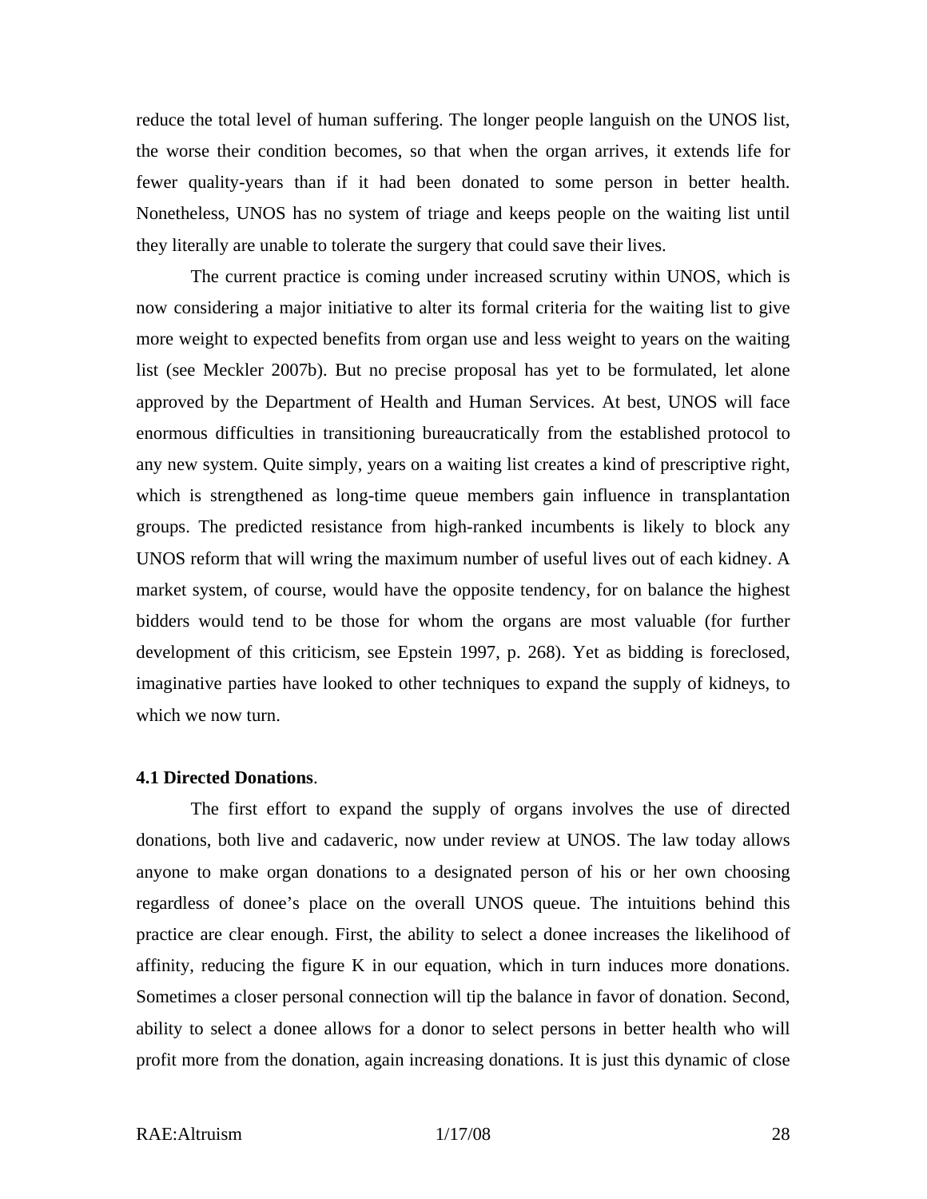reduce the total level of human suffering. The longer people languish on the UNOS list, the worse their condition becomes, so that when the organ arrives, it extends life for fewer quality-years than if it had been donated to some person in better health. Nonetheless, UNOS has no system of triage and keeps people on the waiting list until they literally are unable to tolerate the surgery that could save their lives.

The current practice is coming under increased scrutiny within UNOS, which is now considering a major initiative to alter its formal criteria for the waiting list to give more weight to expected benefits from organ use and less weight to years on the waiting list (see Meckler 2007b). But no precise proposal has yet to be formulated, let alone approved by the Department of Health and Human Services. At best, UNOS will face enormous difficulties in transitioning bureaucratically from the established protocol to any new system. Quite simply, years on a waiting list creates a kind of prescriptive right, which is strengthened as long-time queue members gain influence in transplantation groups. The predicted resistance from high-ranked incumbents is likely to block any UNOS reform that will wring the maximum number of useful lives out of each kidney. A market system, of course, would have the opposite tendency, for on balance the highest bidders would tend to be those for whom the organs are most valuable (for further development of this criticism, see Epstein 1997, p. 268). Yet as bidding is foreclosed, imaginative parties have looked to other techniques to expand the supply of kidneys, to which we now turn.

**4.1 Directed Donations**.

The first effort to expand the supply of organs involves the use of directed donations, both live and cadaveric, now under review at UNOS. The law today allows anyone to make organ donations to a designated person of his or her own choosing regardless of donee's place on the overall UNOS queue. The intuitions behind this practice are clear enough. First, the ability to select a donee increases the likelihood of affinity, reducing the figure K in our equation, which in turn induces more donations. Sometimes a closer personal connection will tip the balance in favor of donation. Second, ability to select a donee allows for a donor to select persons in better health who will profit more from the donation, again increasing donations. It is just this dynamic of close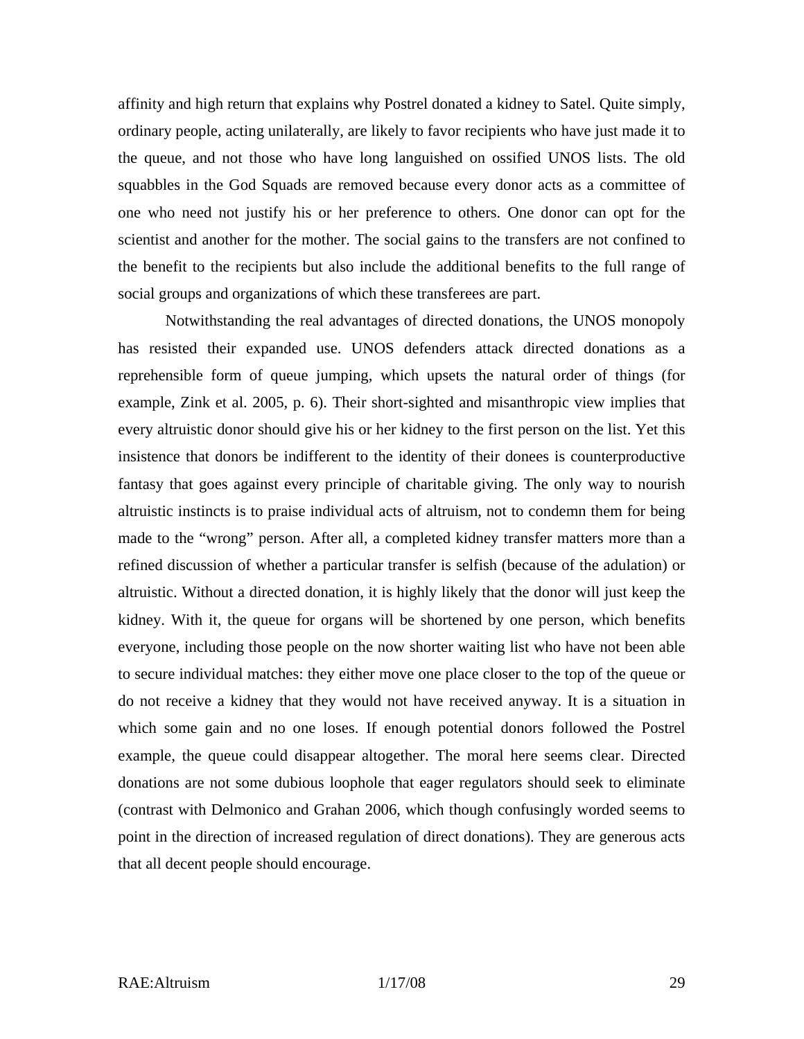affinity and high return that explains why Postrel donated a kidney to Satel. Quite simply, ordinary people, acting unilaterally, are likely to favor recipients who have just made it to the queue, and not those who have long languished on ossified UNOS lists. The old squabbles in the God Squads are removed because every donor acts as a committee of one who need not justify his or her preference to others. One donor can opt for the scientist and another for the mother. The social gains to the transfers are not confined to the benefit to the recipients but also include the additional benefits to the full range of social groups and organizations of which these transferees are part.

Notwithstanding the real advantages of directed donations, the UNOS monopoly has resisted their expanded use. UNOS defenders attack directed donations as a reprehensible form of queue jumping, which upsets the natural order of things (for example, Zink et al. 2005, p. 6). Their short-sighted and misanthropic view implies that every altruistic donor should give his or her kidney to the first person on the list. Yet this insistence that donors be indifferent to the identity of their donees is counterproductive fantasy that goes against every principle of charitable giving. The only way to nourish altruistic instincts is to praise individual acts of altruism, not to condemn them for being made to the "wrong" person. After all, a completed kidney transfer matters more than a refined discussion of whether a particular transfer is selfish (because of the adulation) or altruistic. Without a directed donation, it is highly likely that the donor will just keep the kidney. With it, the queue for organs will be shortened by one person, which benefits everyone, including those people on the now shorter waiting list who have not been able to secure individual matches: they either move one place closer to the top of the queue or do not receive a kidney that they would not have received anyway. It is a situation in which some gain and no one loses. If enough potential donors followed the Postrel example, the queue could disappear altogether. The moral here seems clear. Directed donations are not some dubious loophole that eager regulators should seek to eliminate (contrast with Delmonico and Grahan 2006, which though confusingly worded seems to point in the direction of increased regulation of direct donations). They are generous acts that all decent people should encourage.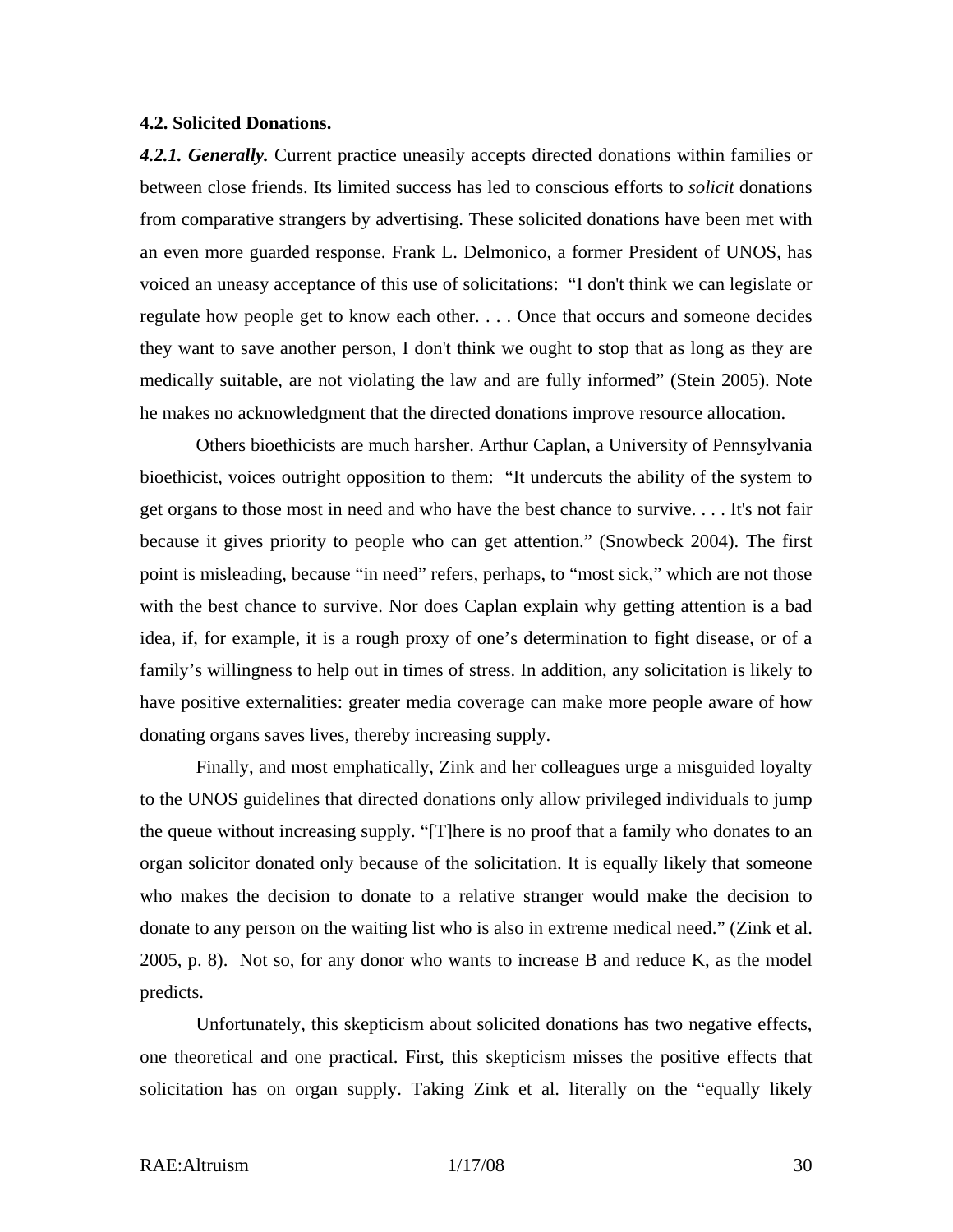**4.2. Solicited Donations.**

***4.2.1. Generally.*** Current practice uneasily accepts directed donations within families or between close friends. Its limited success has led to conscious efforts to *solicit* donations from comparative strangers by advertising. These solicited donations have been met with an even more guarded response. Frank L. Delmonico, a former President of UNOS, has voiced an uneasy acceptance of this use of solicitations: "I don't think we can legislate or regulate how people get to know each other. . . . Once that occurs and someone decides they want to save another person, I don't think we ought to stop that as long as they are medically suitable, are not violating the law and are fully informed" (Stein 2005). Note he makes no acknowledgment that the directed donations improve resource allocation.

Others bioethicists are much harsher. Arthur Caplan, a University of Pennsylvania bioethicist, voices outright opposition to them: "It undercuts the ability of the system to get organs to those most in need and who have the best chance to survive. . . . It's not fair because it gives priority to people who can get attention." (Snowbeck 2004). The first point is misleading, because "in need" refers, perhaps, to "most sick," which are not those with the best chance to survive. Nor does Caplan explain why getting attention is a bad idea, if, for example, it is a rough proxy of one's determination to fight disease, or of a family's willingness to help out in times of stress. In addition, any solicitation is likely to have positive externalities: greater media coverage can make more people aware of how donating organs saves lives, thereby increasing supply.

Finally, and most emphatically, Zink and her colleagues urge a misguided loyalty to the UNOS guidelines that directed donations only allow privileged individuals to jump the queue without increasing supply. "[T]here is no proof that a family who donates to an organ solicitor donated only because of the solicitation. It is equally likely that someone who makes the decision to donate to a relative stranger would make the decision to donate to any person on the waiting list who is also in extreme medical need." (Zink et al. 2005, p. 8). Not so, for any donor who wants to increase B and reduce K, as the model predicts.

Unfortunately, this skepticism about solicited donations has two negative effects, one theoretical and one practical. First, this skepticism misses the positive effects that solicitation has on organ supply. Taking Zink et al. literally on the "equally likely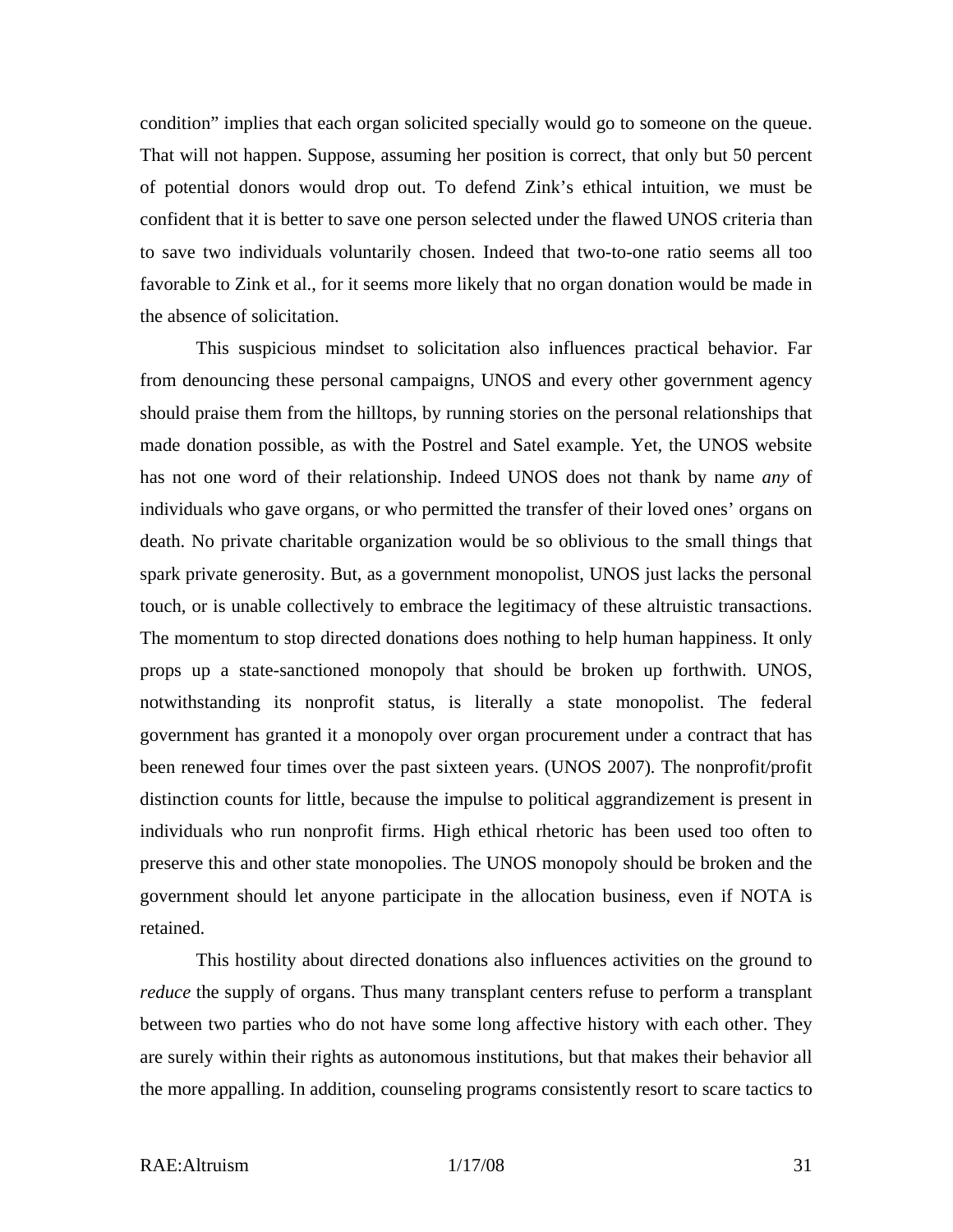condition" implies that each organ solicited specially would go to someone on the queue. That will not happen. Suppose, assuming her position is correct, that only but 50 percent of potential donors would drop out. To defend Zink's ethical intuition, we must be confident that it is better to save one person selected under the flawed UNOS criteria than to save two individuals voluntarily chosen. Indeed that two-to-one ratio seems all too favorable to Zink et al., for it seems more likely that no organ donation would be made in the absence of solicitation.

This suspicious mindset to solicitation also influences practical behavior. Far from denouncing these personal campaigns, UNOS and every other government agency should praise them from the hilltops, by running stories on the personal relationships that made donation possible, as with the Postrel and Satel example. Yet, the UNOS website has not one word of their relationship. Indeed UNOS does not thank by name *any* of individuals who gave organs, or who permitted the transfer of their loved ones' organs on death. No private charitable organization would be so oblivious to the small things that spark private generosity. But, as a government monopolist, UNOS just lacks the personal touch, or is unable collectively to embrace the legitimacy of these altruistic transactions. The momentum to stop directed donations does nothing to help human happiness. It only props up a state-sanctioned monopoly that should be broken up forthwith. UNOS, notwithstanding its nonprofit status, is literally a state monopolist. The federal government has granted it a monopoly over organ procurement under a contract that has been renewed four times over the past sixteen years. (UNOS 2007). The nonprofit/profit distinction counts for little, because the impulse to political aggrandizement is present in individuals who run nonprofit firms. High ethical rhetoric has been used too often to preserve this and other state monopolies. The UNOS monopoly should be broken and the government should let anyone participate in the allocation business, even if NOTA is retained.

This hostility about directed donations also influences activities on the ground to *reduce* the supply of organs. Thus many transplant centers refuse to perform a transplant between two parties who do not have some long affective history with each other. They are surely within their rights as autonomous institutions, but that makes their behavior all the more appalling. In addition, counseling programs consistently resort to scare tactics to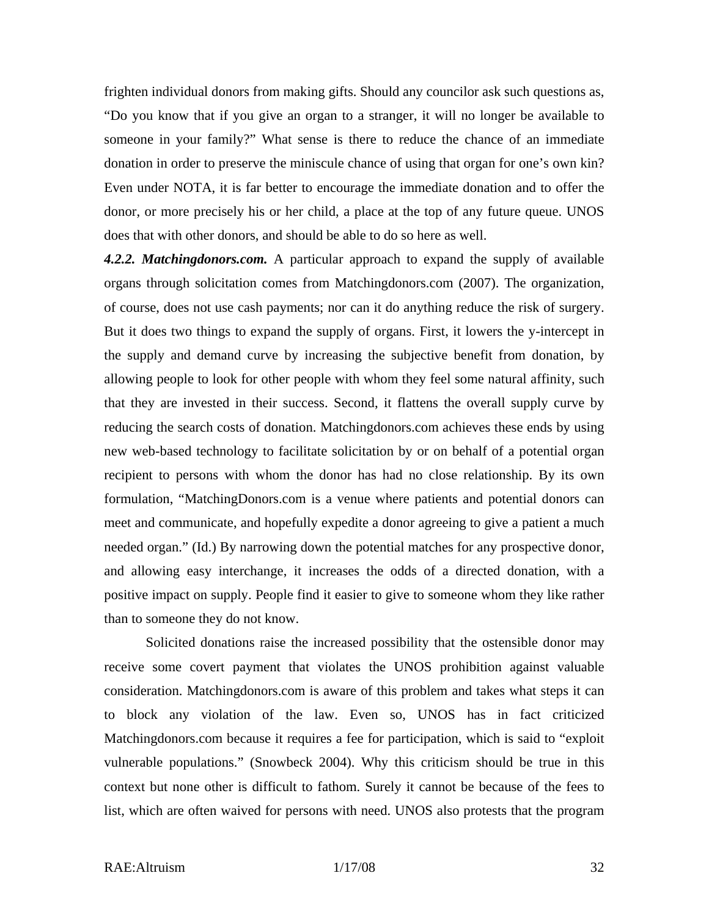frighten individual donors from making gifts. Should any councilor ask such questions as, "Do you know that if you give an organ to a stranger, it will no longer be available to someone in your family?" What sense is there to reduce the chance of an immediate donation in order to preserve the miniscule chance of using that organ for one's own kin? Even under NOTA, it is far better to encourage the immediate donation and to offer the donor, or more precisely his or her child, a place at the top of any future queue. UNOS does that with other donors, and should be able to do so here as well.

***4.2.2. Matchingdonors.com.*** A particular approach to expand the supply of available organs through solicitation comes from Matchingdonors.com (2007). The organization, of course, does not use cash payments; nor can it do anything reduce the risk of surgery. But it does two things to expand the supply of organs. First, it lowers the y-intercept in the supply and demand curve by increasing the subjective benefit from donation, by allowing people to look for other people with whom they feel some natural affinity, such that they are invested in their success. Second, it flattens the overall supply curve by reducing the search costs of donation. Matchingdonors.com achieves these ends by using new web-based technology to facilitate solicitation by or on behalf of a potential organ recipient to persons with whom the donor has had no close relationship. By its own formulation, "MatchingDonors.com is a venue where patients and potential donors can meet and communicate, and hopefully expedite a donor agreeing to give a patient a much needed organ." (Id.) By narrowing down the potential matches for any prospective donor, and allowing easy interchange, it increases the odds of a directed donation, with a positive impact on supply. People find it easier to give to someone whom they like rather than to someone they do not know.

Solicited donations raise the increased possibility that the ostensible donor may receive some covert payment that violates the UNOS prohibition against valuable consideration. Matchingdonors.com is aware of this problem and takes what steps it can to block any violation of the law. Even so, UNOS has in fact criticized Matchingdonors.com because it requires a fee for participation, which is said to "exploit vulnerable populations." (Snowbeck 2004). Why this criticism should be true in this context but none other is difficult to fathom. Surely it cannot be because of the fees to list, which are often waived for persons with need. UNOS also protests that the program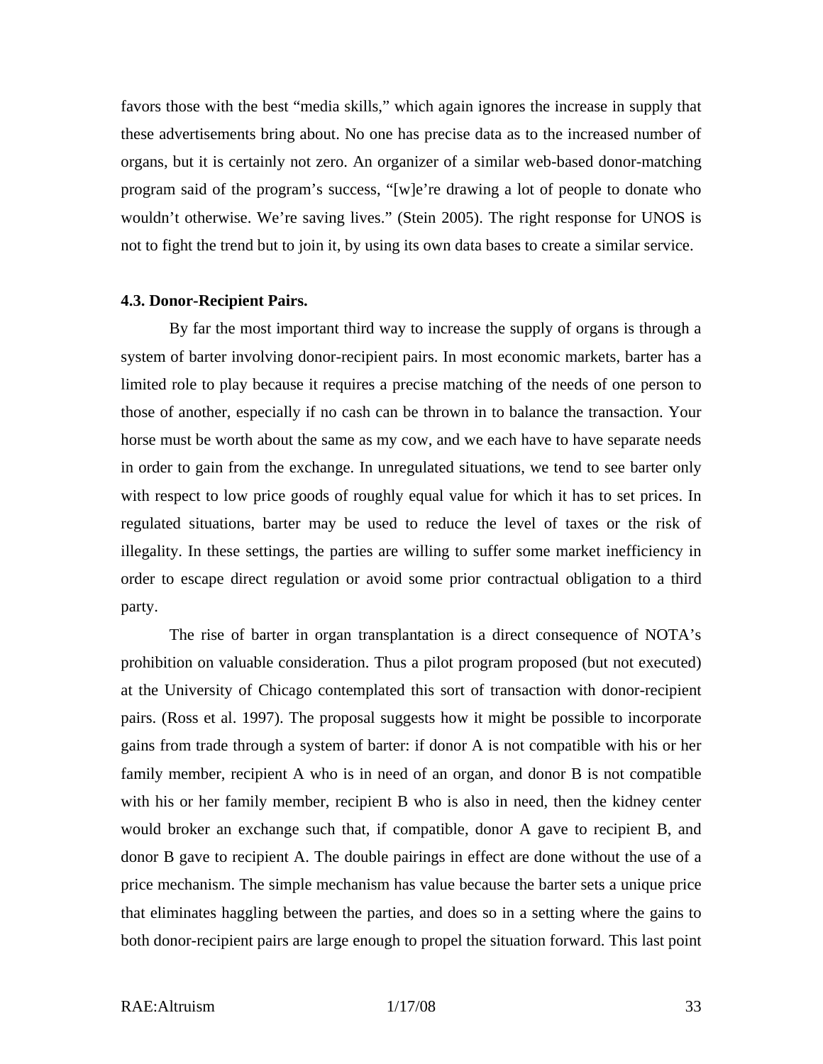favors those with the best "media skills," which again ignores the increase in supply that these advertisements bring about. No one has precise data as to the increased number of organs, but it is certainly not zero. An organizer of a similar web-based donor-matching program said of the program's success, "[w]e're drawing a lot of people to donate who wouldn't otherwise. We're saving lives." (Stein 2005). The right response for UNOS is not to fight the trend but to join it, by using its own data bases to create a similar service.

**4.3. Donor-Recipient Pairs.**

By far the most important third way to increase the supply of organs is through a system of barter involving donor-recipient pairs. In most economic markets, barter has a limited role to play because it requires a precise matching of the needs of one person to those of another, especially if no cash can be thrown in to balance the transaction. Your horse must be worth about the same as my cow, and we each have to have separate needs in order to gain from the exchange. In unregulated situations, we tend to see barter only with respect to low price goods of roughly equal value for which it has to set prices. In regulated situations, barter may be used to reduce the level of taxes or the risk of illegality. In these settings, the parties are willing to suffer some market inefficiency in order to escape direct regulation or avoid some prior contractual obligation to a third party.

The rise of barter in organ transplantation is a direct consequence of NOTA's prohibition on valuable consideration. Thus a pilot program proposed (but not executed) at the University of Chicago contemplated this sort of transaction with donor-recipient pairs. (Ross et al. 1997). The proposal suggests how it might be possible to incorporate gains from trade through a system of barter: if donor A is not compatible with his or her family member, recipient A who is in need of an organ, and donor B is not compatible with his or her family member, recipient B who is also in need, then the kidney center would broker an exchange such that, if compatible, donor A gave to recipient B, and donor B gave to recipient A. The double pairings in effect are done without the use of a price mechanism. The simple mechanism has value because the barter sets a unique price that eliminates haggling between the parties, and does so in a setting where the gains to both donor-recipient pairs are large enough to propel the situation forward. This last point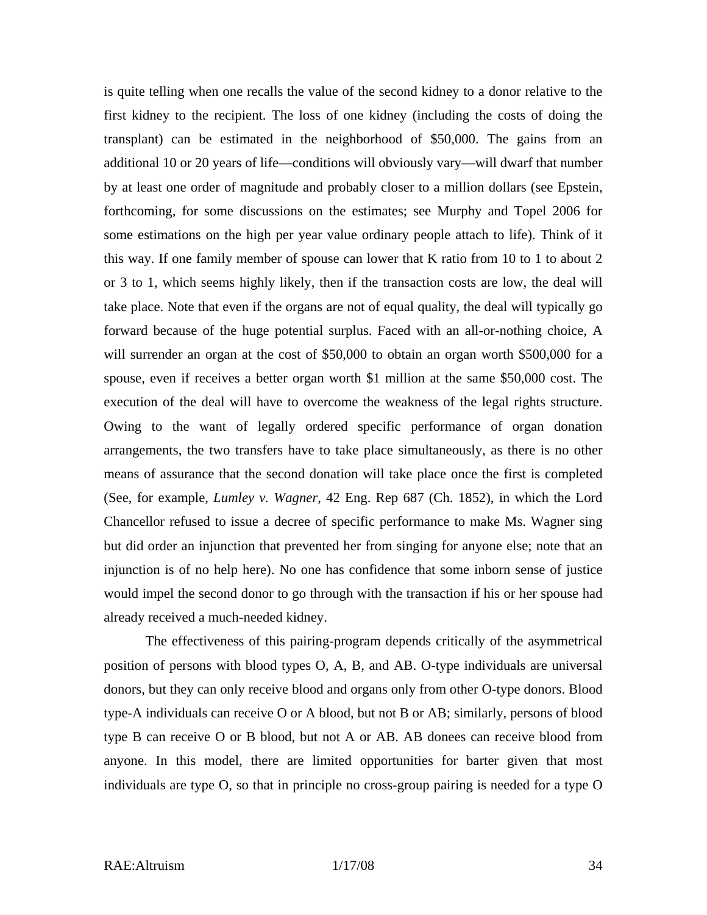is quite telling when one recalls the value of the second kidney to a donor relative to the first kidney to the recipient. The loss of one kidney (including the costs of doing the transplant) can be estimated in the neighborhood of $50,000. The gains from an additional 10 or 20 years of life—conditions will obviously vary—will dwarf that number by at least one order of magnitude and probably closer to a million dollars (see Epstein, forthcoming, for some discussions on the estimates; see Murphy and Topel 2006 for some estimations on the high per year value ordinary people attach to life). Think of it this way. If one family member of spouse can lower that K ratio from 10 to 1 to about 2 or 3 to 1, which seems highly likely, then if the transaction costs are low, the deal will take place. Note that even if the organs are not of equal quality, the deal will typically go forward because of the huge potential surplus. Faced with an all-or-nothing choice, A will surrender an organ at the cost of $50,000 to obtain an organ worth $500,000 for a spouse, even if receives a better organ worth $1 million at the same $50,000 cost. The execution of the deal will have to overcome the weakness of the legal rights structure. Owing to the want of legally ordered specific performance of organ donation arrangements, the two transfers have to take place simultaneously, as there is no other means of assurance that the second donation will take place once the first is completed (See, for example, *Lumley v. Wagner*, 42 Eng. Rep 687 (Ch. 1852), in which the Lord Chancellor refused to issue a decree of specific performance to make Ms. Wagner sing but did order an injunction that prevented her from singing for anyone else; note that an injunction is of no help here). No one has confidence that some inborn sense of justice would impel the second donor to go through with the transaction if his or her spouse had already received a much-needed kidney.

The effectiveness of this pairing-program depends critically of the asymmetrical position of persons with blood types O, A, B, and AB. O-type individuals are universal donors, but they can only receive blood and organs only from other O-type donors. Blood type-A individuals can receive O or A blood, but not B or AB; similarly, persons of blood type B can receive O or B blood, but not A or AB. AB donees can receive blood from anyone. In this model, there are limited opportunities for barter given that most individuals are type O, so that in principle no cross-group pairing is needed for a type O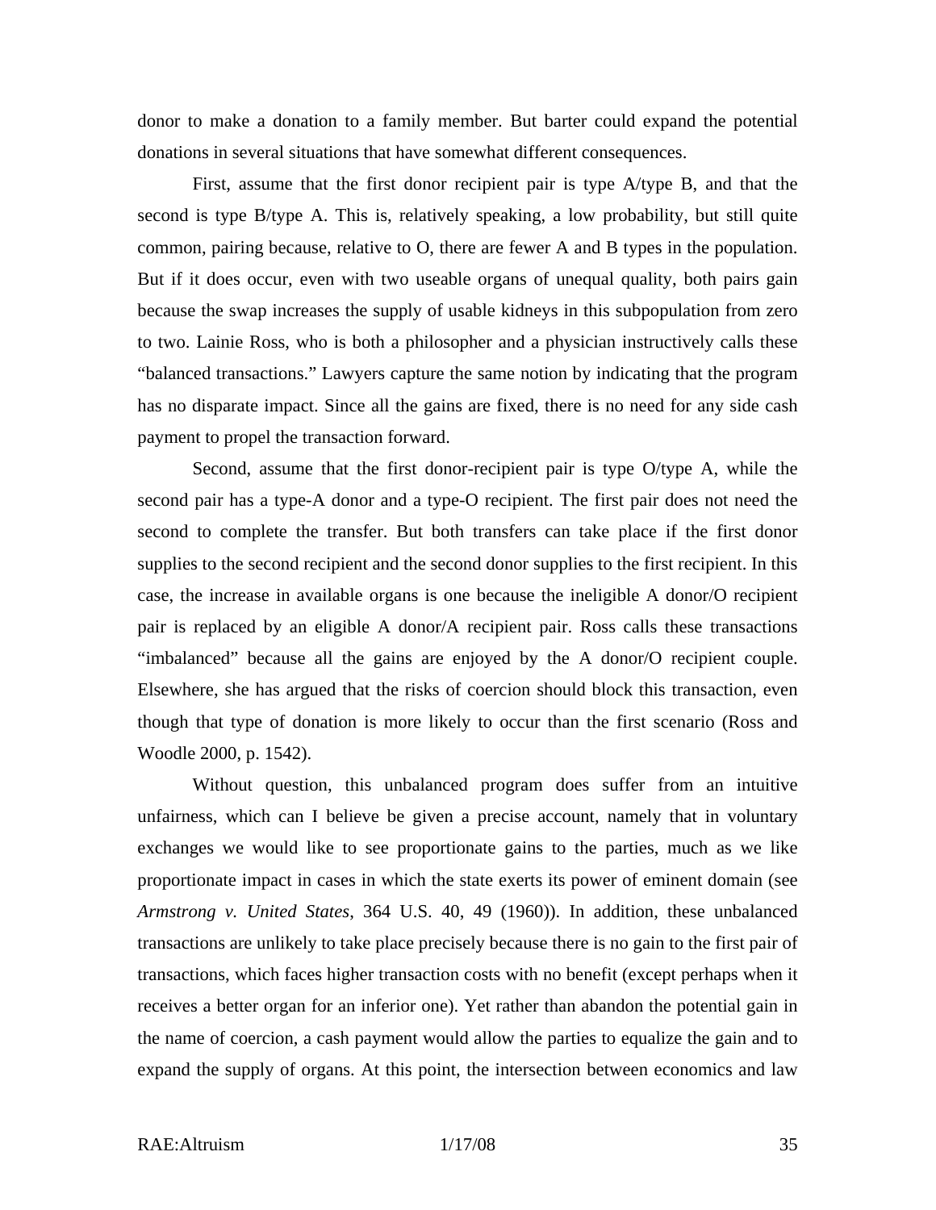donor to make a donation to a family member. But barter could expand the potential donations in several situations that have somewhat different consequences.

First, assume that the first donor recipient pair is type A/type B, and that the second is type B/type A. This is, relatively speaking, a low probability, but still quite common, pairing because, relative to O, there are fewer A and B types in the population. But if it does occur, even with two useable organs of unequal quality, both pairs gain because the swap increases the supply of usable kidneys in this subpopulation from zero to two. Lainie Ross, who is both a philosopher and a physician instructively calls these "balanced transactions." Lawyers capture the same notion by indicating that the program has no disparate impact. Since all the gains are fixed, there is no need for any side cash payment to propel the transaction forward.

Second, assume that the first donor-recipient pair is type O/type A, while the second pair has a type-A donor and a type-O recipient. The first pair does not need the second to complete the transfer. But both transfers can take place if the first donor supplies to the second recipient and the second donor supplies to the first recipient. In this case, the increase in available organs is one because the ineligible A donor/O recipient pair is replaced by an eligible A donor/A recipient pair. Ross calls these transactions "imbalanced" because all the gains are enjoyed by the A donor/O recipient couple. Elsewhere, she has argued that the risks of coercion should block this transaction, even though that type of donation is more likely to occur than the first scenario (Ross and Woodle 2000, p. 1542).

Without question, this unbalanced program does suffer from an intuitive unfairness, which can I believe be given a precise account, namely that in voluntary exchanges we would like to see proportionate gains to the parties, much as we like proportionate impact in cases in which the state exerts its power of eminent domain (see *Armstrong v. United States*, 364 U.S. 40, 49 (1960)). In addition, these unbalanced transactions are unlikely to take place precisely because there is no gain to the first pair of transactions, which faces higher transaction costs with no benefit (except perhaps when it receives a better organ for an inferior one). Yet rather than abandon the potential gain in the name of coercion, a cash payment would allow the parties to equalize the gain and to expand the supply of organs. At this point, the intersection between economics and law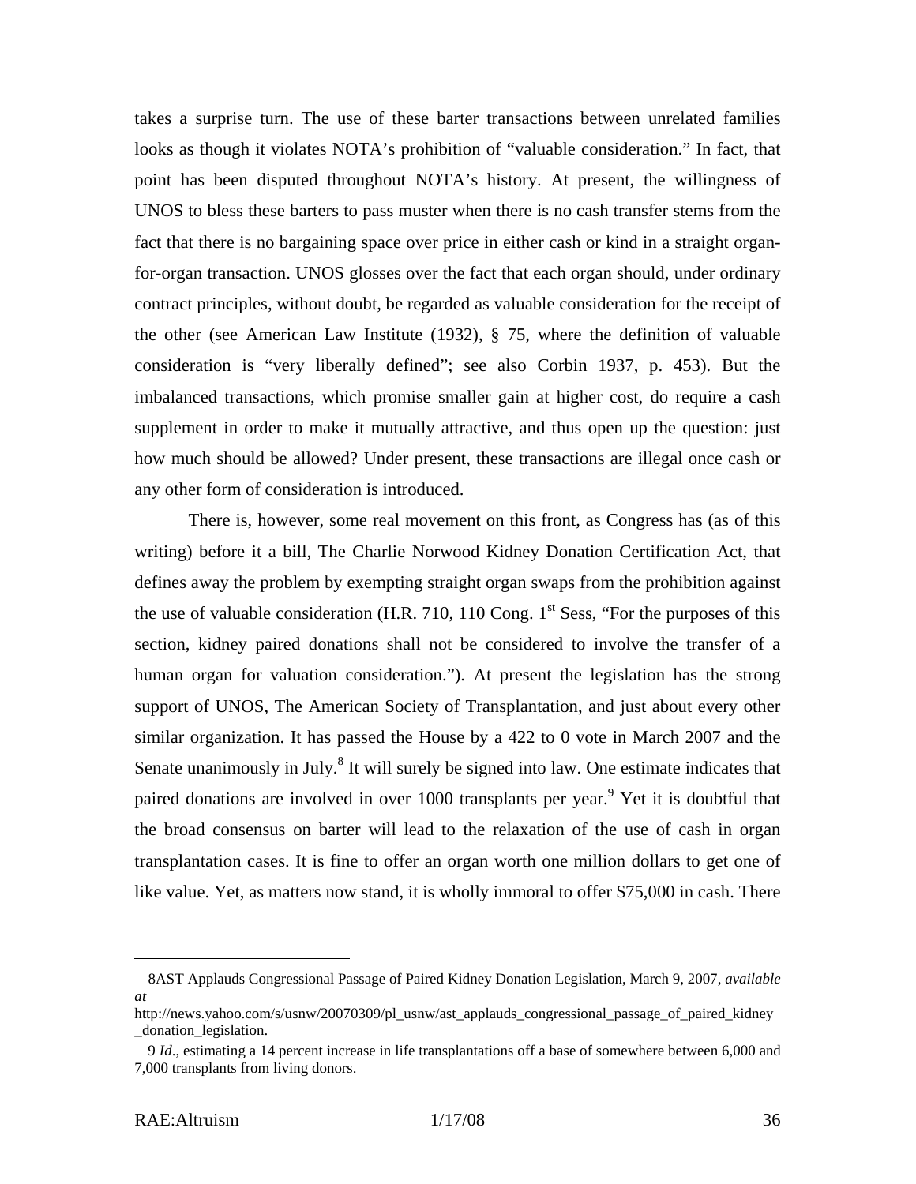takes a surprise turn. The use of these barter transactions between unrelated families looks as though it violates NOTA's prohibition of "valuable consideration." In fact, that point has been disputed throughout NOTA's history. At present, the willingness of UNOS to bless these barters to pass muster when there is no cash transfer stems from the fact that there is no bargaining space over price in either cash or kind in a straight organ-for-organ transaction. UNOS glosses over the fact that each organ should, under ordinary contract principles, without doubt, be regarded as valuable consideration for the receipt of the other (see American Law Institute (1932), § 75, where the definition of valuable consideration is "very liberally defined"; see also Corbin 1937, p. 453). But the imbalanced transactions, which promise smaller gain at higher cost, do require a cash supplement in order to make it mutually attractive, and thus open up the question: just how much should be allowed? Under present, these transactions are illegal once cash or any other form of consideration is introduced.

There is, however, some real movement on this front, as Congress has (as of this writing) before it a bill, The Charlie Norwood Kidney Donation Certification Act, that defines away the problem by exempting straight organ swaps from the prohibition against the use of valuable consideration (H.R. 710, 110 Cong. 1st Sess, "For the purposes of this section, kidney paired donations shall not be considered to involve the transfer of a human organ for valuation consideration."). At present the legislation has the strong support of UNOS, The American Society of Transplantation, and just about every other similar organization. It has passed the House by a 422 to 0 vote in March 2007 and the Senate unanimously in July.[8] It will surely be signed into law. One estimate indicates that paired donations are involved in over 1000 transplants per year.[9] Yet it is doubtful that the broad consensus on barter will lead to the relaxation of the use of cash in organ transplantation cases. It is fine to offer an organ worth one million dollars to get one of like value. Yet, as matters now stand, it is wholly immoral to offer $75,000 in cash. There

---

8AST Applauds Congressional Passage of Paired Kidney Donation Legislation, March 9, 2007, *available at* http://news.yahoo.com/s/usnw/20070309/pl_usnw/ast_applauds_congressional_passage_of_paired_kidney_donation_legislation.

9 *Id*., estimating a 14 percent increase in life transplantations off a base of somewhere between 6,000 and 7,000 transplants from living donors.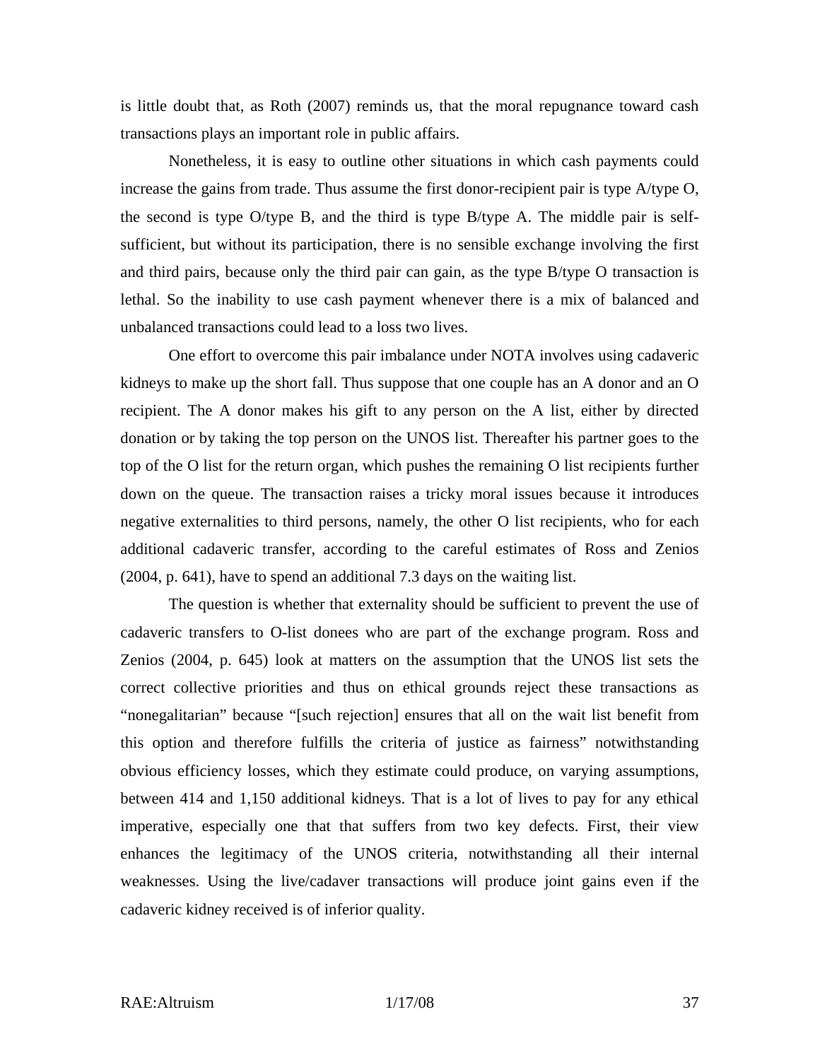is little doubt that, as Roth (2007) reminds us, that the moral repugnance toward cash transactions plays an important role in public affairs.

Nonetheless, it is easy to outline other situations in which cash payments could increase the gains from trade. Thus assume the first donor-recipient pair is type A/type O, the second is type O/type B, and the third is type B/type A. The middle pair is self-sufficient, but without its participation, there is no sensible exchange involving the first and third pairs, because only the third pair can gain, as the type B/type O transaction is lethal. So the inability to use cash payment whenever there is a mix of balanced and unbalanced transactions could lead to a loss two lives.

One effort to overcome this pair imbalance under NOTA involves using cadaveric kidneys to make up the short fall. Thus suppose that one couple has an A donor and an O recipient. The A donor makes his gift to any person on the A list, either by directed donation or by taking the top person on the UNOS list. Thereafter his partner goes to the top of the O list for the return organ, which pushes the remaining O list recipients further down on the queue. The transaction raises a tricky moral issues because it introduces negative externalities to third persons, namely, the other O list recipients, who for each additional cadaveric transfer, according to the careful estimates of Ross and Zenios (2004, p. 641), have to spend an additional 7.3 days on the waiting list.

The question is whether that externality should be sufficient to prevent the use of cadaveric transfers to O-list donees who are part of the exchange program. Ross and Zenios (2004, p. 645) look at matters on the assumption that the UNOS list sets the correct collective priorities and thus on ethical grounds reject these transactions as "nonegalitarian" because "[such rejection] ensures that all on the wait list benefit from this option and therefore fulfills the criteria of justice as fairness" notwithstanding obvious efficiency losses, which they estimate could produce, on varying assumptions, between 414 and 1,150 additional kidneys. That is a lot of lives to pay for any ethical imperative, especially one that that suffers from two key defects. First, their view enhances the legitimacy of the UNOS criteria, notwithstanding all their internal weaknesses. Using the live/cadaver transactions will produce joint gains even if the cadaveric kidney received is of inferior quality.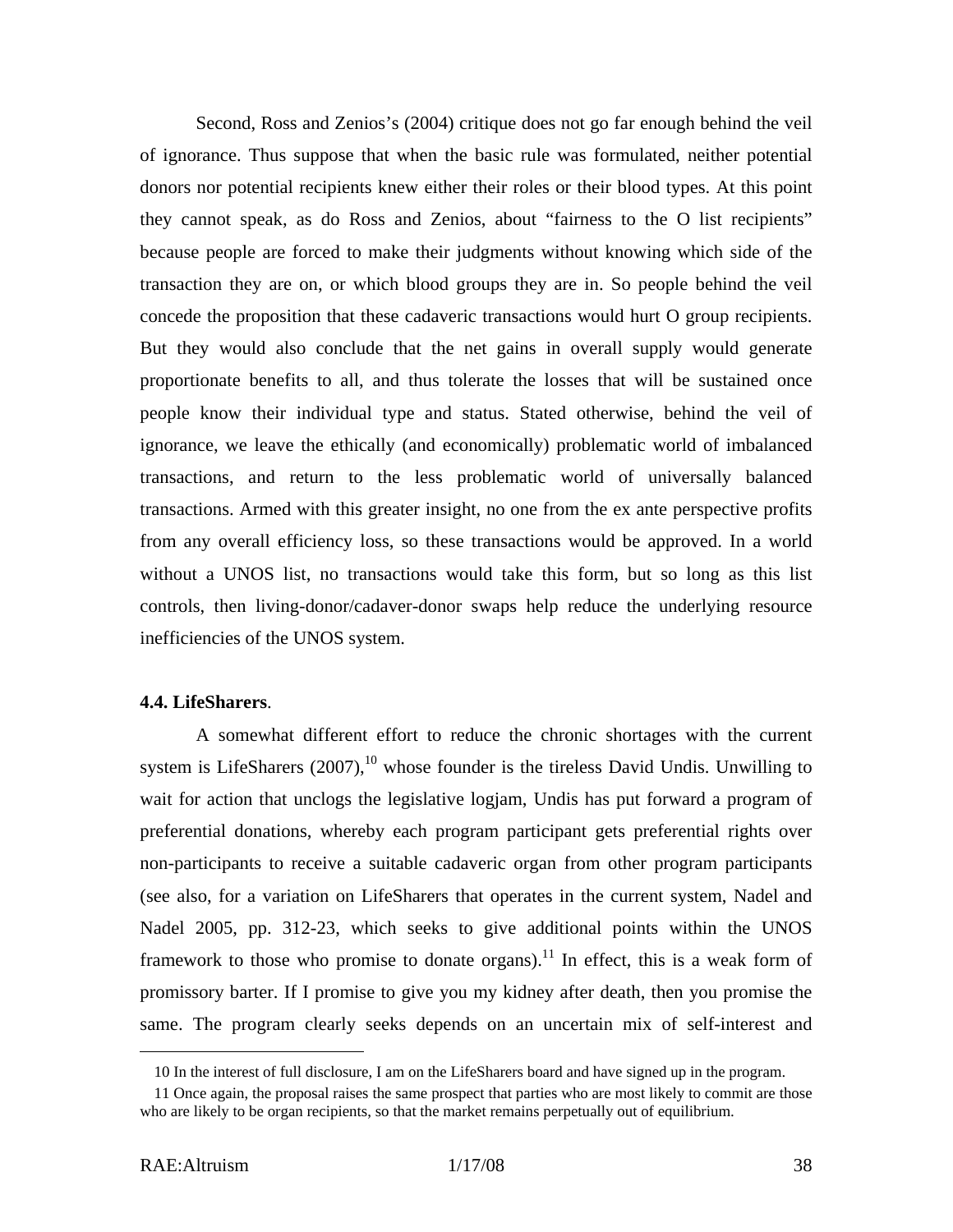Second, Ross and Zenios's (2004) critique does not go far enough behind the veil of ignorance. Thus suppose that when the basic rule was formulated, neither potential donors nor potential recipients knew either their roles or their blood types. At this point they cannot speak, as do Ross and Zenios, about "fairness to the O list recipients" because people are forced to make their judgments without knowing which side of the transaction they are on, or which blood groups they are in. So people behind the veil concede the proposition that these cadaveric transactions would hurt O group recipients. But they would also conclude that the net gains in overall supply would generate proportionate benefits to all, and thus tolerate the losses that will be sustained once people know their individual type and status. Stated otherwise, behind the veil of ignorance, we leave the ethically (and economically) problematic world of imbalanced transactions, and return to the less problematic world of universally balanced transactions. Armed with this greater insight, no one from the ex ante perspective profits from any overall efficiency loss, so these transactions would be approved. In a world without a UNOS list, no transactions would take this form, but so long as this list controls, then living-donor/cadaver-donor swaps help reduce the underlying resource inefficiencies of the UNOS system.

### 4.4. LifeSharers.

A somewhat different effort to reduce the chronic shortages with the current system is LifeSharers (2007),[10] whose founder is the tireless David Undis. Unwilling to wait for action that unclogs the legislative logjam, Undis has put forward a program of preferential donations, whereby each program participant gets preferential rights over non-participants to receive a suitable cadaveric organ from other program participants (see also, for a variation on LifeSharers that operates in the current system, Nadel and Nadel 2005, pp. 312-23, which seeks to give additional points within the UNOS framework to those who promise to donate organs).[11] In effect, this is a weak form of promissory barter. If I promise to give you my kidney after death, then you promise the same. The program clearly seeks depends on an uncertain mix of self-interest and

---

10 In the interest of full disclosure, I am on the LifeSharers board and have signed up in the program.

11 Once again, the proposal raises the same prospect that parties who are most likely to commit are those who are likely to be organ recipients, so that the market remains perpetually out of equilibrium.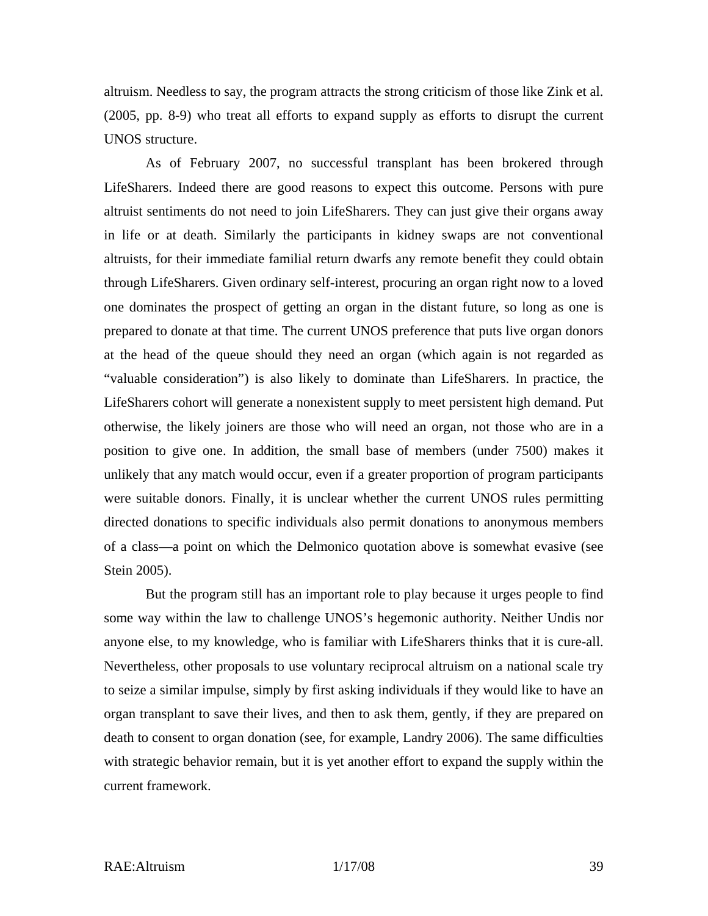altruism. Needless to say, the program attracts the strong criticism of those like Zink et al. (2005, pp. 8-9) who treat all efforts to expand supply as efforts to disrupt the current UNOS structure.

As of February 2007, no successful transplant has been brokered through LifeSharers. Indeed there are good reasons to expect this outcome. Persons with pure altruist sentiments do not need to join LifeSharers. They can just give their organs away in life or at death. Similarly the participants in kidney swaps are not conventional altruists, for their immediate familial return dwarfs any remote benefit they could obtain through LifeSharers. Given ordinary self-interest, procuring an organ right now to a loved one dominates the prospect of getting an organ in the distant future, so long as one is prepared to donate at that time. The current UNOS preference that puts live organ donors at the head of the queue should they need an organ (which again is not regarded as "valuable consideration") is also likely to dominate than LifeSharers. In practice, the LifeSharers cohort will generate a nonexistent supply to meet persistent high demand. Put otherwise, the likely joiners are those who will need an organ, not those who are in a position to give one. In addition, the small base of members (under 7500) makes it unlikely that any match would occur, even if a greater proportion of program participants were suitable donors. Finally, it is unclear whether the current UNOS rules permitting directed donations to specific individuals also permit donations to anonymous members of a class—a point on which the Delmonico quotation above is somewhat evasive (see Stein 2005).

But the program still has an important role to play because it urges people to find some way within the law to challenge UNOS's hegemonic authority. Neither Undis nor anyone else, to my knowledge, who is familiar with LifeSharers thinks that it is cure-all. Nevertheless, other proposals to use voluntary reciprocal altruism on a national scale try to seize a similar impulse, simply by first asking individuals if they would like to have an organ transplant to save their lives, and then to ask them, gently, if they are prepared on death to consent to organ donation (see, for example, Landry 2006). The same difficulties with strategic behavior remain, but it is yet another effort to expand the supply within the current framework.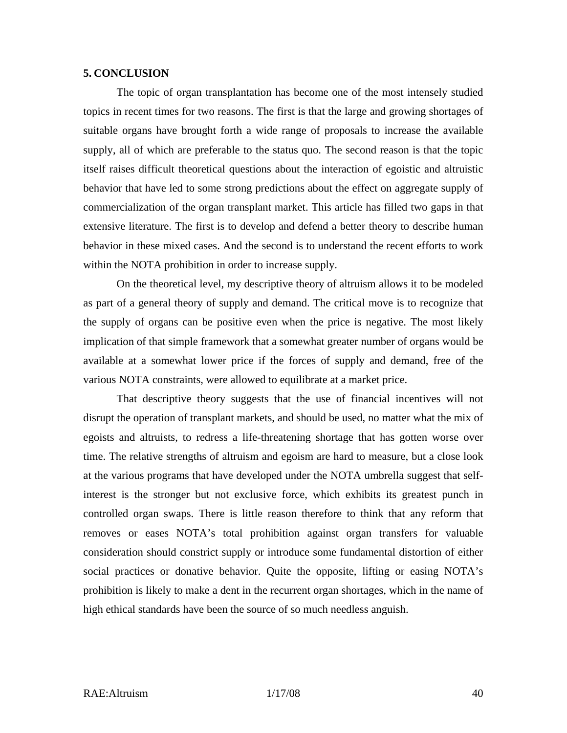## 5. CONCLUSION

The topic of organ transplantation has become one of the most intensely studied topics in recent times for two reasons. The first is that the large and growing shortages of suitable organs have brought forth a wide range of proposals to increase the available supply, all of which are preferable to the status quo. The second reason is that the topic itself raises difficult theoretical questions about the interaction of egoistic and altruistic behavior that have led to some strong predictions about the effect on aggregate supply of commercialization of the organ transplant market. This article has filled two gaps in that extensive literature. The first is to develop and defend a better theory to describe human behavior in these mixed cases. And the second is to understand the recent efforts to work within the NOTA prohibition in order to increase supply.

On the theoretical level, my descriptive theory of altruism allows it to be modeled as part of a general theory of supply and demand. The critical move is to recognize that the supply of organs can be positive even when the price is negative. The most likely implication of that simple framework that a somewhat greater number of organs would be available at a somewhat lower price if the forces of supply and demand, free of the various NOTA constraints, were allowed to equilibrate at a market price.

That descriptive theory suggests that the use of financial incentives will not disrupt the operation of transplant markets, and should be used, no matter what the mix of egoists and altruists, to redress a life-threatening shortage that has gotten worse over time. The relative strengths of altruism and egoism are hard to measure, but a close look at the various programs that have developed under the NOTA umbrella suggest that self-interest is the stronger but not exclusive force, which exhibits its greatest punch in controlled organ swaps. There is little reason therefore to think that any reform that removes or eases NOTA's total prohibition against organ transfers for valuable consideration should constrict supply or introduce some fundamental distortion of either social practices or donative behavior. Quite the opposite, lifting or easing NOTA's prohibition is likely to make a dent in the recurrent organ shortages, which in the name of high ethical standards have been the source of so much needless anguish.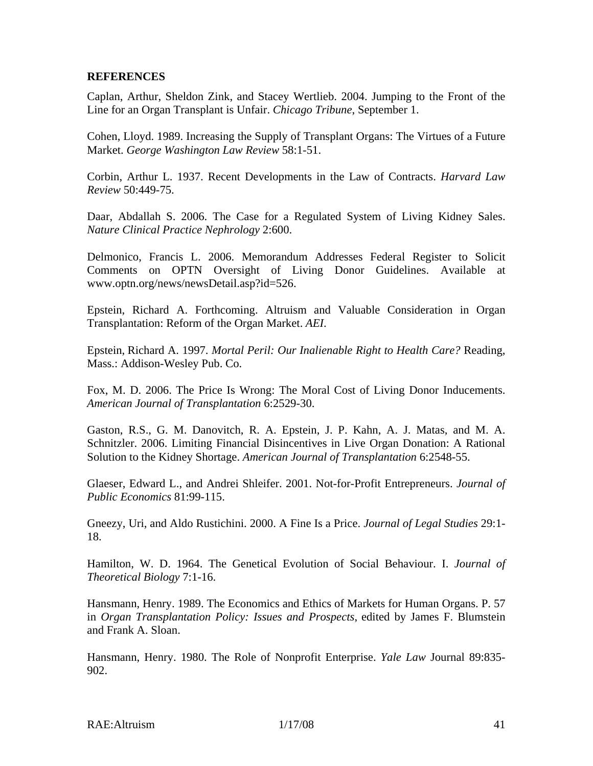**REFERENCES**

Caplan, Arthur, Sheldon Zink, and Stacey Wertlieb. 2004. Jumping to the Front of the Line for an Organ Transplant is Unfair. *Chicago Tribune*, September 1.

Cohen, Lloyd. 1989. Increasing the Supply of Transplant Organs: The Virtues of a Future Market. *George Washington Law Review* 58:1-51.

Corbin, Arthur L. 1937. Recent Developments in the Law of Contracts. *Harvard Law Review* 50:449-75.

Daar, Abdallah S. 2006. The Case for a Regulated System of Living Kidney Sales. *Nature Clinical Practice Nephrology* 2:600.

Delmonico, Francis L. 2006. Memorandum Addresses Federal Register to Solicit Comments on OPTN Oversight of Living Donor Guidelines. Available at www.optn.org/news/newsDetail.asp?id=526.

Epstein, Richard A. Forthcoming. Altruism and Valuable Consideration in Organ Transplantation: Reform of the Organ Market. *AEI*.

Epstein, Richard A. 1997. *Mortal Peril: Our Inalienable Right to Health Care?* Reading, Mass.: Addison-Wesley Pub. Co.

Fox, M. D. 2006. The Price Is Wrong: The Moral Cost of Living Donor Inducements. *American Journal of Transplantation* 6:2529-30.

Gaston, R.S., G. M. Danovitch, R. A. Epstein, J. P. Kahn, A. J. Matas, and M. A. Schnitzler. 2006. Limiting Financial Disincentives in Live Organ Donation: A Rational Solution to the Kidney Shortage. *American Journal of Transplantation* 6:2548-55.

Glaeser, Edward L., and Andrei Shleifer. 2001. Not-for-Profit Entrepreneurs. *Journal of Public Economics* 81:99-115.

Gneezy, Uri, and Aldo Rustichini. 2000. A Fine Is a Price. *Journal of Legal Studies* 29:1-18.

Hamilton, W. D. 1964. The Genetical Evolution of Social Behaviour. I. *Journal of Theoretical Biology* 7:1-16.

Hansmann, Henry. 1989. The Economics and Ethics of Markets for Human Organs. P. 57 in *Organ Transplantation Policy: Issues and Prospects*, edited by James F. Blumstein and Frank A. Sloan.

Hansmann, Henry. 1980. The Role of Nonprofit Enterprise. *Yale Law* Journal 89:835-902.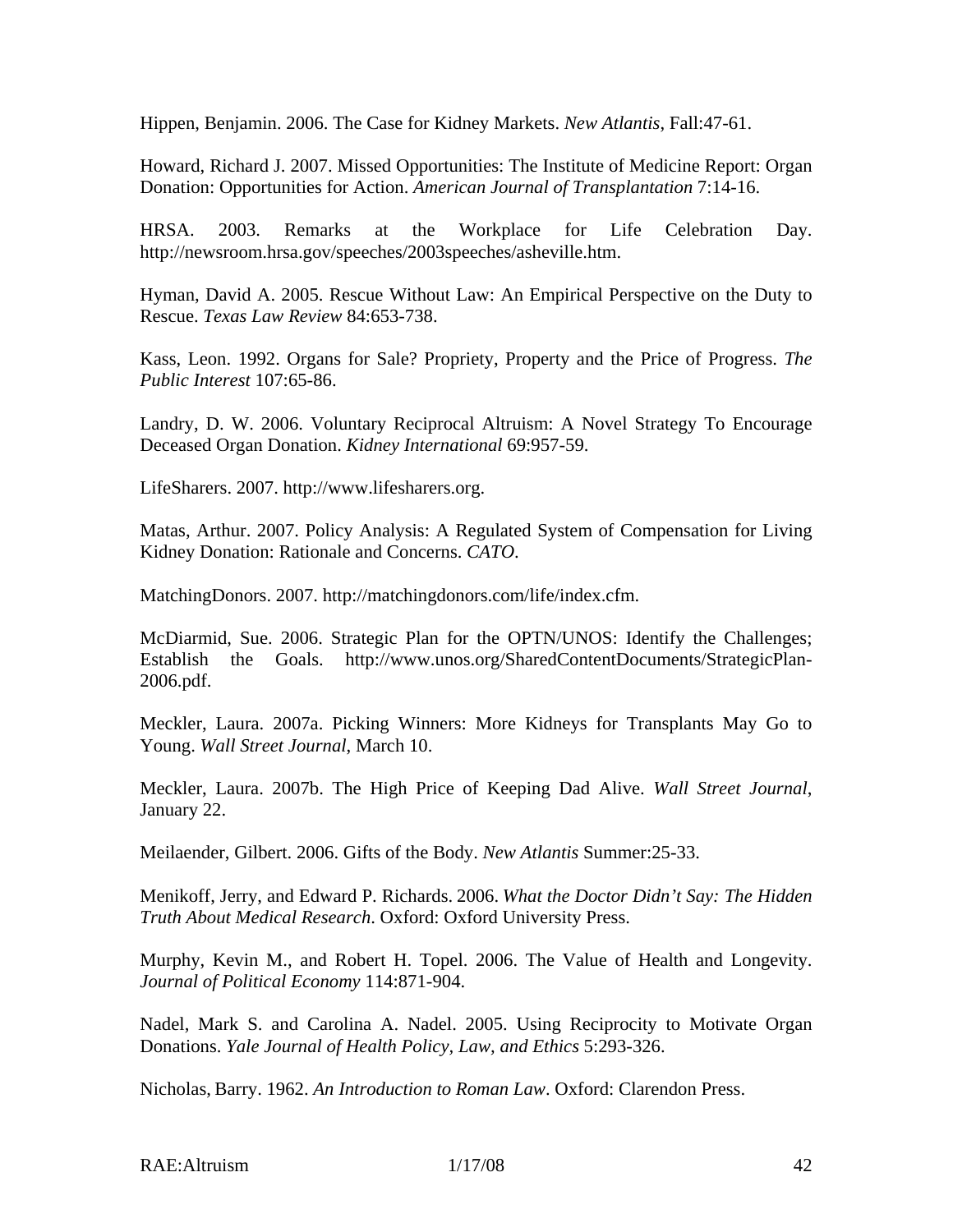Hippen, Benjamin. 2006. The Case for Kidney Markets. *New Atlantis*, Fall:47-61.

Howard, Richard J. 2007. Missed Opportunities: The Institute of Medicine Report: Organ Donation: Opportunities for Action. *American Journal of Transplantation* 7:14-16.

HRSA. 2003. Remarks at the Workplace for Life Celebration Day. http://newsroom.hrsa.gov/speeches/2003speeches/asheville.htm.

Hyman, David A. 2005. Rescue Without Law: An Empirical Perspective on the Duty to Rescue. *Texas Law Review* 84:653-738.

Kass, Leon. 1992. Organs for Sale? Propriety, Property and the Price of Progress. *The Public Interest* 107:65-86.

Landry, D. W. 2006. Voluntary Reciprocal Altruism: A Novel Strategy To Encourage Deceased Organ Donation. *Kidney International* 69:957-59.

LifeSharers. 2007. http://www.lifesharers.org.

Matas, Arthur. 2007. Policy Analysis: A Regulated System of Compensation for Living Kidney Donation: Rationale and Concerns. *CATO*.

MatchingDonors. 2007. http://matchingdonors.com/life/index.cfm.

McDiarmid, Sue. 2006. Strategic Plan for the OPTN/UNOS: Identify the Challenges; Establish the Goals. http://www.unos.org/SharedContentDocuments/StrategicPlan-2006.pdf.

Meckler, Laura. 2007a. Picking Winners: More Kidneys for Transplants May Go to Young. *Wall Street Journal*, March 10.

Meckler, Laura. 2007b. The High Price of Keeping Dad Alive. *Wall Street Journal*, January 22.

Meilaender, Gilbert. 2006. Gifts of the Body. *New Atlantis* Summer:25-33.

Menikoff, Jerry, and Edward P. Richards. 2006. *What the Doctor Didn't Say: The Hidden Truth About Medical Research*. Oxford: Oxford University Press.

Murphy, Kevin M., and Robert H. Topel. 2006. The Value of Health and Longevity. *Journal of Political Economy* 114:871-904.

Nadel, Mark S. and Carolina A. Nadel. 2005. Using Reciprocity to Motivate Organ Donations. *Yale Journal of Health Policy, Law, and Ethics* 5:293-326.

Nicholas, Barry. 1962. *An Introduction to Roman Law*. Oxford: Clarendon Press.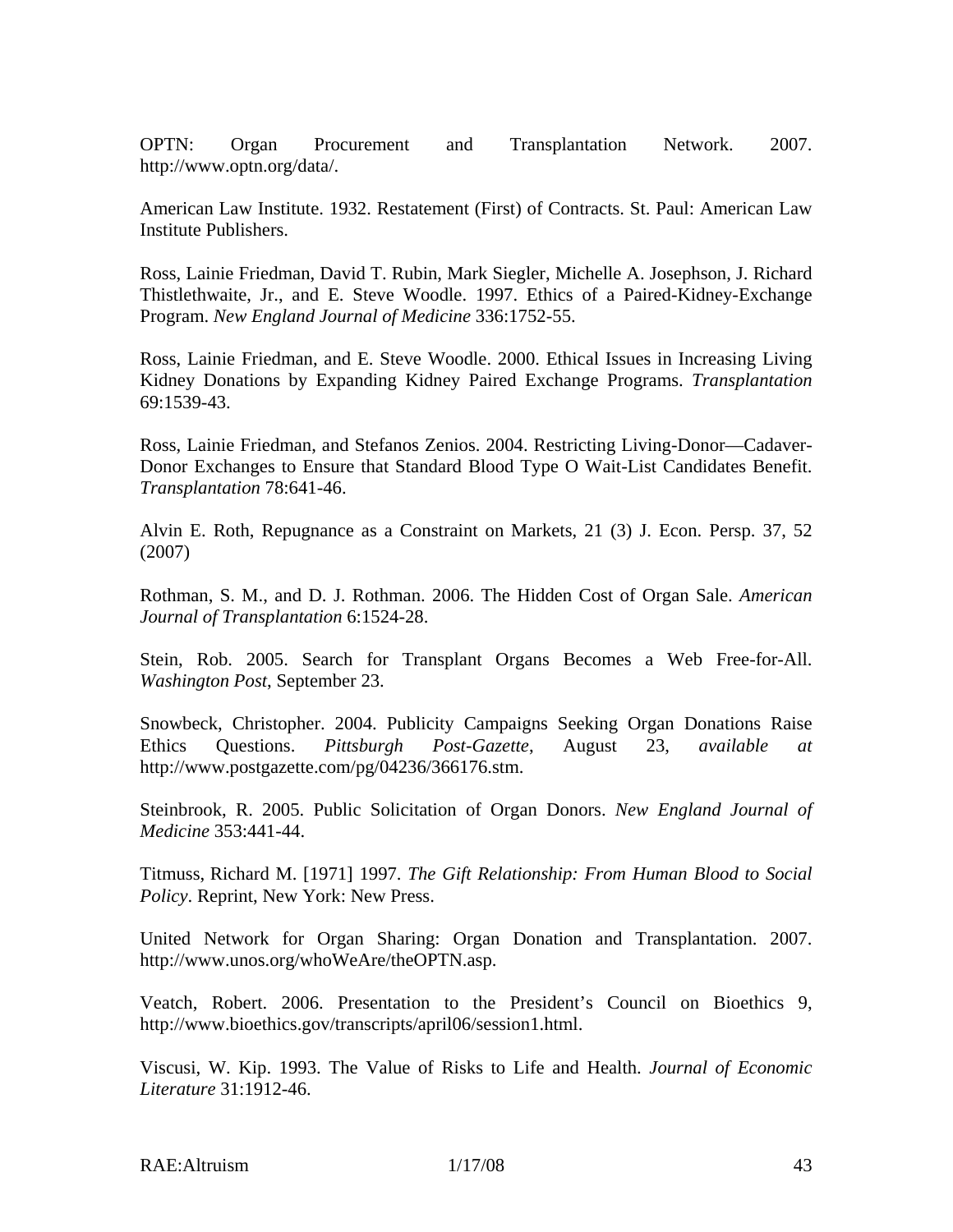OPTN: Organ Procurement and Transplantation Network. 2007. http://www.optn.org/data/.

American Law Institute. 1932. Restatement (First) of Contracts. St. Paul: American Law Institute Publishers.

Ross, Lainie Friedman, David T. Rubin, Mark Siegler, Michelle A. Josephson, J. Richard Thistlethwaite, Jr., and E. Steve Woodle. 1997. Ethics of a Paired-Kidney-Exchange Program. *New England Journal of Medicine* 336:1752-55.

Ross, Lainie Friedman, and E. Steve Woodle. 2000. Ethical Issues in Increasing Living Kidney Donations by Expanding Kidney Paired Exchange Programs. *Transplantation* 69:1539-43.

Ross, Lainie Friedman, and Stefanos Zenios. 2004. Restricting Living-Donor—Cadaver-Donor Exchanges to Ensure that Standard Blood Type O Wait-List Candidates Benefit. *Transplantation* 78:641-46.

Alvin E. Roth, Repugnance as a Constraint on Markets, 21 (3) J. Econ. Persp. 37, 52 (2007)

Rothman, S. M., and D. J. Rothman. 2006. The Hidden Cost of Organ Sale. *American Journal of Transplantation* 6:1524-28.

Stein, Rob. 2005. Search for Transplant Organs Becomes a Web Free-for-All. *Washington Post*, September 23.

Snowbeck, Christopher. 2004. Publicity Campaigns Seeking Organ Donations Raise Ethics Questions. *Pittsburgh Post-Gazette*, August 23, *available at* http://www.postgazette.com/pg/04236/366176.stm.

Steinbrook, R. 2005. Public Solicitation of Organ Donors. *New England Journal of Medicine* 353:441-44.

Titmuss, Richard M. [1971] 1997. *The Gift Relationship: From Human Blood to Social Policy*. Reprint, New York: New Press.

United Network for Organ Sharing: Organ Donation and Transplantation. 2007. http://www.unos.org/whoWeAre/theOPTN.asp.

Veatch, Robert. 2006. Presentation to the President's Council on Bioethics 9, http://www.bioethics.gov/transcripts/april06/session1.html.

Viscusi, W. Kip. 1993. The Value of Risks to Life and Health. *Journal of Economic Literature* 31:1912-46.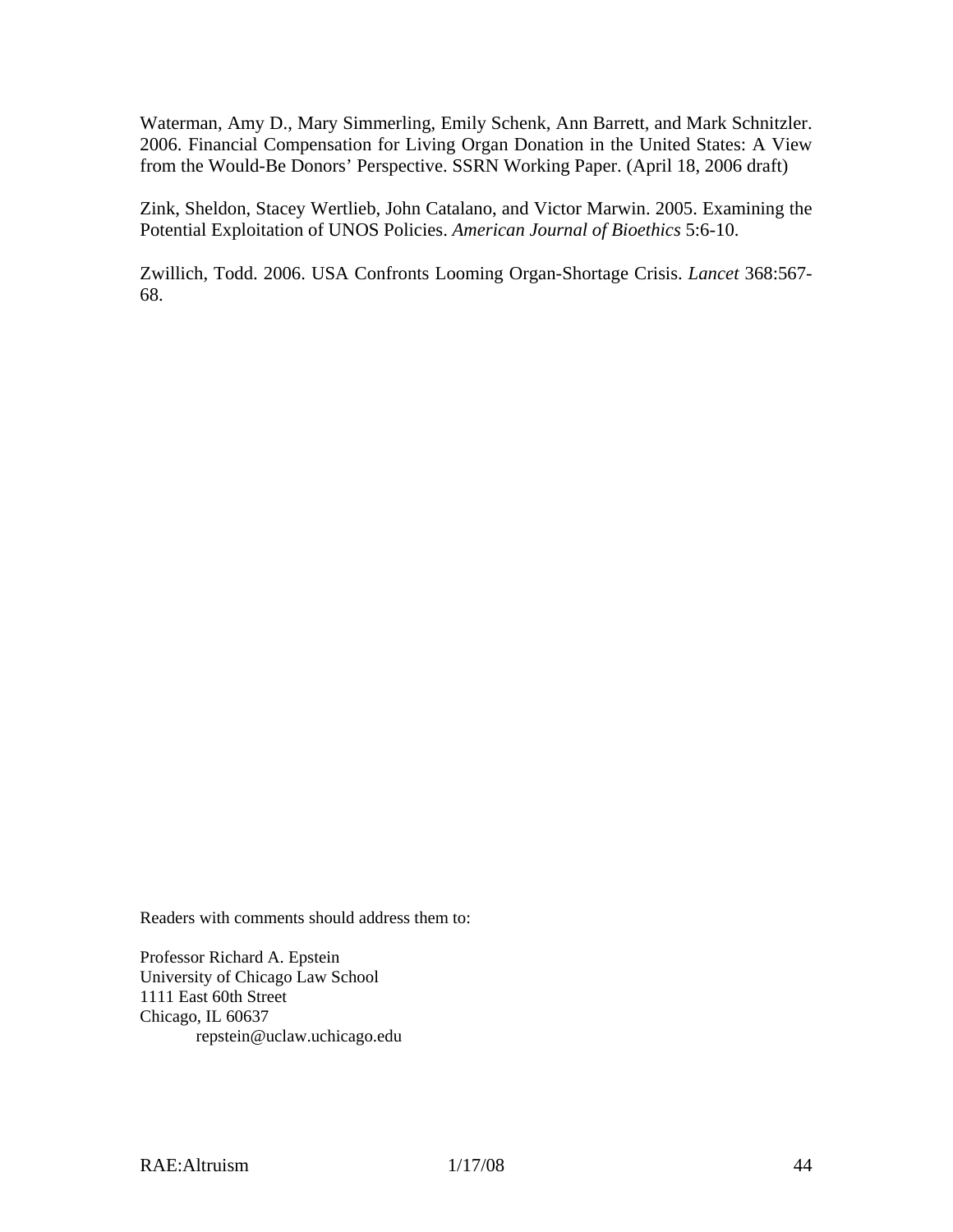Waterman, Amy D., Mary Simmerling, Emily Schenk, Ann Barrett, and Mark Schnitzler. 2006. Financial Compensation for Living Organ Donation in the United States: A View from the Would-Be Donors' Perspective. SSRN Working Paper. (April 18, 2006 draft)

Zink, Sheldon, Stacey Wertlieb, John Catalano, and Victor Marwin. 2005. Examining the Potential Exploitation of UNOS Policies. *American Journal of Bioethics* 5:6-10.

Zwillich, Todd. 2006. USA Confronts Looming Organ-Shortage Crisis. *Lancet* 368:567-68.

Readers with comments should address them to:

Professor Richard A. Epstein
University of Chicago Law School
1111 East 60th Street
Chicago, IL 60637
repstein@uclaw.uchicago.edu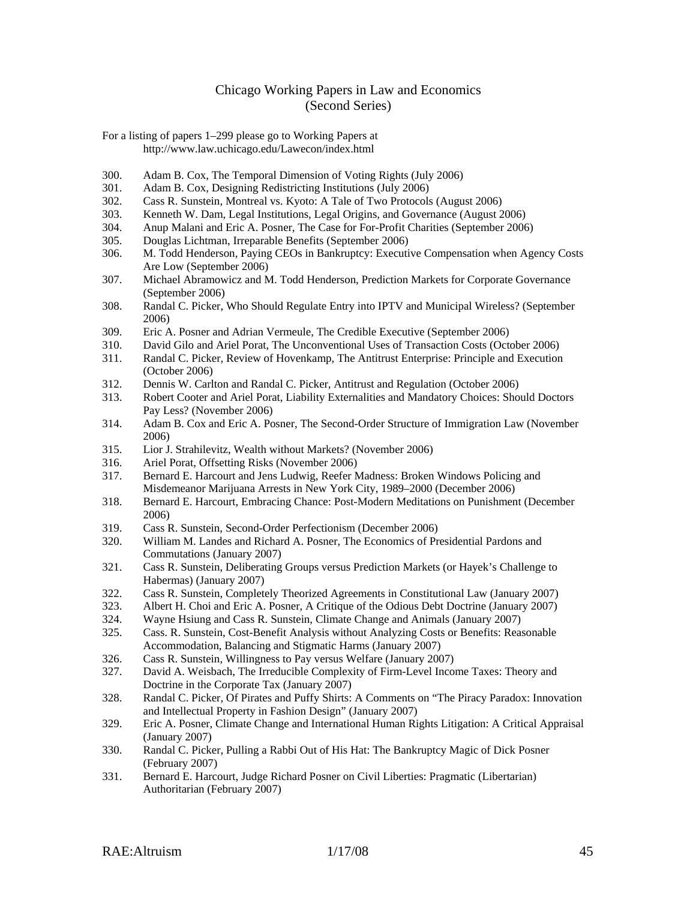# Chicago Working Papers in Law and Economics (Second Series)

For a listing of papers 1–299 please go to Working Papers at http://www.law.uchicago.edu/Lawecon/index.html

300. Adam B. Cox, The Temporal Dimension of Voting Rights (July 2006)
301. Adam B. Cox, Designing Redistricting Institutions (July 2006)
302. Cass R. Sunstein, Montreal vs. Kyoto: A Tale of Two Protocols (August 2006)
303. Kenneth W. Dam, Legal Institutions, Legal Origins, and Governance (August 2006)
304. Anup Malani and Eric A. Posner, The Case for For-Profit Charities (September 2006)
305. Douglas Lichtman, Irreparable Benefits (September 2006)
306. M. Todd Henderson, Paying CEOs in Bankruptcy: Executive Compensation when Agency Costs Are Low (September 2006)
307. Michael Abramowicz and M. Todd Henderson, Prediction Markets for Corporate Governance (September 2006)
308. Randal C. Picker, Who Should Regulate Entry into IPTV and Municipal Wireless? (September 2006)
309. Eric A. Posner and Adrian Vermeule, The Credible Executive (September 2006)
310. David Gilo and Ariel Porat, The Unconventional Uses of Transaction Costs (October 2006)
311. Randal C. Picker, Review of Hovenkamp, The Antitrust Enterprise: Principle and Execution (October 2006)
312. Dennis W. Carlton and Randal C. Picker, Antitrust and Regulation (October 2006)
313. Robert Cooter and Ariel Porat, Liability Externalities and Mandatory Choices: Should Doctors Pay Less? (November 2006)
314. Adam B. Cox and Eric A. Posner, The Second-Order Structure of Immigration Law (November 2006)
315. Lior J. Strahilevitz, Wealth without Markets? (November 2006)
316. Ariel Porat, Offsetting Risks (November 2006)
317. Bernard E. Harcourt and Jens Ludwig, Reefer Madness: Broken Windows Policing and Misdemeanor Marijuana Arrests in New York City, 1989–2000 (December 2006)
318. Bernard E. Harcourt, Embracing Chance: Post-Modern Meditations on Punishment (December 2006)
319. Cass R. Sunstein, Second-Order Perfectionism (December 2006)
320. William M. Landes and Richard A. Posner, The Economics of Presidential Pardons and Commutations (January 2007)
321. Cass R. Sunstein, Deliberating Groups versus Prediction Markets (or Hayek's Challenge to Habermas) (January 2007)
322. Cass R. Sunstein, Completely Theorized Agreements in Constitutional Law (January 2007)
323. Albert H. Choi and Eric A. Posner, A Critique of the Odious Debt Doctrine (January 2007)
324. Wayne Hsiung and Cass R. Sunstein, Climate Change and Animals (January 2007)
325. Cass. R. Sunstein, Cost-Benefit Analysis without Analyzing Costs or Benefits: Reasonable Accommodation, Balancing and Stigmatic Harms (January 2007)
326. Cass R. Sunstein, Willingness to Pay versus Welfare (January 2007)
327. David A. Weisbach, The Irreducible Complexity of Firm-Level Income Taxes: Theory and Doctrine in the Corporate Tax (January 2007)
328. Randal C. Picker, Of Pirates and Puffy Shirts: A Comments on "The Piracy Paradox: Innovation and Intellectual Property in Fashion Design" (January 2007)
329. Eric A. Posner, Climate Change and International Human Rights Litigation: A Critical Appraisal (January 2007)
330. Randal C. Picker, Pulling a Rabbi Out of His Hat: The Bankruptcy Magic of Dick Posner (February 2007)
331. Bernard E. Harcourt, Judge Richard Posner on Civil Liberties: Pragmatic (Libertarian) Authoritarian (February 2007)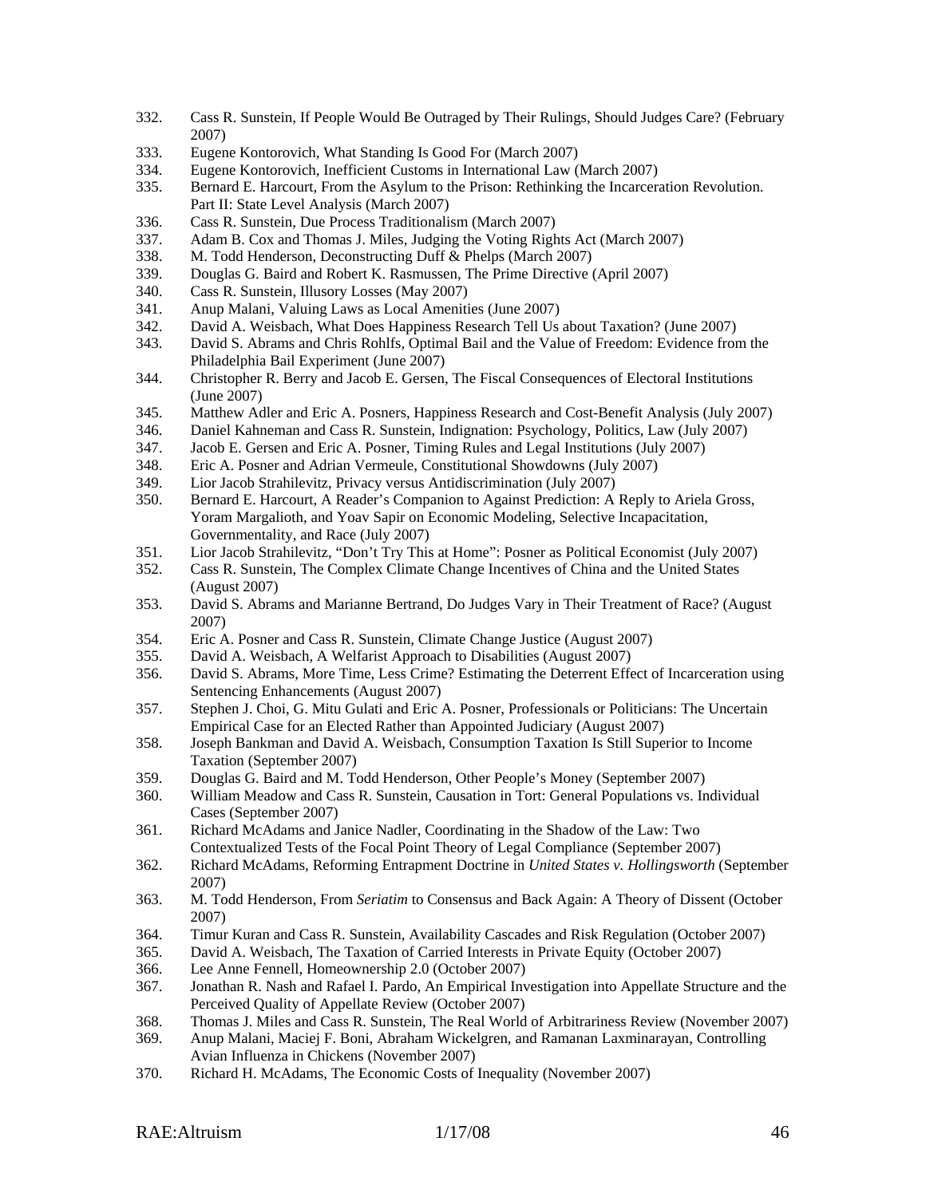332. Cass R. Sunstein, If People Would Be Outraged by Their Rulings, Should Judges Care? (February 2007)
333. Eugene Kontorovich, What Standing Is Good For (March 2007)
334. Eugene Kontorovich, Inefficient Customs in International Law (March 2007)
335. Bernard E. Harcourt, From the Asylum to the Prison: Rethinking the Incarceration Revolution. Part II: State Level Analysis (March 2007)
336. Cass R. Sunstein, Due Process Traditionalism (March 2007)
337. Adam B. Cox and Thomas J. Miles, Judging the Voting Rights Act (March 2007)
338. M. Todd Henderson, Deconstructing Duff & Phelps (March 2007)
339. Douglas G. Baird and Robert K. Rasmussen, The Prime Directive (April 2007)
340. Cass R. Sunstein, Illusory Losses (May 2007)
341. Anup Malani, Valuing Laws as Local Amenities (June 2007)
342. David A. Weisbach, What Does Happiness Research Tell Us about Taxation? (June 2007)
343. David S. Abrams and Chris Rohlfs, Optimal Bail and the Value of Freedom: Evidence from the Philadelphia Bail Experiment (June 2007)
344. Christopher R. Berry and Jacob E. Gersen, The Fiscal Consequences of Electoral Institutions (June 2007)
345. Matthew Adler and Eric A. Posners, Happiness Research and Cost-Benefit Analysis (July 2007)
346. Daniel Kahneman and Cass R. Sunstein, Indignation: Psychology, Politics, Law (July 2007)
347. Jacob E. Gersen and Eric A. Posner, Timing Rules and Legal Institutions (July 2007)
348. Eric A. Posner and Adrian Vermeule, Constitutional Showdowns (July 2007)
349. Lior Jacob Strahilevitz, Privacy versus Antidiscrimination (July 2007)
350. Bernard E. Harcourt, A Reader's Companion to Against Prediction: A Reply to Ariela Gross, Yoram Margalioth, and Yoav Sapir on Economic Modeling, Selective Incapacitation, Governmentality, and Race (July 2007)
351. Lior Jacob Strahilevitz, "Don't Try This at Home": Posner as Political Economist (July 2007)
352. Cass R. Sunstein, The Complex Climate Change Incentives of China and the United States (August 2007)
353. David S. Abrams and Marianne Bertrand, Do Judges Vary in Their Treatment of Race? (August 2007)
354. Eric A. Posner and Cass R. Sunstein, Climate Change Justice (August 2007)
355. David A. Weisbach, A Welfarist Approach to Disabilities (August 2007)
356. David S. Abrams, More Time, Less Crime? Estimating the Deterrent Effect of Incarceration using Sentencing Enhancements (August 2007)
357. Stephen J. Choi, G. Mitu Gulati and Eric A. Posner, Professionals or Politicians: The Uncertain Empirical Case for an Elected Rather than Appointed Judiciary (August 2007)
358. Joseph Bankman and David A. Weisbach, Consumption Taxation Is Still Superior to Income Taxation (September 2007)
359. Douglas G. Baird and M. Todd Henderson, Other People's Money (September 2007)
360. William Meadow and Cass R. Sunstein, Causation in Tort: General Populations vs. Individual Cases (September 2007)
361. Richard McAdams and Janice Nadler, Coordinating in the Shadow of the Law: Two Contextualized Tests of the Focal Point Theory of Legal Compliance (September 2007)
362. Richard McAdams, Reforming Entrapment Doctrine in *United States v. Hollingsworth* (September 2007)
363. M. Todd Henderson, From *Seriatim* to Consensus and Back Again: A Theory of Dissent (October 2007)
364. Timur Kuran and Cass R. Sunstein, Availability Cascades and Risk Regulation (October 2007)
365. David A. Weisbach, The Taxation of Carried Interests in Private Equity (October 2007)
366. Lee Anne Fennell, Homeownership 2.0 (October 2007)
367. Jonathan R. Nash and Rafael I. Pardo, An Empirical Investigation into Appellate Structure and the Perceived Quality of Appellate Review (October 2007)
368. Thomas J. Miles and Cass R. Sunstein, The Real World of Arbitrariness Review (November 2007)
369. Anup Malani, Maciej F. Boni, Abraham Wickelgren, and Ramanan Laxminarayan, Controlling Avian Influenza in Chickens (November 2007)
370. Richard H. McAdams, The Economic Costs of Inequality (November 2007)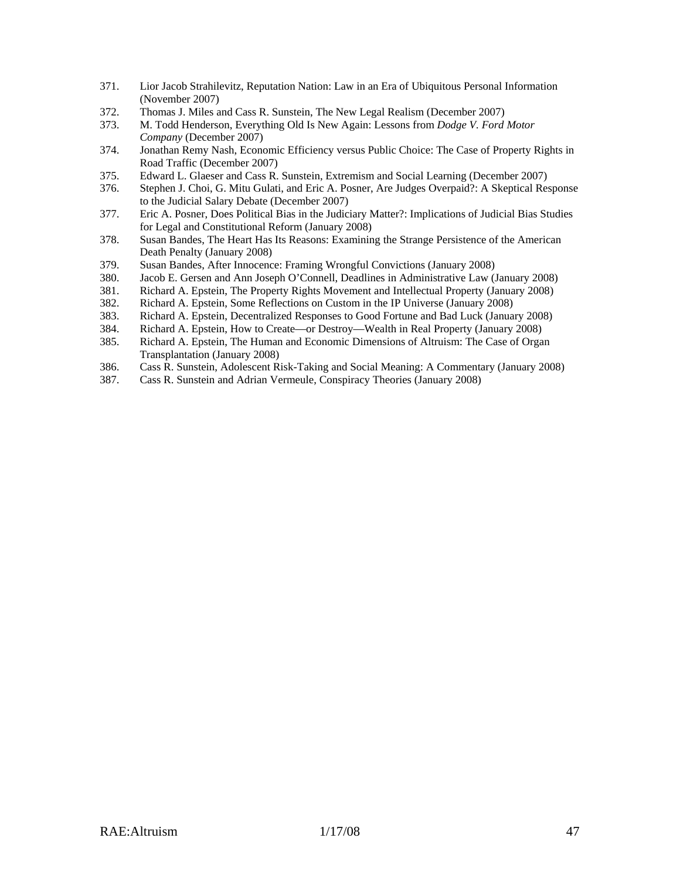371. Lior Jacob Strahilevitz, Reputation Nation: Law in an Era of Ubiquitous Personal Information (November 2007)
372. Thomas J. Miles and Cass R. Sunstein, The New Legal Realism (December 2007)
373. M. Todd Henderson, Everything Old Is New Again: Lessons from *Dodge V. Ford Motor Company* (December 2007)
374. Jonathan Remy Nash, Economic Efficiency versus Public Choice: The Case of Property Rights in Road Traffic (December 2007)
375. Edward L. Glaeser and Cass R. Sunstein, Extremism and Social Learning (December 2007)
376. Stephen J. Choi, G. Mitu Gulati, and Eric A. Posner, Are Judges Overpaid?: A Skeptical Response to the Judicial Salary Debate (December 2007)
377. Eric A. Posner, Does Political Bias in the Judiciary Matter?: Implications of Judicial Bias Studies for Legal and Constitutional Reform (January 2008)
378. Susan Bandes, The Heart Has Its Reasons: Examining the Strange Persistence of the American Death Penalty (January 2008)
379. Susan Bandes, After Innocence: Framing Wrongful Convictions (January 2008)
380. Jacob E. Gersen and Ann Joseph O'Connell, Deadlines in Administrative Law (January 2008)
381. Richard A. Epstein, The Property Rights Movement and Intellectual Property (January 2008)
382. Richard A. Epstein, Some Reflections on Custom in the IP Universe (January 2008)
383. Richard A. Epstein, Decentralized Responses to Good Fortune and Bad Luck (January 2008)
384. Richard A. Epstein, How to Create—or Destroy—Wealth in Real Property (January 2008)
385. Richard A. Epstein, The Human and Economic Dimensions of Altruism: The Case of Organ Transplantation (January 2008)
386. Cass R. Sunstein, Adolescent Risk-Taking and Social Meaning: A Commentary (January 2008)
387. Cass R. Sunstein and Adrian Vermeule, Conspiracy Theories (January 2008)